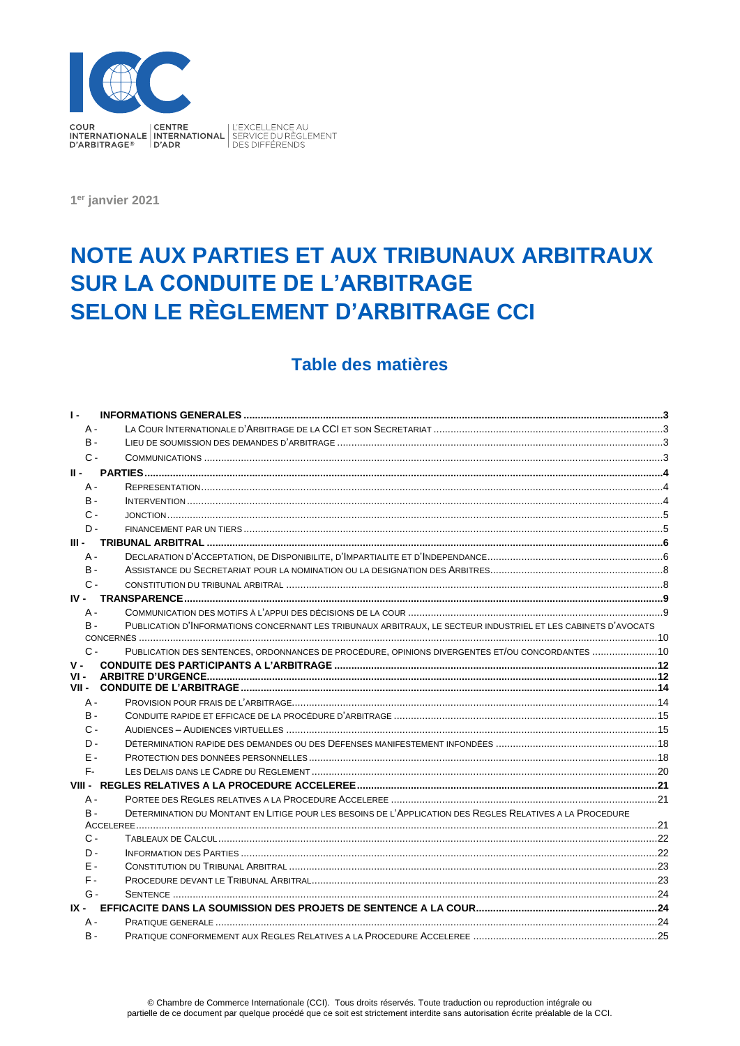COUR INTERNATIONALE D'ARBITRAGE® | CENTRE INTERNATIONAL D'ADR | L'EXCELLENCE AU SERVICE DU RÈGLEMENT DES DIFFÉRENDS

**1er janvier 2021**

# NOTE AUX PARTIES ET AUX TRIBUNAUX ARBITRAUX SUR LA CONDUITE DE L'ARBITRAGE SELON LE RÈGLEMENT D'ARBITRAGE CCI

## Table des matières

**I - INFORMATIONS GENERALES .................................................. 3**
- A - LA COUR INTERNATIONALE D'ARBITRAGE DE LA CCI ET SON SECRETARIAT .................................................. 3
- B - LIEU DE SOUMISSION DES DEMANDES D'ARBITRAGE .................................................. 3
- C - COMMUNICATIONS .................................................. 3

**II - PARTIES .................................................. 4**
- A - REPRESENTATION .................................................. 4
- B - INTERVENTION .................................................. 4
- C - JONCTION .................................................. 5
- D - FINANCEMENT PAR UN TIERS .................................................. 5

**III - TRIBUNAL ARBITRAL .................................................. 6**
- A - DECLARATION D'ACCEPTATION, DE DISPONIBILITE, D'IMPARTIALITE ET D'INDEPENDANCE .................................................. 6
- B - ASSISTANCE DU SECRETARIAT POUR LA NOMINATION OU LA DESIGNATION DES ARBITRES .................................................. 8
- C - CONSTITUTION DU TRIBUNAL ARBITRAL .................................................. 8

**IV - TRANSPARENCE .................................................. 9**
- A - COMMUNICATION DES MOTIFS À L'APPUI DES DÉCISIONS DE LA COUR .................................................. 9
- B - PUBLICATION D'INFORMATIONS CONCERNANT LES TRIBUNAUX ARBITRAUX, LE SECTEUR INDUSTRIEL ET LES CABINETS D'AVOCATS CONCERNÉS .................................................. 10
- C - PUBLICATION DES SENTENCES, ORDONNANCES DE PROCÉDURE, OPINIONS DIVERGENTES ET/OU CONCORDANTES .................................................. 10

**V - CONDUITE DES PARTICIPANTS A L'ARBITRAGE .................................................. 12**

**VI - ARBITRE D'URGENCE .................................................. 12**

**VII - CONDUITE DE L'ARBITRAGE .................................................. 14**
- A - PROVISION POUR FRAIS DE L'ARBITRAGE .................................................. 14
- B - CONDUITE RAPIDE ET EFFICACE DE LA PROCÉDURE D'ARBITRAGE .................................................. 15
- C - AUDIENCES – AUDIENCES VIRTUELLES .................................................. 15
- D - DÉTERMINATION RAPIDE DES DEMANDES OU DES DÉFENSES MANIFESTEMENT INFONDÉES .................................................. 18
- E - PROTECTION DES DONNÉES PERSONNELLES .................................................. 18
- F - LES DELAIS DANS LE CADRE DU REGLEMENT .................................................. 20

**VIII - REGLES RELATIVES A LA PROCEDURE ACCELEREE .................................................. 21**
- A - PORTEE DES REGLES RELATIVES A LA PROCEDURE ACCELEREE .................................................. 21
- B - DETERMINATION DU MONTANT EN LITIGE POUR LES BESOINS DE L'APPLICATION DES REGLES RELATIVES A LA PROCEDURE ACCELEREE .................................................. 21
- C - TABLEAUX DE CALCUL .................................................. 22
- D - INFORMATION DES PARTIES .................................................. 22
- E - CONSTITUTION DU TRIBUNAL ARBITRAL .................................................. 23
- F - PROCEDURE DEVANT LE TRIBUNAL ARBITRAL .................................................. 23
- G - SENTENCE .................................................. 24

**IX - EFFICACITE DANS LA SOUMISSION DES PROJETS DE SENTENCE A LA COUR .................................................. 24**
- A - PRATIQUE GENERALE .................................................. 24
- B - PRATIQUE CONFORMEMENT AUX REGLES RELATIVES A LA PROCEDURE ACCELEREE .................................................. 25

© Chambre de Commerce Internationale (CCI). Tous droits réservés. Toute traduction ou reproduction intégrale ou partielle de ce document par quelque procédé que ce soit est strictement interdite sans autorisation écrite préalable de la CCI.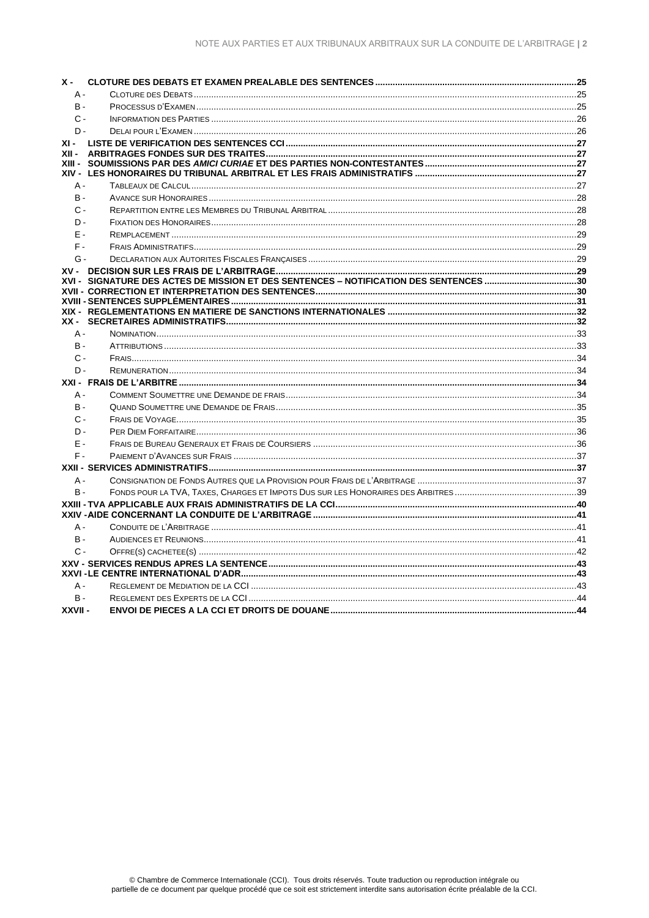- **X - CLOTURE DES DEBATS ET EXAMEN PREALABLE DES SENTENCES** .....25
  - A - Cloture des Debats .....25
  - B - Processus d'Examen .....25
  - C - Information des Parties .....26
  - D - Delai pour l'Examen .....26
- **XI - LISTE DE VERIFICATION DES SENTENCES CCI** .....27
- **XII - ARBITRAGES FONDES SUR DES TRAITES** .....27
- **XIII - SOUMISSIONS PAR DES *AMICI CURIAE* ET DES PARTIES NON-CONTESTANTES** .....27
- **XIV - LES HONORAIRES DU TRIBUNAL ARBITRAL ET LES FRAIS ADMINISTRATIFS** .....27
  - A - Tableaux de Calcul .....27
  - B - Avance sur Honoraires .....28
  - C - Repartition entre les Membres du Tribunal Arbitral .....28
  - D - Fixation des Honoraires .....28
  - E - Remplacement .....29
  - F - Frais Administratifs .....29
  - G - Declaration aux Autorites Fiscales Françaises .....29
- **XV - DECISION SUR LES FRAIS DE L'ARBITRAGE** .....29
- **XVI - SIGNATURE DES ACTES DE MISSION ET DES SENTENCES – NOTIFICATION DES SENTENCES** .....30
- **XVII - CORRECTION ET INTERPRETATION DES SENTENCES** .....30
- **XVIII - SENTENCES SUPPLÉMENTAIRES** .....31
- **XIX - REGLEMENTATIONS EN MATIERE DE SANCTIONS INTERNATIONALES** .....32
- **XX - SECRETAIRES ADMINISTRATIFS** .....32
  - A - Nomination .....33
  - B - Attributions .....33
  - C - Frais .....34
  - D - Remuneration .....34
- **XXI - FRAIS DE L'ARBITRE** .....34
  - A - Comment Soumettre une Demande de frais .....34
  - B - Quand Soumettre une Demande de Frais .....35
  - C - Frais de Voyage .....35
  - D - Per Diem Forfaitaire .....36
  - E - Frais de Bureau Generaux et Frais de Coursiers .....36
  - F - Paiement d'Avances sur Frais .....37
- **XXII - SERVICES ADMINISTRATIFS** .....37
  - A - Consignation de Fonds Autres que la Provision pour Frais de l'Arbitrage .....37
  - B - Fonds pour la TVA, Taxes, Charges et Impots Dus sur les Honoraires des Arbitres .....39
- **XXIII - TVA APPLICABLE AUX FRAIS ADMINISTRATIFS DE LA CCI** .....40
- **XXIV - AIDE CONCERNANT LA CONDUITE DE L'ARBITRAGE** .....41
  - A - Conduite de l'Arbitrage .....41
  - B - Audiences et Reunions .....41
  - C - Offre(s) cachetee(s) .....42
- **XXV - SERVICES RENDUS APRES LA SENTENCE** .....43
- **XXVI - LE CENTRE INTERNATIONAL D'ADR** .....43
  - A - Reglement de Mediation de la CCI .....43
  - B - Reglement des Experts de la CCI .....44
- **XXVII - ENVOI DE PIECES A LA CCI ET DROITS DE DOUANE** .....44

© Chambre de Commerce Internationale (CCI). Tous droits réservés. Toute traduction ou reproduction intégrale ou partielle de ce document par quelque procédé que ce soit est strictement interdite sans autorisation écrite préalable de la CCI.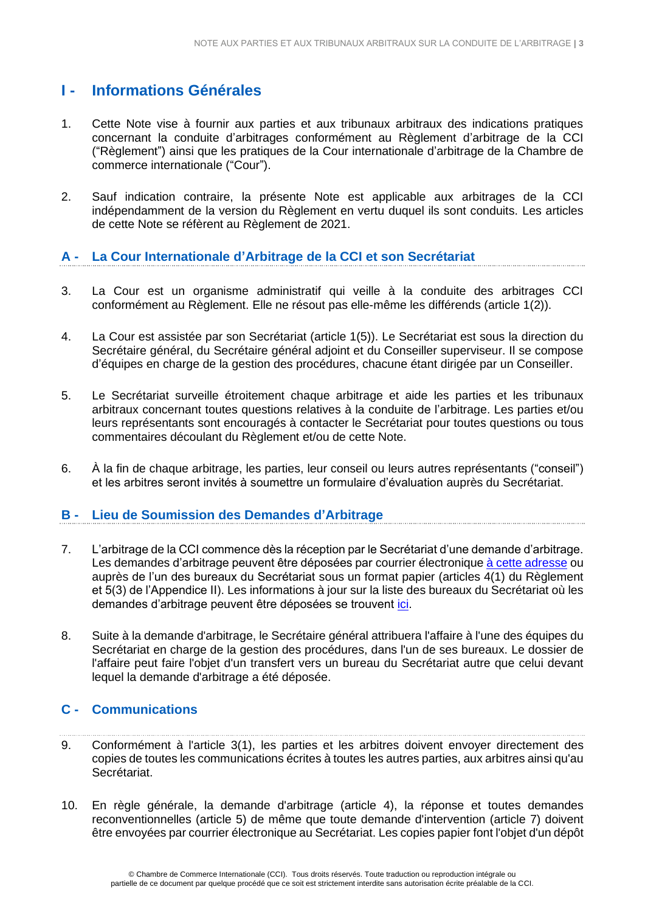# I - Informations Générales

1. Cette Note vise à fournir aux parties et aux tribunaux arbitraux des indications pratiques concernant la conduite d'arbitrages conformément au Règlement d'arbitrage de la CCI ("Règlement") ainsi que les pratiques de la Cour internationale d'arbitrage de la Chambre de commerce internationale ("Cour").

2. Sauf indication contraire, la présente Note est applicable aux arbitrages de la CCI indépendamment de la version du Règlement en vertu duquel ils sont conduits. Les articles de cette Note se réfèrent au Règlement de 2021.

## A - La Cour Internationale d'Arbitrage de la CCI et son Secrétariat

3. La Cour est un organisme administratif qui veille à la conduite des arbitrages CCI conformément au Règlement. Elle ne résout pas elle-même les différends (article 1(2)).

4. La Cour est assistée par son Secrétariat (article 1(5)). Le Secrétariat est sous la direction du Secrétaire général, du Secrétaire général adjoint et du Conseiller superviseur. Il se compose d'équipes en charge de la gestion des procédures, chacune étant dirigée par un Conseiller.

5. Le Secrétariat surveille étroitement chaque arbitrage et aide les parties et les tribunaux arbitraux concernant toutes questions relatives à la conduite de l'arbitrage. Les parties et/ou leurs représentants sont encouragés à contacter le Secrétariat pour toutes questions ou tous commentaires découlant du Règlement et/ou de cette Note.

6. À la fin de chaque arbitrage, les parties, leur conseil ou leurs autres représentants ("conseil") et les arbitres seront invités à soumettre un formulaire d'évaluation auprès du Secrétariat.

## B - Lieu de Soumission des Demandes d'Arbitrage

7. L'arbitrage de la CCI commence dès la réception par le Secrétariat d'une demande d'arbitrage. Les demandes d'arbitrage peuvent être déposées par courrier électronique à cette adresse ou auprès de l'un des bureaux du Secrétariat sous un format papier (articles 4(1) du Règlement et 5(3) de l'Appendice II). Les informations à jour sur la liste des bureaux du Secrétariat où les demandes d'arbitrage peuvent être déposées se trouvent ici.

8. Suite à la demande d'arbitrage, le Secrétaire général attribuera l'affaire à l'une des équipes du Secrétariat en charge de la gestion des procédures, dans l'un de ses bureaux. Le dossier de l'affaire peut faire l'objet d'un transfert vers un bureau du Secrétariat autre que celui devant lequel la demande d'arbitrage a été déposée.

## C - Communications

9. Conformément à l'article 3(1), les parties et les arbitres doivent envoyer directement des copies de toutes les communications écrites à toutes les autres parties, aux arbitres ainsi qu'au Secrétariat.

10. En règle générale, la demande d'arbitrage (article 4), la réponse et toutes demandes reconventionnelles (article 5) de même que toute demande d'intervention (article 7) doivent être envoyées par courrier électronique au Secrétariat. Les copies papier font l'objet d'un dépôt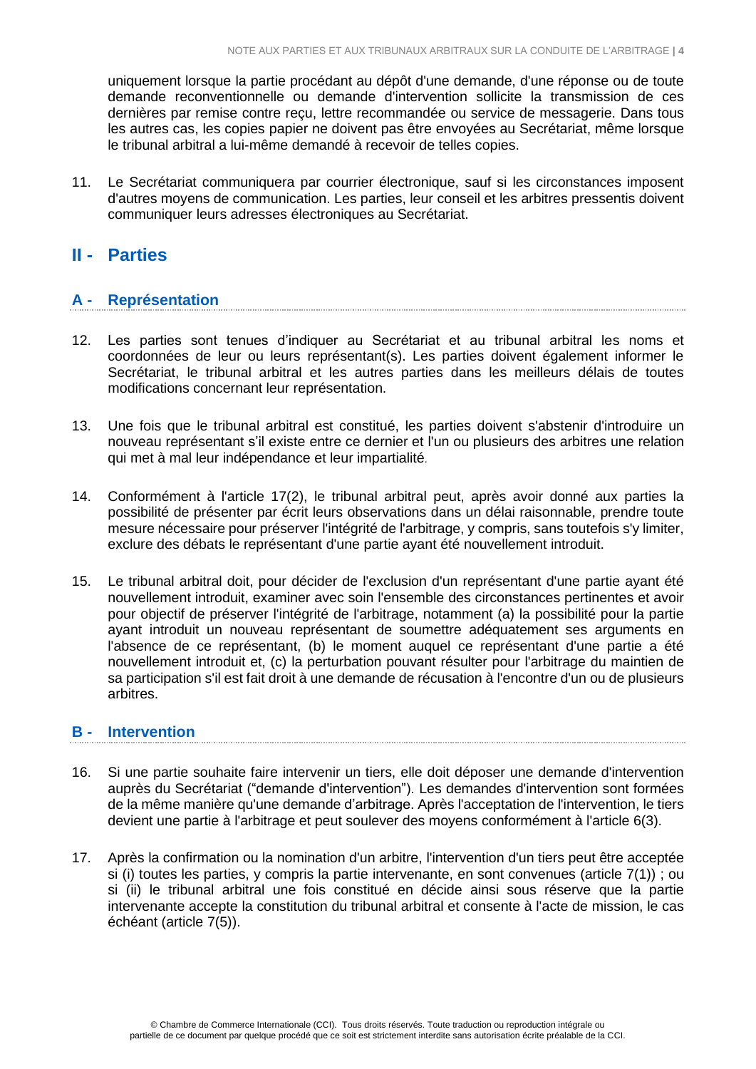uniquement lorsque la partie procédant au dépôt d'une demande, d'une réponse ou de toute demande reconventionnelle ou demande d'intervention sollicite la transmission de ces dernières par remise contre reçu, lettre recommandée ou service de messagerie. Dans tous les autres cas, les copies papier ne doivent pas être envoyées au Secrétariat, même lorsque le tribunal arbitral a lui-même demandé à recevoir de telles copies.

11. Le Secrétariat communiquera par courrier électronique, sauf si les circonstances imposent d'autres moyens de communication. Les parties, leur conseil et les arbitres pressentis doivent communiquer leurs adresses électroniques au Secrétariat.

## II - Parties

### A - Représentation

12. Les parties sont tenues d'indiquer au Secrétariat et au tribunal arbitral les noms et coordonnées de leur ou leurs représentant(s). Les parties doivent également informer le Secrétariat, le tribunal arbitral et les autres parties dans les meilleurs délais de toutes modifications concernant leur représentation.

13. Une fois que le tribunal arbitral est constitué, les parties doivent s'abstenir d'introduire un nouveau représentant s'il existe entre ce dernier et l'un ou plusieurs des arbitres une relation qui met à mal leur indépendance et leur impartialité.

14. Conformément à l'article 17(2), le tribunal arbitral peut, après avoir donné aux parties la possibilité de présenter par écrit leurs observations dans un délai raisonnable, prendre toute mesure nécessaire pour préserver l'intégrité de l'arbitrage, y compris, sans toutefois s'y limiter, exclure des débats le représentant d'une partie ayant été nouvellement introduit.

15. Le tribunal arbitral doit, pour décider de l'exclusion d'un représentant d'une partie ayant été nouvellement introduit, examiner avec soin l'ensemble des circonstances pertinentes et avoir pour objectif de préserver l'intégrité de l'arbitrage, notamment (a) la possibilité pour la partie ayant introduit un nouveau représentant de soumettre adéquatement ses arguments en l'absence de ce représentant, (b) le moment auquel ce représentant d'une partie a été nouvellement introduit et, (c) la perturbation pouvant résulter pour l'arbitrage du maintien de sa participation s'il est fait droit à une demande de récusation à l'encontre d'un ou de plusieurs arbitres.

### B - Intervention

16. Si une partie souhaite faire intervenir un tiers, elle doit déposer une demande d'intervention auprès du Secrétariat ("demande d'intervention"). Les demandes d'intervention sont formées de la même manière qu'une demande d'arbitrage. Après l'acceptation de l'intervention, le tiers devient une partie à l'arbitrage et peut soulever des moyens conformément à l'article 6(3).

17. Après la confirmation ou la nomination d'un arbitre, l'intervention d'un tiers peut être acceptée si (i) toutes les parties, y compris la partie intervenante, en sont convenues (article 7(1)) ; ou si (ii) le tribunal arbitral une fois constitué en décide ainsi sous réserve que la partie intervenante accepte la constitution du tribunal arbitral et consente à l'acte de mission, le cas échéant (article 7(5)).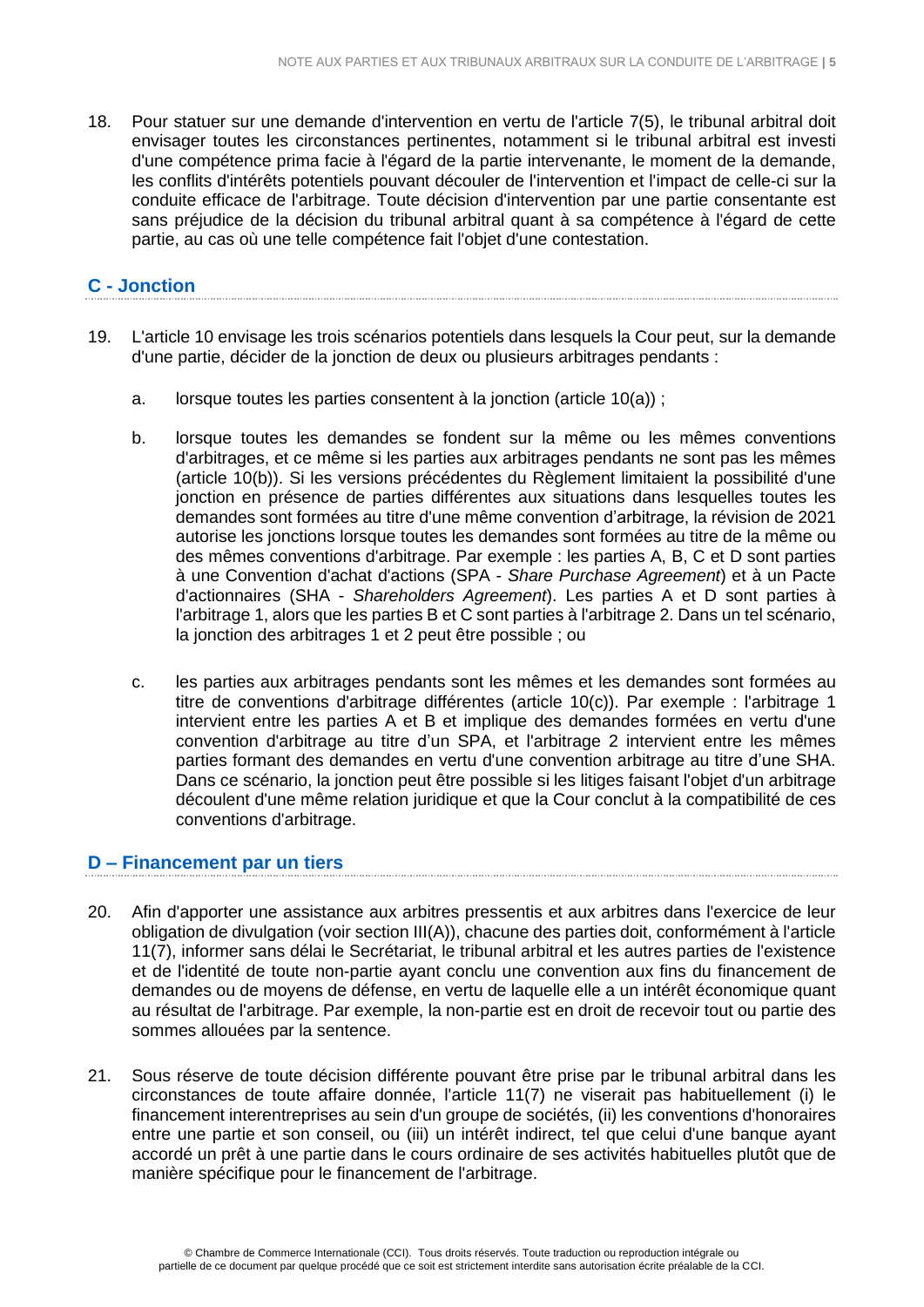18. Pour statuer sur une demande d'intervention en vertu de l'article 7(5), le tribunal arbitral doit envisager toutes les circonstances pertinentes, notamment si le tribunal arbitral est investi d'une compétence prima facie à l'égard de la partie intervenante, le moment de la demande, les conflits d'intérêts potentiels pouvant découler de l'intervention et l'impact de celle-ci sur la conduite efficace de l'arbitrage. Toute décision d'intervention par une partie consentante est sans préjudice de la décision du tribunal arbitral quant à sa compétence à l'égard de cette partie, au cas où une telle compétence fait l'objet d'une contestation.

## C - Jonction

19. L'article 10 envisage les trois scénarios potentiels dans lesquels la Cour peut, sur la demande d'une partie, décider de la jonction de deux ou plusieurs arbitrages pendants :

    a. lorsque toutes les parties consentent à la jonction (article 10(a)) ;

    b. lorsque toutes les demandes se fondent sur la même ou les mêmes conventions d'arbitrages, et ce même si les parties aux arbitrages pendants ne sont pas les mêmes (article 10(b)). Si les versions précédentes du Règlement limitaient la possibilité d'une jonction en présence de parties différentes aux situations dans lesquelles toutes les demandes sont formées au titre d'une même convention d'arbitrage, la révision de 2021 autorise les jonctions lorsque toutes les demandes sont formées au titre de la même ou des mêmes conventions d'arbitrage. Par exemple : les parties A, B, C et D sont parties à une Convention d'achat d'actions (SPA - *Share Purchase Agreement*) et à un Pacte d'actionnaires (SHA - *Shareholders Agreement*). Les parties A et D sont parties à l'arbitrage 1, alors que les parties B et C sont parties à l'arbitrage 2. Dans un tel scénario, la jonction des arbitrages 1 et 2 peut être possible ; ou

    c. les parties aux arbitrages pendants sont les mêmes et les demandes sont formées au titre de conventions d'arbitrage différentes (article 10(c)). Par exemple : l'arbitrage 1 intervient entre les parties A et B et implique des demandes formées en vertu d'une convention d'arbitrage au titre d'un SPA, et l'arbitrage 2 intervient entre les mêmes parties formant des demandes en vertu d'une convention arbitrage au titre d'une SHA. Dans ce scénario, la jonction peut être possible si les litiges faisant l'objet d'un arbitrage découlent d'une même relation juridique et que la Cour conclut à la compatibilité de ces conventions d'arbitrage.

## D – Financement par un tiers

20. Afin d'apporter une assistance aux arbitres pressentis et aux arbitres dans l'exercice de leur obligation de divulgation (voir section III(A)), chacune des parties doit, conformément à l'article 11(7), informer sans délai le Secrétariat, le tribunal arbitral et les autres parties de l'existence et de l'identité de toute non-partie ayant conclu une convention aux fins du financement de demandes ou de moyens de défense, en vertu de laquelle elle a un intérêt économique quant au résultat de l'arbitrage. Par exemple, la non-partie est en droit de recevoir tout ou partie des sommes allouées par la sentence.

21. Sous réserve de toute décision différente pouvant être prise par le tribunal arbitral dans les circonstances de toute affaire donnée, l'article 11(7) ne viserait pas habituellement (i) le financement interentreprises au sein d'un groupe de sociétés, (ii) les conventions d'honoraires entre une partie et son conseil, ou (iii) un intérêt indirect, tel que celui d'une banque ayant accordé un prêt à une partie dans le cours ordinaire de ses activités habituelles plutôt que de manière spécifique pour le financement de l'arbitrage.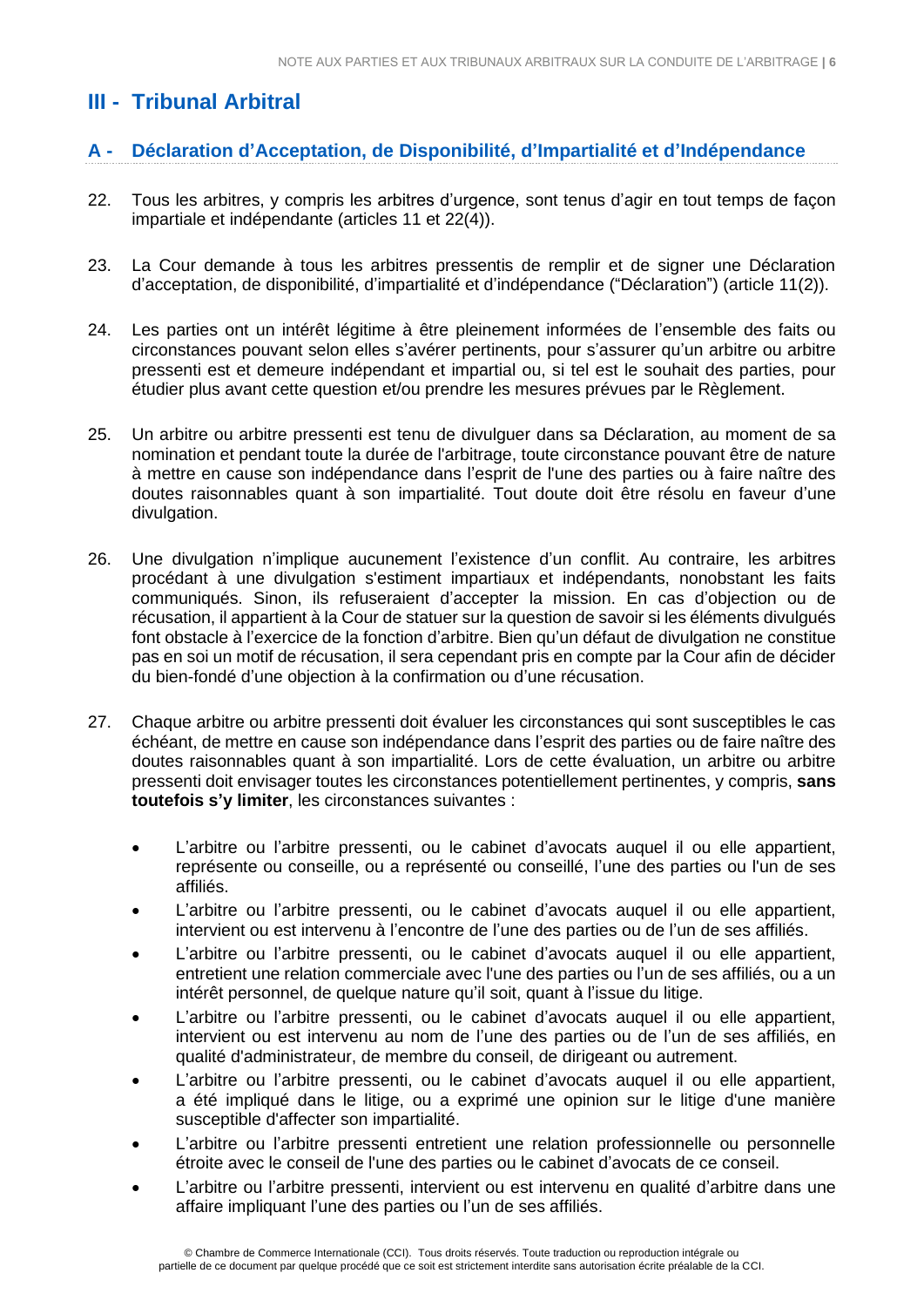## III - Tribunal Arbitral

### A - Déclaration d'Acceptation, de Disponibilité, d'Impartialité et d'Indépendance

22. Tous les arbitres, y compris les arbitres d'urgence, sont tenus d'agir en tout temps de façon impartiale et indépendante (articles 11 et 22(4)).

23. La Cour demande à tous les arbitres pressentis de remplir et de signer une Déclaration d'acceptation, de disponibilité, d'impartialité et d'indépendance ("Déclaration") (article 11(2)).

24. Les parties ont un intérêt légitime à être pleinement informées de l'ensemble des faits ou circonstances pouvant selon elles s'avérer pertinents, pour s'assurer qu'un arbitre ou arbitre pressenti est et demeure indépendant et impartial ou, si tel est le souhait des parties, pour étudier plus avant cette question et/ou prendre les mesures prévues par le Règlement.

25. Un arbitre ou arbitre pressenti est tenu de divulguer dans sa Déclaration, au moment de sa nomination et pendant toute la durée de l'arbitrage, toute circonstance pouvant être de nature à mettre en cause son indépendance dans l'esprit de l'une des parties ou à faire naître des doutes raisonnables quant à son impartialité. Tout doute doit être résolu en faveur d'une divulgation.

26. Une divulgation n'implique aucunement l'existence d'un conflit. Au contraire, les arbitres procédant à une divulgation s'estiment impartiaux et indépendants, nonobstant les faits communiqués. Sinon, ils refuseraient d'accepter la mission. En cas d'objection ou de récusation, il appartient à la Cour de statuer sur la question de savoir si les éléments divulgués font obstacle à l'exercice de la fonction d'arbitre. Bien qu'un défaut de divulgation ne constitue pas en soi un motif de récusation, il sera cependant pris en compte par la Cour afin de décider du bien-fondé d'une objection à la confirmation ou d'une récusation.

27. Chaque arbitre ou arbitre pressenti doit évaluer les circonstances qui sont susceptibles le cas échéant, de mettre en cause son indépendance dans l'esprit des parties ou de faire naître des doutes raisonnables quant à son impartialité. Lors de cette évaluation, un arbitre ou arbitre pressenti doit envisager toutes les circonstances potentiellement pertinentes, y compris, **sans toutefois s'y limiter**, les circonstances suivantes :

   - L'arbitre ou l'arbitre pressenti, ou le cabinet d'avocats auquel il ou elle appartient, représente ou conseille, ou a représenté ou conseillé, l'une des parties ou l'un de ses affiliés.
   - L'arbitre ou l'arbitre pressenti, ou le cabinet d'avocats auquel il ou elle appartient, intervient ou est intervenu à l'encontre de l'une des parties ou de l'un de ses affiliés.
   - L'arbitre ou l'arbitre pressenti, ou le cabinet d'avocats auquel il ou elle appartient, entretient une relation commerciale avec l'une des parties ou l'un de ses affiliés, ou a un intérêt personnel, de quelque nature qu'il soit, quant à l'issue du litige.
   - L'arbitre ou l'arbitre pressenti, ou le cabinet d'avocats auquel il ou elle appartient, intervient ou est intervenu au nom de l'une des parties ou de l'un de ses affiliés, en qualité d'administrateur, de membre du conseil, de dirigeant ou autrement.
   - L'arbitre ou l'arbitre pressenti, ou le cabinet d'avocats auquel il ou elle appartient, a été impliqué dans le litige, ou a exprimé une opinion sur le litige d'une manière susceptible d'affecter son impartialité.
   - L'arbitre ou l'arbitre pressenti entretient une relation professionnelle ou personnelle étroite avec le conseil de l'une des parties ou le cabinet d'avocats de ce conseil.
   - L'arbitre ou l'arbitre pressenti, intervient ou est intervenu en qualité d'arbitre dans une affaire impliquant l'une des parties ou l'un de ses affiliés.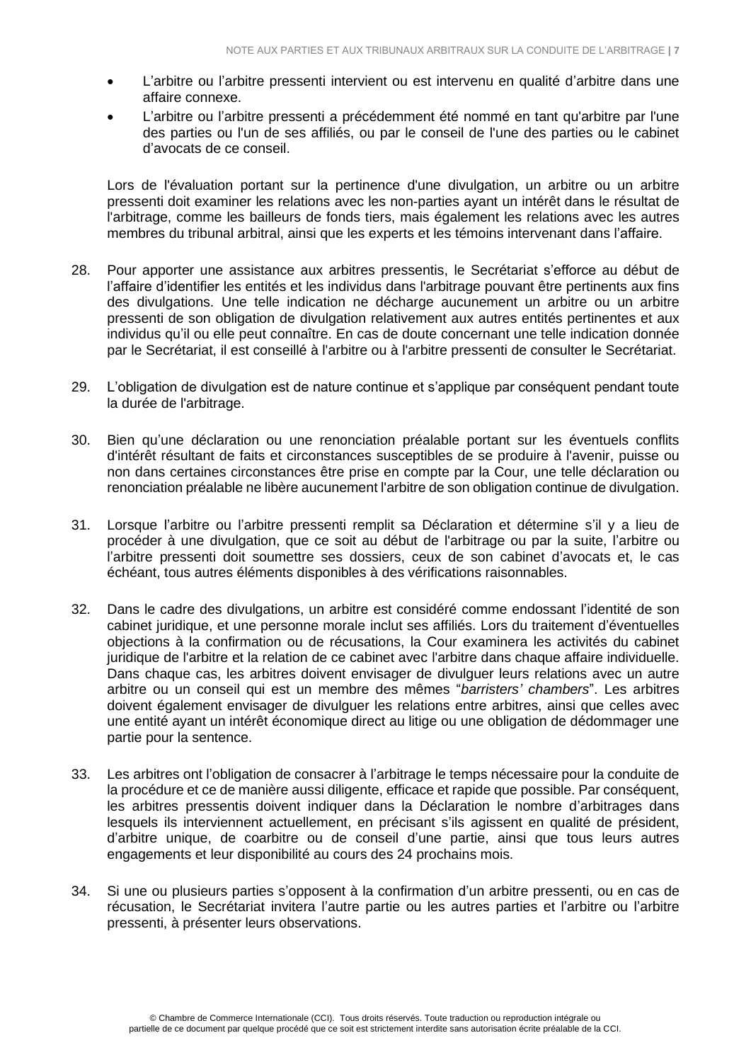- L'arbitre ou l'arbitre pressenti intervient ou est intervenu en qualité d'arbitre dans une affaire connexe.
- L'arbitre ou l'arbitre pressenti a précédemment été nommé en tant qu'arbitre par l'une des parties ou l'un de ses affiliés, ou par le conseil de l'une des parties ou le cabinet d'avocats de ce conseil.

Lors de l'évaluation portant sur la pertinence d'une divulgation, un arbitre ou un arbitre pressenti doit examiner les relations avec les non-parties ayant un intérêt dans le résultat de l'arbitrage, comme les bailleurs de fonds tiers, mais également les relations avec les autres membres du tribunal arbitral, ainsi que les experts et les témoins intervenant dans l'affaire.

28. Pour apporter une assistance aux arbitres pressentis, le Secrétariat s'efforce au début de l'affaire d'identifier les entités et les individus dans l'arbitrage pouvant être pertinents aux fins des divulgations. Une telle indication ne décharge aucunement un arbitre ou un arbitre pressenti de son obligation de divulgation relativement aux autres entités pertinentes et aux individus qu'il ou elle peut connaître. En cas de doute concernant une telle indication donnée par le Secrétariat, il est conseillé à l'arbitre ou à l'arbitre pressenti de consulter le Secrétariat.

29. L'obligation de divulgation est de nature continue et s'applique par conséquent pendant toute la durée de l'arbitrage.

30. Bien qu'une déclaration ou une renonciation préalable portant sur les éventuels conflits d'intérêt résultant de faits et circonstances susceptibles de se produire à l'avenir, puisse ou non dans certaines circonstances être prise en compte par la Cour, une telle déclaration ou renonciation préalable ne libère aucunement l'arbitre de son obligation continue de divulgation.

31. Lorsque l'arbitre ou l'arbitre pressenti remplit sa Déclaration et détermine s'il y a lieu de procéder à une divulgation, que ce soit au début de l'arbitrage ou par la suite, l'arbitre ou l'arbitre pressenti doit soumettre ses dossiers, ceux de son cabinet d'avocats et, le cas échéant, tous autres éléments disponibles à des vérifications raisonnables.

32. Dans le cadre des divulgations, un arbitre est considéré comme endossant l'identité de son cabinet juridique, et une personne morale inclut ses affiliés. Lors du traitement d'éventuelles objections à la confirmation ou de récusations, la Cour examinera les activités du cabinet juridique de l'arbitre et la relation de ce cabinet avec l'arbitre dans chaque affaire individuelle. Dans chaque cas, les arbitres doivent envisager de divulguer leurs relations avec un autre arbitre ou un conseil qui est un membre des mêmes "*barristers' chambers*". Les arbitres doivent également envisager de divulguer les relations entre arbitres, ainsi que celles avec une entité ayant un intérêt économique direct au litige ou une obligation de dédommager une partie pour la sentence.

33. Les arbitres ont l'obligation de consacrer à l'arbitrage le temps nécessaire pour la conduite de la procédure et ce de manière aussi diligente, efficace et rapide que possible. Par conséquent, les arbitres pressentis doivent indiquer dans la Déclaration le nombre d'arbitrages dans lesquels ils interviennent actuellement, en précisant s'ils agissent en qualité de président, d'arbitre unique, de coarbitre ou de conseil d'une partie, ainsi que tous leurs autres engagements et leur disponibilité au cours des 24 prochains mois.

34. Si une ou plusieurs parties s'opposent à la confirmation d'un arbitre pressenti, ou en cas de récusation, le Secrétariat invitera l'autre partie ou les autres parties et l'arbitre ou l'arbitre pressenti, à présenter leurs observations.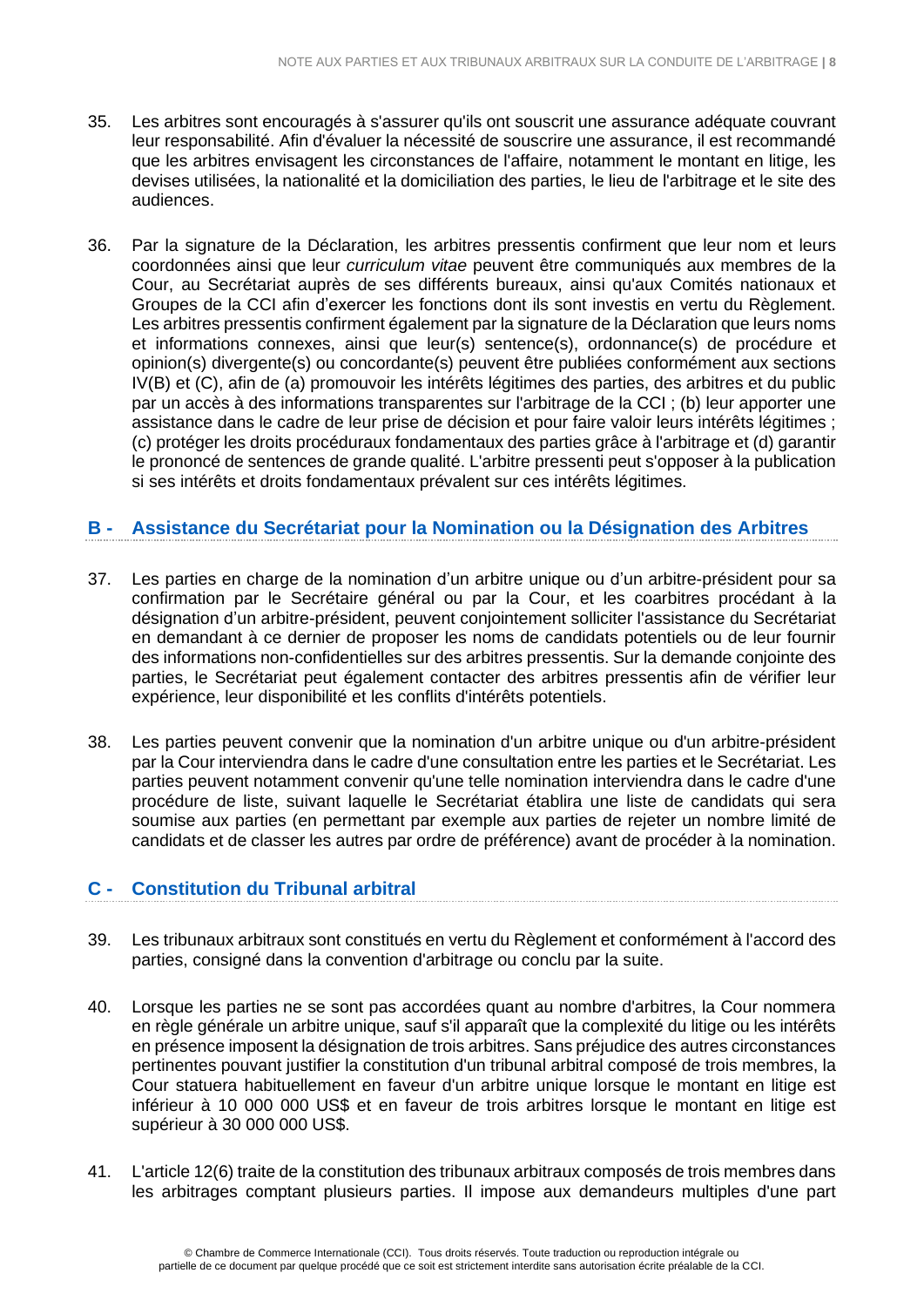35. Les arbitres sont encouragés à s'assurer qu'ils ont souscrit une assurance adéquate couvrant leur responsabilité. Afin d'évaluer la nécessité de souscrire une assurance, il est recommandé que les arbitres envisagent les circonstances de l'affaire, notamment le montant en litige, les devises utilisées, la nationalité et la domiciliation des parties, le lieu de l'arbitrage et le site des audiences.

36. Par la signature de la Déclaration, les arbitres pressentis confirment que leur nom et leurs coordonnées ainsi que leur *curriculum vitae* peuvent être communiqués aux membres de la Cour, au Secrétariat auprès de ses différents bureaux, ainsi qu'aux Comités nationaux et Groupes de la CCI afin d'exercer les fonctions dont ils sont investis en vertu du Règlement. Les arbitres pressentis confirment également par la signature de la Déclaration que leurs noms et informations connexes, ainsi que leur(s) sentence(s), ordonnance(s) de procédure et opinion(s) divergente(s) ou concordante(s) peuvent être publiées conformément aux sections IV(B) et (C), afin de (a) promouvoir les intérêts légitimes des parties, des arbitres et du public par un accès à des informations transparentes sur l'arbitrage de la CCI ; (b) leur apporter une assistance dans le cadre de leur prise de décision et pour faire valoir leurs intérêts légitimes ; (c) protéger les droits procéduraux fondamentaux des parties grâce à l'arbitrage et (d) garantir le prononcé de sentences de grande qualité. L'arbitre pressenti peut s'opposer à la publication si ses intérêts et droits fondamentaux prévalent sur ces intérêts légitimes.

## B - Assistance du Secrétariat pour la Nomination ou la Désignation des Arbitres

37. Les parties en charge de la nomination d'un arbitre unique ou d'un arbitre-président pour sa confirmation par le Secrétaire général ou par la Cour, et les coarbitres procédant à la désignation d'un arbitre-président, peuvent conjointement solliciter l'assistance du Secrétariat en demandant à ce dernier de proposer les noms de candidats potentiels ou de leur fournir des informations non-confidentielles sur des arbitres pressentis. Sur la demande conjointe des parties, le Secrétariat peut également contacter des arbitres pressentis afin de vérifier leur expérience, leur disponibilité et les conflits d'intérêts potentiels.

38. Les parties peuvent convenir que la nomination d'un arbitre unique ou d'un arbitre-président par la Cour interviendra dans le cadre d'une consultation entre les parties et le Secrétariat. Les parties peuvent notamment convenir qu'une telle nomination interviendra dans le cadre d'une procédure de liste, suivant laquelle le Secrétariat établira une liste de candidats qui sera soumise aux parties (en permettant par exemple aux parties de rejeter un nombre limité de candidats et de classer les autres par ordre de préférence) avant de procéder à la nomination.

## C - Constitution du Tribunal arbitral

39. Les tribunaux arbitraux sont constitués en vertu du Règlement et conformément à l'accord des parties, consigné dans la convention d'arbitrage ou conclu par la suite.

40. Lorsque les parties ne se sont pas accordées quant au nombre d'arbitres, la Cour nommera en règle générale un arbitre unique, sauf s'il apparaît que la complexité du litige ou les intérêts en présence imposent la désignation de trois arbitres. Sans préjudice des autres circonstances pertinentes pouvant justifier la constitution d'un tribunal arbitral composé de trois membres, la Cour statuera habituellement en faveur d'un arbitre unique lorsque le montant en litige est inférieur à 10 000 000 US$ et en faveur de trois arbitres lorsque le montant en litige est supérieur à 30 000 000 US$.

41. L'article 12(6) traite de la constitution des tribunaux arbitraux composés de trois membres dans les arbitrages comptant plusieurs parties. Il impose aux demandeurs multiples d'une part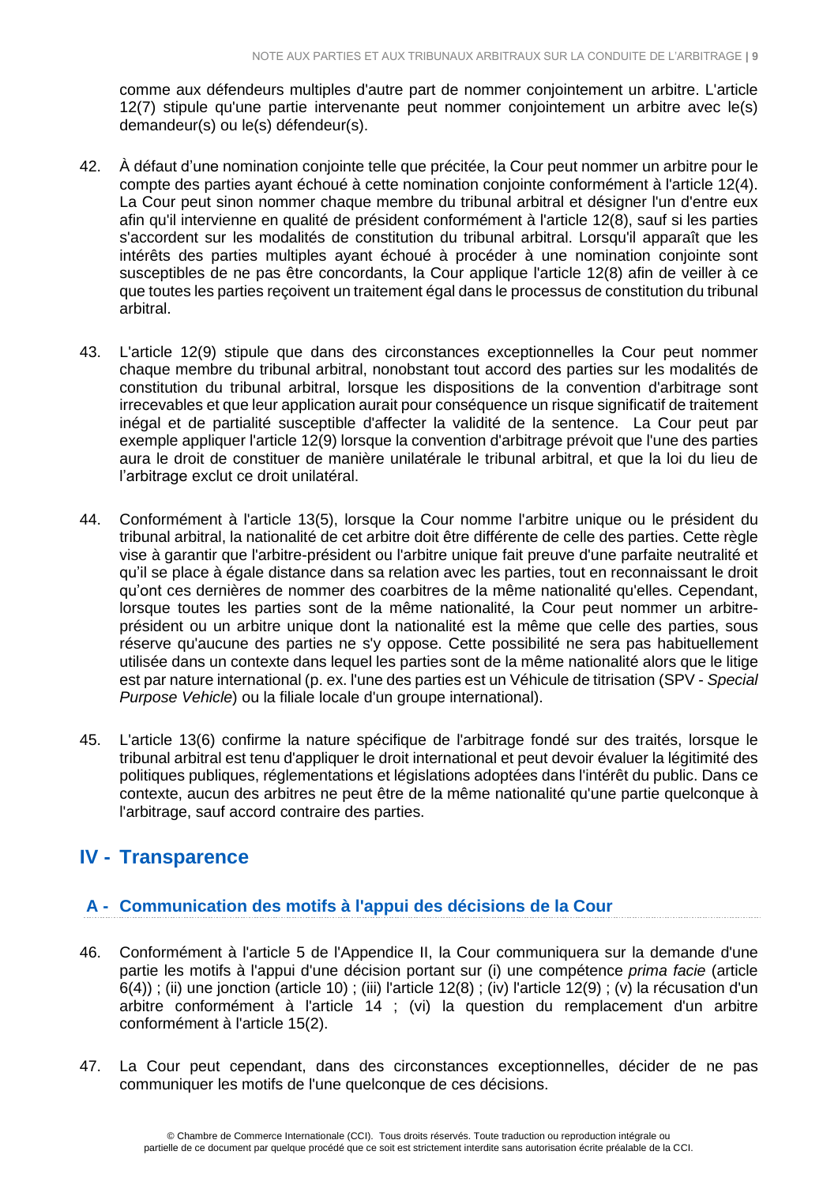comme aux défendeurs multiples d'autre part de nommer conjointement un arbitre. L'article 12(7) stipule qu'une partie intervenante peut nommer conjointement un arbitre avec le(s) demandeur(s) ou le(s) défendeur(s).

42. À défaut d'une nomination conjointe telle que précitée, la Cour peut nommer un arbitre pour le compte des parties ayant échoué à cette nomination conjointe conformément à l'article 12(4). La Cour peut sinon nommer chaque membre du tribunal arbitral et désigner l'un d'entre eux afin qu'il intervienne en qualité de président conformément à l'article 12(8), sauf si les parties s'accordent sur les modalités de constitution du tribunal arbitral. Lorsqu'il apparaît que les intérêts des parties multiples ayant échoué à procéder à une nomination conjointe sont susceptibles de ne pas être concordants, la Cour applique l'article 12(8) afin de veiller à ce que toutes les parties reçoivent un traitement égal dans le processus de constitution du tribunal arbitral.

43. L'article 12(9) stipule que dans des circonstances exceptionnelles la Cour peut nommer chaque membre du tribunal arbitral, nonobstant tout accord des parties sur les modalités de constitution du tribunal arbitral, lorsque les dispositions de la convention d'arbitrage sont irrecevables et que leur application aurait pour conséquence un risque significatif de traitement inégal et de partialité susceptible d'affecter la validité de la sentence. La Cour peut par exemple appliquer l'article 12(9) lorsque la convention d'arbitrage prévoit que l'une des parties aura le droit de constituer de manière unilatérale le tribunal arbitral, et que la loi du lieu de l'arbitrage exclut ce droit unilatéral.

44. Conformément à l'article 13(5), lorsque la Cour nomme l'arbitre unique ou le président du tribunal arbitral, la nationalité de cet arbitre doit être différente de celle des parties. Cette règle vise à garantir que l'arbitre-président ou l'arbitre unique fait preuve d'une parfaite neutralité et qu'il se place à égale distance dans sa relation avec les parties, tout en reconnaissant le droit qu'ont ces dernières de nommer des coarbitres de la même nationalité qu'elles. Cependant, lorsque toutes les parties sont de la même nationalité, la Cour peut nommer un arbitre-président ou un arbitre unique dont la nationalité est la même que celle des parties, sous réserve qu'aucune des parties ne s'y oppose. Cette possibilité ne sera pas habituellement utilisée dans un contexte dans lequel les parties sont de la même nationalité alors que le litige est par nature international (p. ex. l'une des parties est un Véhicule de titrisation (SPV - *Special Purpose Vehicle*) ou la filiale locale d'un groupe international).

45. L'article 13(6) confirme la nature spécifique de l'arbitrage fondé sur des traités, lorsque le tribunal arbitral est tenu d'appliquer le droit international et peut devoir évaluer la légitimité des politiques publiques, réglementations et législations adoptées dans l'intérêt du public. Dans ce contexte, aucun des arbitres ne peut être de la même nationalité qu'une partie quelconque à l'arbitrage, sauf accord contraire des parties.

## IV - Transparence

### A - Communication des motifs à l'appui des décisions de la Cour

46. Conformément à l'article 5 de l'Appendice II, la Cour communiquera sur la demande d'une partie les motifs à l'appui d'une décision portant sur (i) une compétence *prima facie* (article 6(4)) ; (ii) une jonction (article 10) ; (iii) l'article 12(8) ; (iv) l'article 12(9) ; (v) la récusation d'un arbitre conformément à l'article 14 ; (vi) la question du remplacement d'un arbitre conformément à l'article 15(2).

47. La Cour peut cependant, dans des circonstances exceptionnelles, décider de ne pas communiquer les motifs de l'une quelconque de ces décisions.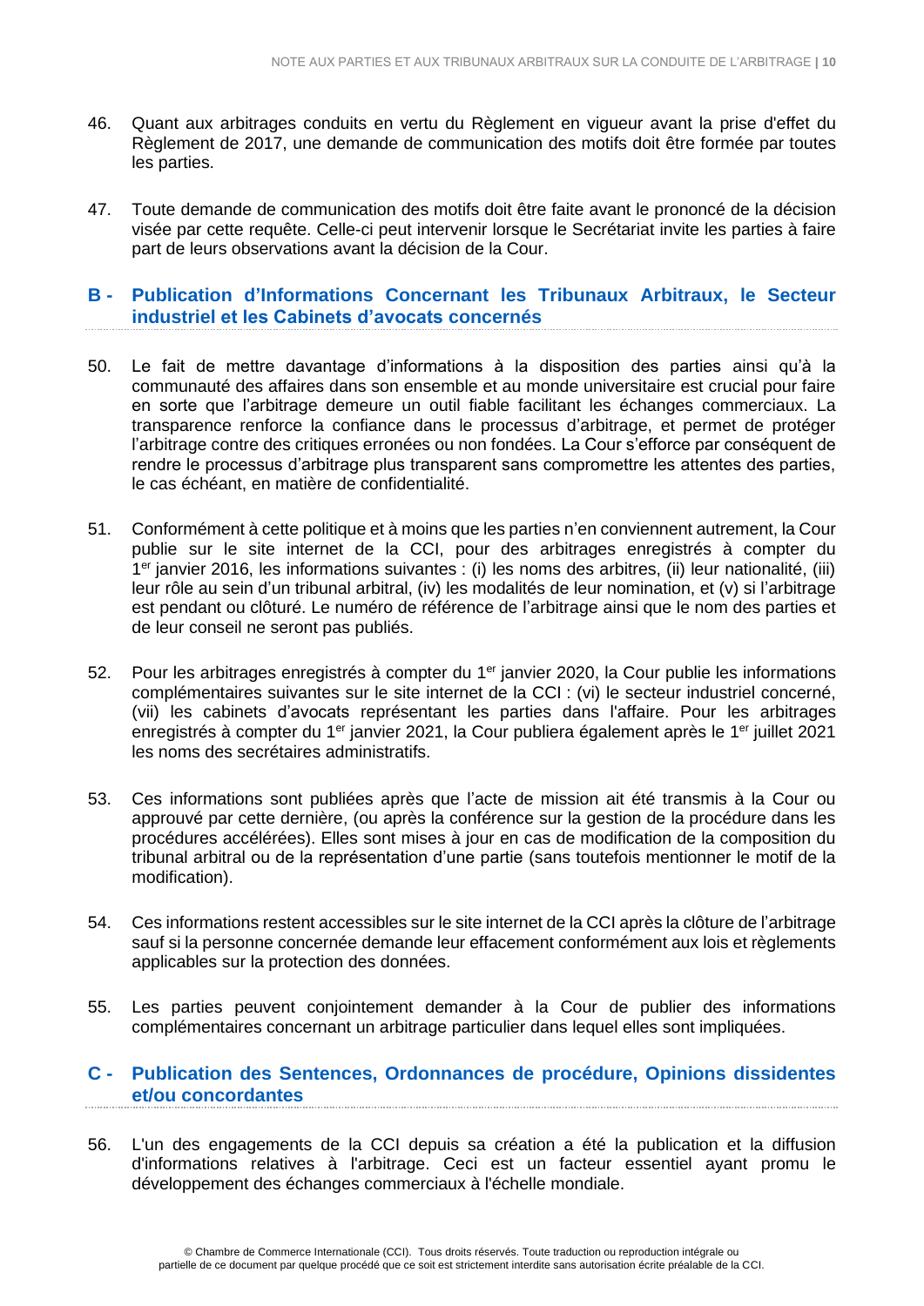46. Quant aux arbitrages conduits en vertu du Règlement en vigueur avant la prise d'effet du Règlement de 2017, une demande de communication des motifs doit être formée par toutes les parties.

47. Toute demande de communication des motifs doit être faite avant le prononcé de la décision visée par cette requête. Celle-ci peut intervenir lorsque le Secrétariat invite les parties à faire part de leurs observations avant la décision de la Cour.

## B - Publication d'Informations Concernant les Tribunaux Arbitraux, le Secteur industriel et les Cabinets d'avocats concernés

50. Le fait de mettre davantage d'informations à la disposition des parties ainsi qu'à la communauté des affaires dans son ensemble et au monde universitaire est crucial pour faire en sorte que l'arbitrage demeure un outil fiable facilitant les échanges commerciaux. La transparence renforce la confiance dans le processus d'arbitrage, et permet de protéger l'arbitrage contre des critiques erronées ou non fondées. La Cour s'efforce par conséquent de rendre le processus d'arbitrage plus transparent sans compromettre les attentes des parties, le cas échéant, en matière de confidentialité.

51. Conformément à cette politique et à moins que les parties n'en conviennent autrement, la Cour publie sur le site internet de la CCI, pour des arbitrages enregistrés à compter du 1er janvier 2016, les informations suivantes : (i) les noms des arbitres, (ii) leur nationalité, (iii) leur rôle au sein d'un tribunal arbitral, (iv) les modalités de leur nomination, et (v) si l'arbitrage est pendant ou clôturé. Le numéro de référence de l'arbitrage ainsi que le nom des parties et de leur conseil ne seront pas publiés.

52. Pour les arbitrages enregistrés à compter du 1er janvier 2020, la Cour publie les informations complémentaires suivantes sur le site internet de la CCI : (vi) le secteur industriel concerné, (vii) les cabinets d'avocats représentant les parties dans l'affaire. Pour les arbitrages enregistrés à compter du 1er janvier 2021, la Cour publiera également après le 1er juillet 2021 les noms des secrétaires administratifs.

53. Ces informations sont publiées après que l'acte de mission ait été transmis à la Cour ou approuvé par cette dernière, (ou après la conférence sur la gestion de la procédure dans les procédures accélérées). Elles sont mises à jour en cas de modification de la composition du tribunal arbitral ou de la représentation d'une partie (sans toutefois mentionner le motif de la modification).

54. Ces informations restent accessibles sur le site internet de la CCI après la clôture de l'arbitrage sauf si la personne concernée demande leur effacement conformément aux lois et règlements applicables sur la protection des données.

55. Les parties peuvent conjointement demander à la Cour de publier des informations complémentaires concernant un arbitrage particulier dans lequel elles sont impliquées.

## C - Publication des Sentences, Ordonnances de procédure, Opinions dissidentes et/ou concordantes

56. L'un des engagements de la CCI depuis sa création a été la publication et la diffusion d'informations relatives à l'arbitrage. Ceci est un facteur essentiel ayant promu le développement des échanges commerciaux à l'échelle mondiale.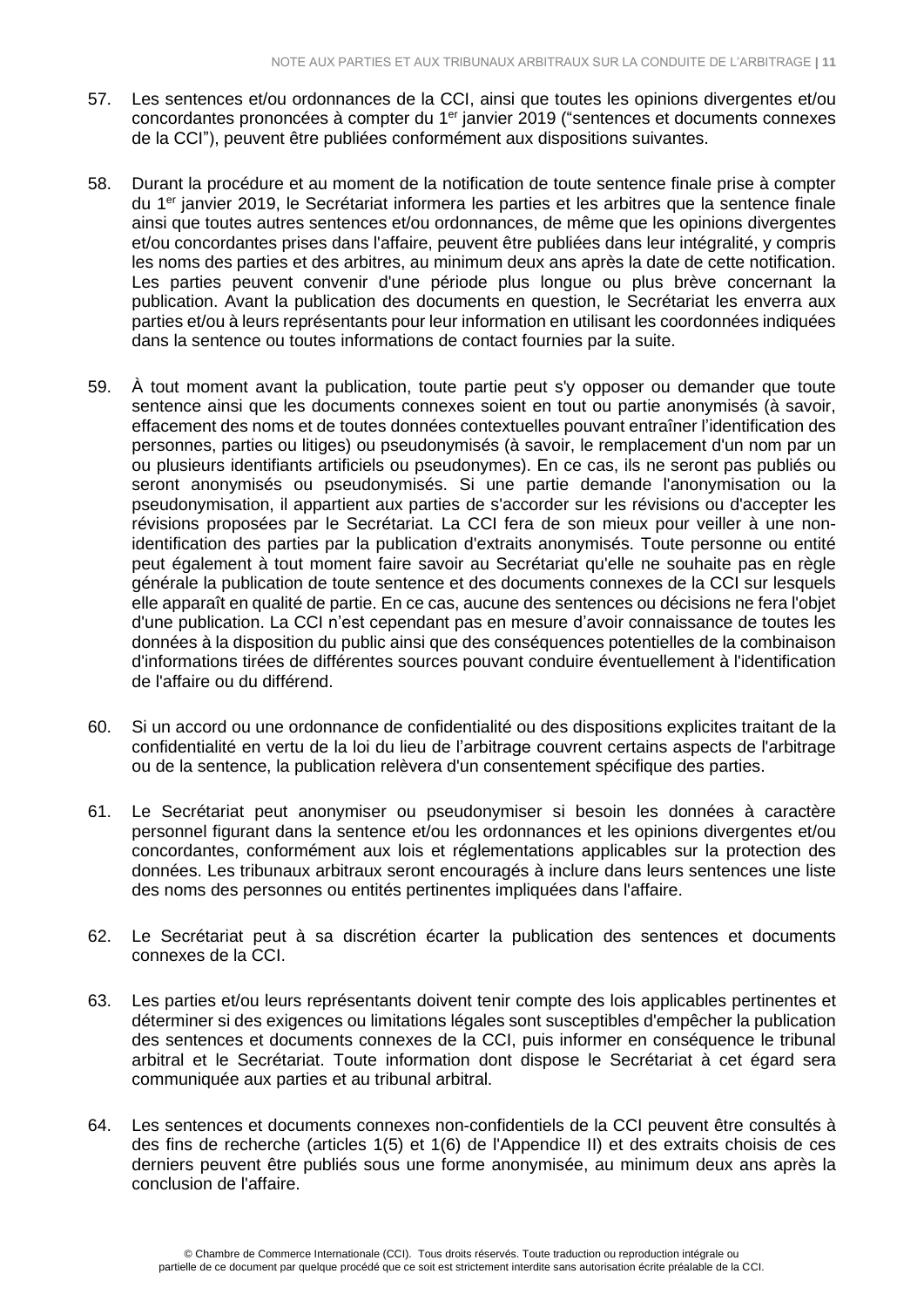57. Les sentences et/ou ordonnances de la CCI, ainsi que toutes les opinions divergentes et/ou concordantes prononcées à compter du 1[er] janvier 2019 ("sentences et documents connexes de la CCI"), peuvent être publiées conformément aux dispositions suivantes.

58. Durant la procédure et au moment de la notification de toute sentence finale prise à compter du 1[er] janvier 2019, le Secrétariat informera les parties et les arbitres que la sentence finale ainsi que toutes autres sentences et/ou ordonnances, de même que les opinions divergentes et/ou concordantes prises dans l'affaire, peuvent être publiées dans leur intégralité, y compris les noms des parties et des arbitres, au minimum deux ans après la date de cette notification. Les parties peuvent convenir d'une période plus longue ou plus brève concernant la publication. Avant la publication des documents en question, le Secrétariat les enverra aux parties et/ou à leurs représentants pour leur information en utilisant les coordonnées indiquées dans la sentence ou toutes informations de contact fournies par la suite.

59. À tout moment avant la publication, toute partie peut s'y opposer ou demander que toute sentence ainsi que les documents connexes soient en tout ou partie anonymisés (à savoir, effacement des noms et de toutes données contextuelles pouvant entraîner l'identification des personnes, parties ou litiges) ou pseudonymisés (à savoir, le remplacement d'un nom par un ou plusieurs identifiants artificiels ou pseudonymes). En ce cas, ils ne seront pas publiés ou seront anonymisés ou pseudonymisés. Si une partie demande l'anonymisation ou la pseudonymisation, il appartient aux parties de s'accorder sur les révisions ou d'accepter les révisions proposées par le Secrétariat. La CCI fera de son mieux pour veiller à une non-identification des parties par la publication d'extraits anonymisés. Toute personne ou entité peut également à tout moment faire savoir au Secrétariat qu'elle ne souhaite pas en règle générale la publication de toute sentence et des documents connexes de la CCI sur lesquels elle apparaît en qualité de partie. En ce cas, aucune des sentences ou décisions ne fera l'objet d'une publication. La CCI n'est cependant pas en mesure d'avoir connaissance de toutes les données à la disposition du public ainsi que des conséquences potentielles de la combinaison d'informations tirées de différentes sources pouvant conduire éventuellement à l'identification de l'affaire ou du différend.

60. Si un accord ou une ordonnance de confidentialité ou des dispositions explicites traitant de la confidentialité en vertu de la loi du lieu de l'arbitrage couvrent certains aspects de l'arbitrage ou de la sentence, la publication relèvera d'un consentement spécifique des parties.

61. Le Secrétariat peut anonymiser ou pseudonymiser si besoin les données à caractère personnel figurant dans la sentence et/ou les ordonnances et les opinions divergentes et/ou concordantes, conformément aux lois et réglementations applicables sur la protection des données. Les tribunaux arbitraux seront encouragés à inclure dans leurs sentences une liste des noms des personnes ou entités pertinentes impliquées dans l'affaire.

62. Le Secrétariat peut à sa discrétion écarter la publication des sentences et documents connexes de la CCI.

63. Les parties et/ou leurs représentants doivent tenir compte des lois applicables pertinentes et déterminer si des exigences ou limitations légales sont susceptibles d'empêcher la publication des sentences et documents connexes de la CCI, puis informer en conséquence le tribunal arbitral et le Secrétariat. Toute information dont dispose le Secrétariat à cet égard sera communiquée aux parties et au tribunal arbitral.

64. Les sentences et documents connexes non-confidentiels de la CCI peuvent être consultés à des fins de recherche (articles 1(5) et 1(6) de l'Appendice II) et des extraits choisis de ces derniers peuvent être publiés sous une forme anonymisée, au minimum deux ans après la conclusion de l'affaire.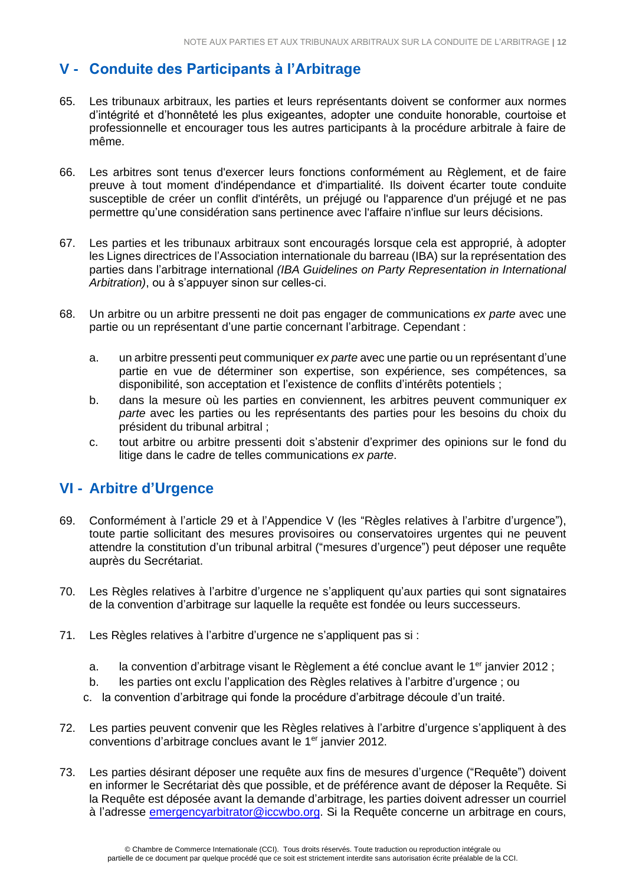## V - Conduite des Participants à l'Arbitrage

65. Les tribunaux arbitraux, les parties et leurs représentants doivent se conformer aux normes d'intégrité et d'honnêteté les plus exigeantes, adopter une conduite honorable, courtoise et professionnelle et encourager tous les autres participants à la procédure arbitrale à faire de même.

66. Les arbitres sont tenus d'exercer leurs fonctions conformément au Règlement, et de faire preuve à tout moment d'indépendance et d'impartialité. Ils doivent écarter toute conduite susceptible de créer un conflit d'intérêts, un préjugé ou l'apparence d'un préjugé et ne pas permettre qu'une considération sans pertinence avec l'affaire n'influe sur leurs décisions.

67. Les parties et les tribunaux arbitraux sont encouragés lorsque cela est approprié, à adopter les Lignes directrices de l'Association internationale du barreau (IBA) sur la représentation des parties dans l'arbitrage international *(IBA Guidelines on Party Representation in International Arbitration)*, ou à s'appuyer sinon sur celles-ci.

68. Un arbitre ou un arbitre pressenti ne doit pas engager de communications *ex parte* avec une partie ou un représentant d'une partie concernant l'arbitrage. Cependant :

    a. un arbitre pressenti peut communiquer *ex parte* avec une partie ou un représentant d'une partie en vue de déterminer son expertise, son expérience, ses compétences, sa disponibilité, son acceptation et l'existence de conflits d'intérêts potentiels ;
    b. dans la mesure où les parties en conviennent, les arbitres peuvent communiquer *ex parte* avec les parties ou les représentants des parties pour les besoins du choix du président du tribunal arbitral ;
    c. tout arbitre ou arbitre pressenti doit s'abstenir d'exprimer des opinions sur le fond du litige dans le cadre de telles communications *ex parte*.

## VI - Arbitre d'Urgence

69. Conformément à l'article 29 et à l'Appendice V (les "Règles relatives à l'arbitre d'urgence"), toute partie sollicitant des mesures provisoires ou conservatoires urgentes qui ne peuvent attendre la constitution d'un tribunal arbitral ("mesures d'urgence") peut déposer une requête auprès du Secrétariat.

70. Les Règles relatives à l'arbitre d'urgence ne s'appliquent qu'aux parties qui sont signataires de la convention d'arbitrage sur laquelle la requête est fondée ou leurs successeurs.

71. Les Règles relatives à l'arbitre d'urgence ne s'appliquent pas si :

    a. la convention d'arbitrage visant le Règlement a été conclue avant le 1er janvier 2012 ;
    b. les parties ont exclu l'application des Règles relatives à l'arbitre d'urgence ; ou
    c. la convention d'arbitrage qui fonde la procédure d'arbitrage découle d'un traité.

72. Les parties peuvent convenir que les Règles relatives à l'arbitre d'urgence s'appliquent à des conventions d'arbitrage conclues avant le 1er janvier 2012.

73. Les parties désirant déposer une requête aux fins de mesures d'urgence ("Requête") doivent en informer le Secrétariat dès que possible, et de préférence avant de déposer la Requête. Si la Requête est déposée avant la demande d'arbitrage, les parties doivent adresser un courriel à l'adresse emergencyarbitrator@iccwbo.org. Si la Requête concerne un arbitrage en cours,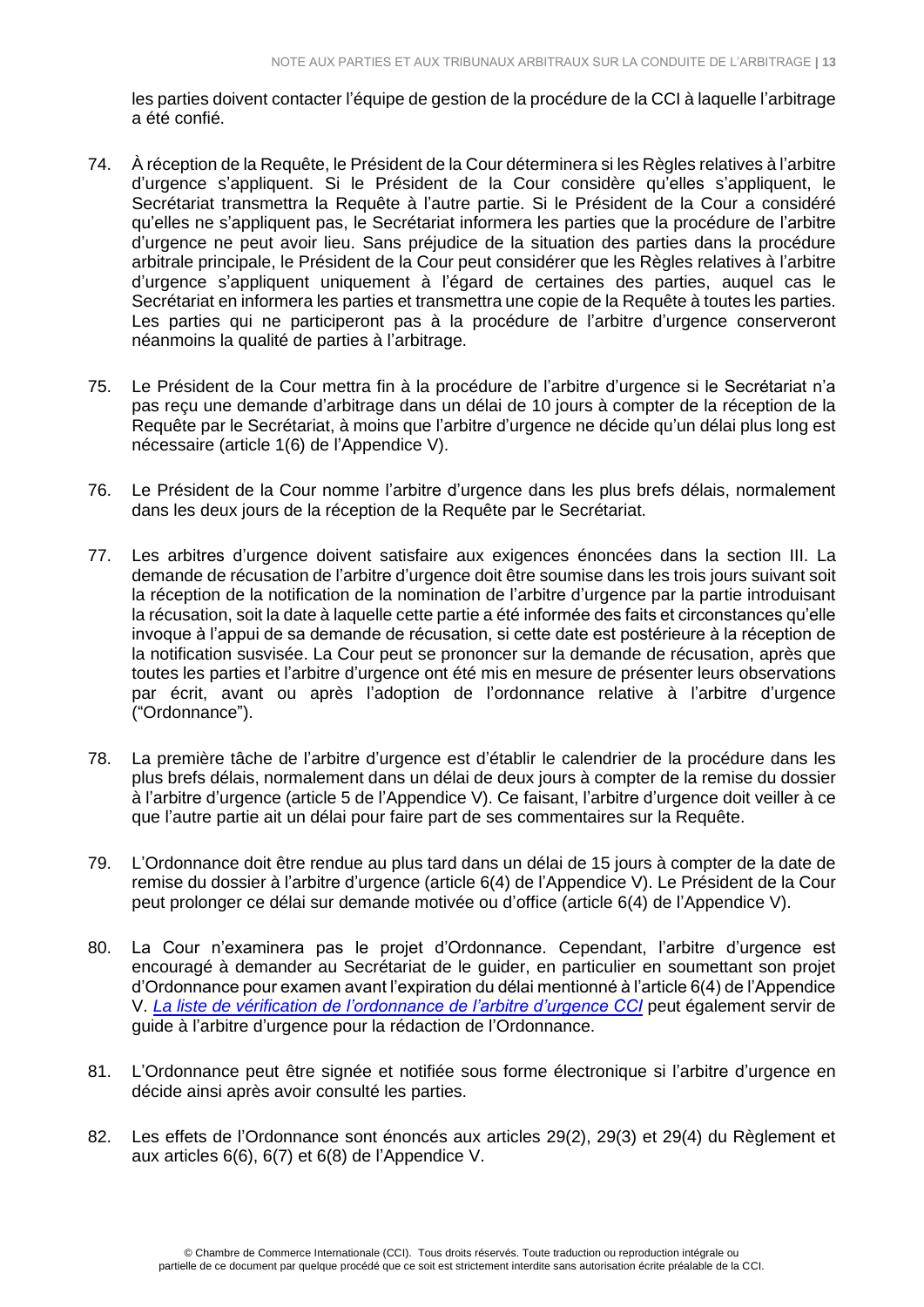les parties doivent contacter l'équipe de gestion de la procédure de la CCI à laquelle l'arbitrage a été confié.

74. À réception de la Requête, le Président de la Cour déterminera si les Règles relatives à l'arbitre d'urgence s'appliquent. Si le Président de la Cour considère qu'elles s'appliquent, le Secrétariat transmettra la Requête à l'autre partie. Si le Président de la Cour a considéré qu'elles ne s'appliquent pas, le Secrétariat informera les parties que la procédure de l'arbitre d'urgence ne peut avoir lieu. Sans préjudice de la situation des parties dans la procédure arbitrale principale, le Président de la Cour peut considérer que les Règles relatives à l'arbitre d'urgence s'appliquent uniquement à l'égard de certaines des parties, auquel cas le Secrétariat en informera les parties et transmettra une copie de la Requête à toutes les parties. Les parties qui ne participeront pas à la procédure de l'arbitre d'urgence conserveront néanmoins la qualité de parties à l'arbitrage.

75. Le Président de la Cour mettra fin à la procédure de l'arbitre d'urgence si le Secrétariat n'a pas reçu une demande d'arbitrage dans un délai de 10 jours à compter de la réception de la Requête par le Secrétariat, à moins que l'arbitre d'urgence ne décide qu'un délai plus long est nécessaire (article 1(6) de l'Appendice V).

76. Le Président de la Cour nomme l'arbitre d'urgence dans les plus brefs délais, normalement dans les deux jours de la réception de la Requête par le Secrétariat.

77. Les arbitres d'urgence doivent satisfaire aux exigences énoncées dans la section III. La demande de récusation de l'arbitre d'urgence doit être soumise dans les trois jours suivant soit la réception de la notification de la nomination de l'arbitre d'urgence par la partie introduisant la récusation, soit la date à laquelle cette partie a été informée des faits et circonstances qu'elle invoque à l'appui de sa demande de récusation, si cette date est postérieure à la réception de la notification susvisée. La Cour peut se prononcer sur la demande de récusation, après que toutes les parties et l'arbitre d'urgence ont été mis en mesure de présenter leurs observations par écrit, avant ou après l'adoption de l'ordonnance relative à l'arbitre d'urgence ("Ordonnance").

78. La première tâche de l'arbitre d'urgence est d'établir le calendrier de la procédure dans les plus brefs délais, normalement dans un délai de deux jours à compter de la remise du dossier à l'arbitre d'urgence (article 5 de l'Appendice V). Ce faisant, l'arbitre d'urgence doit veiller à ce que l'autre partie ait un délai pour faire part de ses commentaires sur la Requête.

79. L'Ordonnance doit être rendue au plus tard dans un délai de 15 jours à compter de la date de remise du dossier à l'arbitre d'urgence (article 6(4) de l'Appendice V). Le Président de la Cour peut prolonger ce délai sur demande motivée ou d'office (article 6(4) de l'Appendice V).

80. La Cour n'examinera pas le projet d'Ordonnance. Cependant, l'arbitre d'urgence est encouragé à demander au Secrétariat de le guider, en particulier en soumettant son projet d'Ordonnance pour examen avant l'expiration du délai mentionné à l'article 6(4) de l'Appendice V. *La liste de vérification de l'ordonnance de l'arbitre d'urgence CCI* peut également servir de guide à l'arbitre d'urgence pour la rédaction de l'Ordonnance.

81. L'Ordonnance peut être signée et notifiée sous forme électronique si l'arbitre d'urgence en décide ainsi après avoir consulté les parties.

82. Les effets de l'Ordonnance sont énoncés aux articles 29(2), 29(3) et 29(4) du Règlement et aux articles 6(6), 6(7) et 6(8) de l'Appendice V.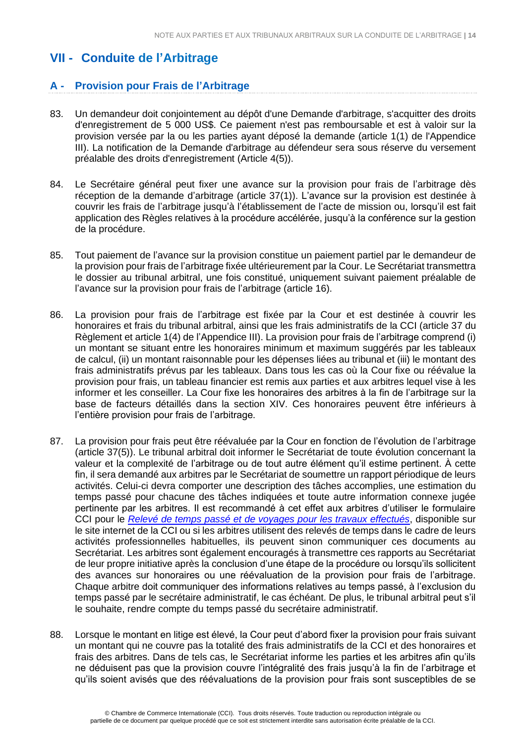## VII - Conduite de l'Arbitrage

### A - Provision pour Frais de l'Arbitrage

83. Un demandeur doit conjointement au dépôt d'une Demande d'arbitrage, s'acquitter des droits d'enregistrement de 5 000 US$. Ce paiement n'est pas remboursable et est à valoir sur la provision versée par la ou les parties ayant déposé la demande (article 1(1) de l'Appendice III). La notification de la Demande d'arbitrage au défendeur sera sous réserve du versement préalable des droits d'enregistrement (Article 4(5)).

84. Le Secrétaire général peut fixer une avance sur la provision pour frais de l'arbitrage dès réception de la demande d'arbitrage (article 37(1)). L'avance sur la provision est destinée à couvrir les frais de l'arbitrage jusqu'à l'établissement de l'acte de mission ou, lorsqu'il est fait application des Règles relatives à la procédure accélérée, jusqu'à la conférence sur la gestion de la procédure.

85. Tout paiement de l'avance sur la provision constitue un paiement partiel par le demandeur de la provision pour frais de l'arbitrage fixée ultérieurement par la Cour. Le Secrétariat transmettra le dossier au tribunal arbitral, une fois constitué, uniquement suivant paiement préalable de l'avance sur la provision pour frais de l'arbitrage (article 16).

86. La provision pour frais de l'arbitrage est fixée par la Cour et est destinée à couvrir les honoraires et frais du tribunal arbitral, ainsi que les frais administratifs de la CCI (article 37 du Règlement et article 1(4) de l'Appendice III). La provision pour frais de l'arbitrage comprend (i) un montant se situant entre les honoraires minimum et maximum suggérés par les tableaux de calcul, (ii) un montant raisonnable pour les dépenses liées au tribunal et (iii) le montant des frais administratifs prévus par les tableaux. Dans tous les cas où la Cour fixe ou réévalue la provision pour frais, un tableau financier est remis aux parties et aux arbitres lequel vise à les informer et les conseiller. La Cour fixe les honoraires des arbitres à la fin de l'arbitrage sur la base de facteurs détaillés dans la section XIV. Ces honoraires peuvent être inférieurs à l'entière provision pour frais de l'arbitrage.

87. La provision pour frais peut être réévaluée par la Cour en fonction de l'évolution de l'arbitrage (article 37(5)). Le tribunal arbitral doit informer le Secrétariat de toute évolution concernant la valeur et la complexité de l'arbitrage ou de tout autre élément qu'il estime pertinent. À cette fin, il sera demandé aux arbitres par le Secrétariat de soumettre un rapport périodique de leurs activités. Celui-ci devra comporter une description des tâches accomplies, une estimation du temps passé pour chacune des tâches indiquées et toute autre information connexe jugée pertinente par les arbitres. Il est recommandé à cet effet aux arbitres d'utiliser le formulaire CCI pour le *Relevé de temps passé et de voyages pour les travaux effectués*, disponible sur le site internet de la CCI ou si les arbitres utilisent des relevés de temps dans le cadre de leurs activités professionnelles habituelles, ils peuvent sinon communiquer ces documents au Secrétariat. Les arbitres sont également encouragés à transmettre ces rapports au Secrétariat de leur propre initiative après la conclusion d'une étape de la procédure ou lorsqu'ils sollicitent des avances sur honoraires ou une réévaluation de la provision pour frais de l'arbitrage. Chaque arbitre doit communiquer des informations relatives au temps passé, à l'exclusion du temps passé par le secrétaire administratif, le cas échéant. De plus, le tribunal arbitral peut s'il le souhaite, rendre compte du temps passé du secrétaire administratif.

88. Lorsque le montant en litige est élevé, la Cour peut d'abord fixer la provision pour frais suivant un montant qui ne couvre pas la totalité des frais administratifs de la CCI et des honoraires et frais des arbitres. Dans de tels cas, le Secrétariat informe les parties et les arbitres afin qu'ils ne déduisent pas que la provision couvre l'intégralité des frais jusqu'à la fin de l'arbitrage et qu'ils soient avisés que des réévaluations de la provision pour frais sont susceptibles de se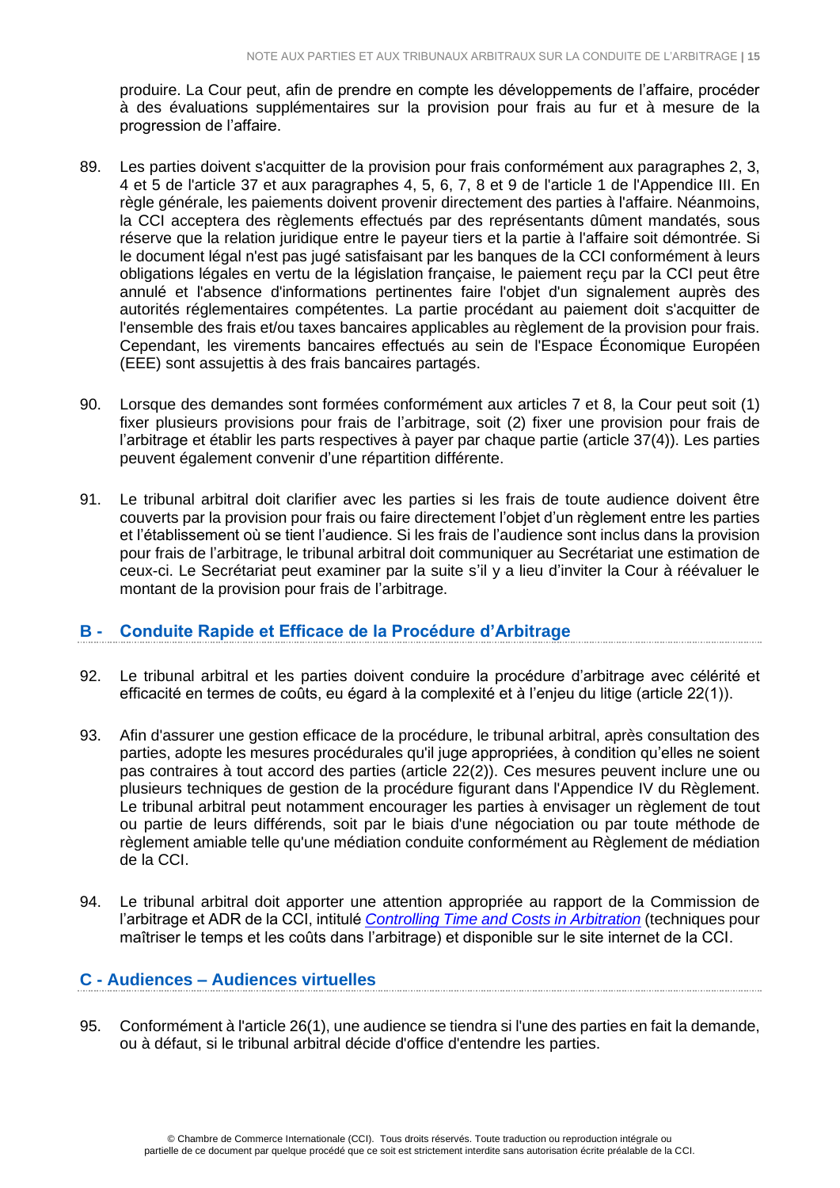produire. La Cour peut, afin de prendre en compte les développements de l'affaire, procéder à des évaluations supplémentaires sur la provision pour frais au fur et à mesure de la progression de l'affaire.

89. Les parties doivent s'acquitter de la provision pour frais conformément aux paragraphes 2, 3, 4 et 5 de l'article 37 et aux paragraphes 4, 5, 6, 7, 8 et 9 de l'article 1 de l'Appendice III. En règle générale, les paiements doivent provenir directement des parties à l'affaire. Néanmoins, la CCI acceptera des règlements effectués par des représentants dûment mandatés, sous réserve que la relation juridique entre le payeur tiers et la partie à l'affaire soit démontrée. Si le document légal n'est pas jugé satisfaisant par les banques de la CCI conformément à leurs obligations légales en vertu de la législation française, le paiement reçu par la CCI peut être annulé et l'absence d'informations pertinentes faire l'objet d'un signalement auprès des autorités réglementaires compétentes. La partie procédant au paiement doit s'acquitter de l'ensemble des frais et/ou taxes bancaires applicables au règlement de la provision pour frais. Cependant, les virements bancaires effectués au sein de l'Espace Économique Européen (EEE) sont assujettis à des frais bancaires partagés.

90. Lorsque des demandes sont formées conformément aux articles 7 et 8, la Cour peut soit (1) fixer plusieurs provisions pour frais de l'arbitrage, soit (2) fixer une provision pour frais de l'arbitrage et établir les parts respectives à payer par chaque partie (article 37(4)). Les parties peuvent également convenir d'une répartition différente.

91. Le tribunal arbitral doit clarifier avec les parties si les frais de toute audience doivent être couverts par la provision pour frais ou faire directement l'objet d'un règlement entre les parties et l'établissement où se tient l'audience. Si les frais de l'audience sont inclus dans la provision pour frais de l'arbitrage, le tribunal arbitral doit communiquer au Secrétariat une estimation de ceux-ci. Le Secrétariat peut examiner par la suite s'il y a lieu d'inviter la Cour à réévaluer le montant de la provision pour frais de l'arbitrage.

## B - Conduite Rapide et Efficace de la Procédure d'Arbitrage

92. Le tribunal arbitral et les parties doivent conduire la procédure d'arbitrage avec célérité et efficacité en termes de coûts, eu égard à la complexité et à l'enjeu du litige (article 22(1)).

93. Afin d'assurer une gestion efficace de la procédure, le tribunal arbitral, après consultation des parties, adopte les mesures procédurales qu'il juge appropriées, à condition qu'elles ne soient pas contraires à tout accord des parties (article 22(2)). Ces mesures peuvent inclure une ou plusieurs techniques de gestion de la procédure figurant dans l'Appendice IV du Règlement. Le tribunal arbitral peut notamment encourager les parties à envisager un règlement de tout ou partie de leurs différends, soit par le biais d'une négociation ou par toute méthode de règlement amiable telle qu'une médiation conduite conformément au Règlement de médiation de la CCI.

94. Le tribunal arbitral doit apporter une attention appropriée au rapport de la Commission de l'arbitrage et ADR de la CCI, intitulé *Controlling Time and Costs in Arbitration* (techniques pour maîtriser le temps et les coûts dans l'arbitrage) et disponible sur le site internet de la CCI.

## C - Audiences – Audiences virtuelles

95. Conformément à l'article 26(1), une audience se tiendra si l'une des parties en fait la demande, ou à défaut, si le tribunal arbitral décide d'office d'entendre les parties.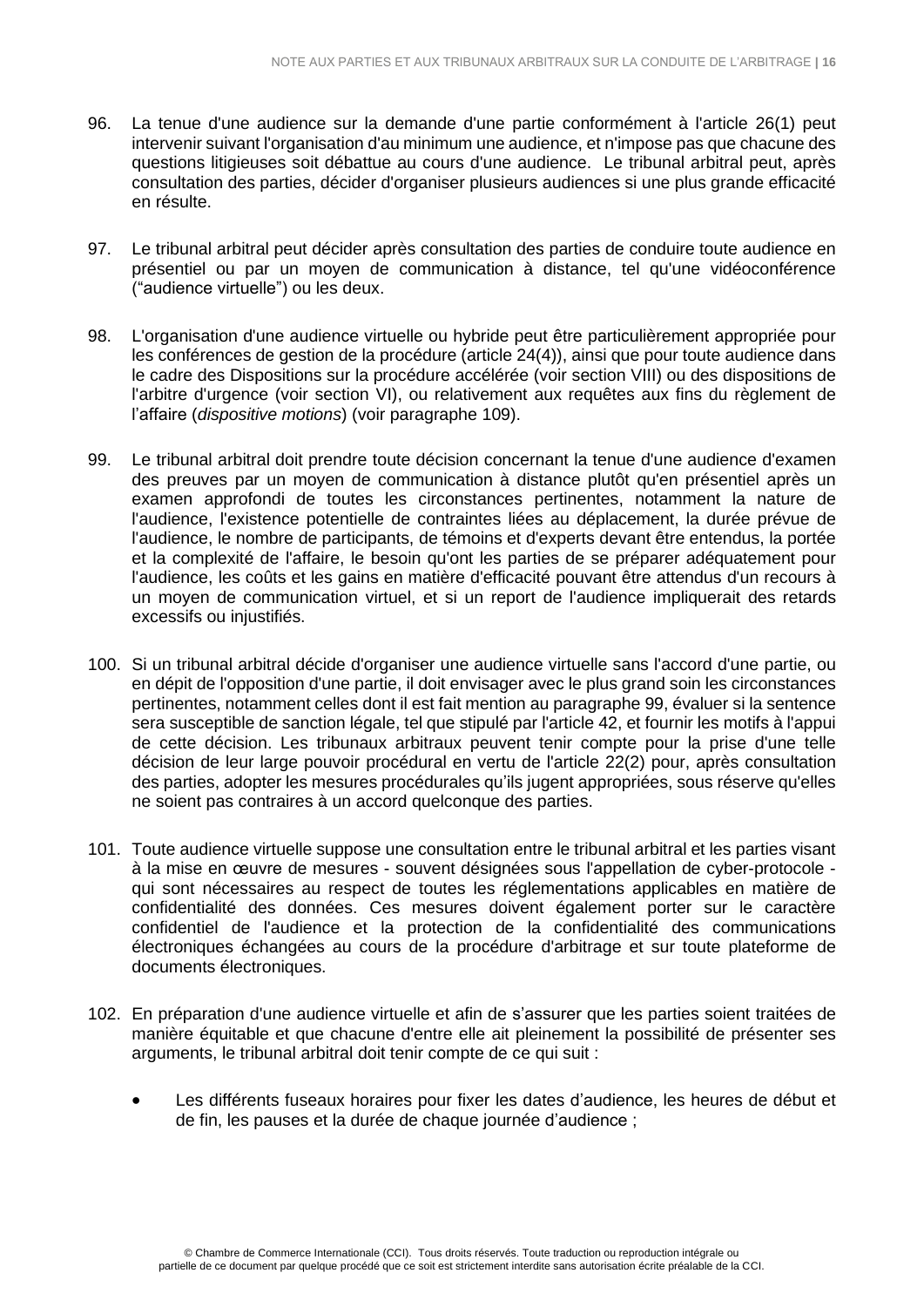96. La tenue d'une audience sur la demande d'une partie conformément à l'article 26(1) peut intervenir suivant l'organisation d'au minimum une audience, et n'impose pas que chacune des questions litigieuses soit débattue au cours d'une audience. Le tribunal arbitral peut, après consultation des parties, décider d'organiser plusieurs audiences si une plus grande efficacité en résulte.

97. Le tribunal arbitral peut décider après consultation des parties de conduire toute audience en présentiel ou par un moyen de communication à distance, tel qu'une vidéoconférence ("audience virtuelle") ou les deux.

98. L'organisation d'une audience virtuelle ou hybride peut être particulièrement appropriée pour les conférences de gestion de la procédure (article 24(4)), ainsi que pour toute audience dans le cadre des Dispositions sur la procédure accélérée (voir section VIII) ou des dispositions de l'arbitre d'urgence (voir section VI), ou relativement aux requêtes aux fins du règlement de l'affaire (*dispositive motions*) (voir paragraphe 109).

99. Le tribunal arbitral doit prendre toute décision concernant la tenue d'une audience d'examen des preuves par un moyen de communication à distance plutôt qu'en présentiel après un examen approfondi de toutes les circonstances pertinentes, notamment la nature de l'audience, l'existence potentielle de contraintes liées au déplacement, la durée prévue de l'audience, le nombre de participants, de témoins et d'experts devant être entendus, la portée et la complexité de l'affaire, le besoin qu'ont les parties de se préparer adéquatement pour l'audience, les coûts et les gains en matière d'efficacité pouvant être attendus d'un recours à un moyen de communication virtuel, et si un report de l'audience impliquerait des retards excessifs ou injustifiés.

100. Si un tribunal arbitral décide d'organiser une audience virtuelle sans l'accord d'une partie, ou en dépit de l'opposition d'une partie, il doit envisager avec le plus grand soin les circonstances pertinentes, notamment celles dont il est fait mention au paragraphe 99, évaluer si la sentence sera susceptible de sanction légale, tel que stipulé par l'article 42, et fournir les motifs à l'appui de cette décision. Les tribunaux arbitraux peuvent tenir compte pour la prise d'une telle décision de leur large pouvoir procédural en vertu de l'article 22(2) pour, après consultation des parties, adopter les mesures procédurales qu'ils jugent appropriées, sous réserve qu'elles ne soient pas contraires à un accord quelconque des parties.

101. Toute audience virtuelle suppose une consultation entre le tribunal arbitral et les parties visant à la mise en œuvre de mesures - souvent désignées sous l'appellation de cyber-protocole - qui sont nécessaires au respect de toutes les réglementations applicables en matière de confidentialité des données. Ces mesures doivent également porter sur le caractère confidentiel de l'audience et la protection de la confidentialité des communications électroniques échangées au cours de la procédure d'arbitrage et sur toute plateforme de documents électroniques.

102. En préparation d'une audience virtuelle et afin de s'assurer que les parties soient traitées de manière équitable et que chacune d'entre elle ait pleinement la possibilité de présenter ses arguments, le tribunal arbitral doit tenir compte de ce qui suit :

- Les différents fuseaux horaires pour fixer les dates d'audience, les heures de début et de fin, les pauses et la durée de chaque journée d'audience ;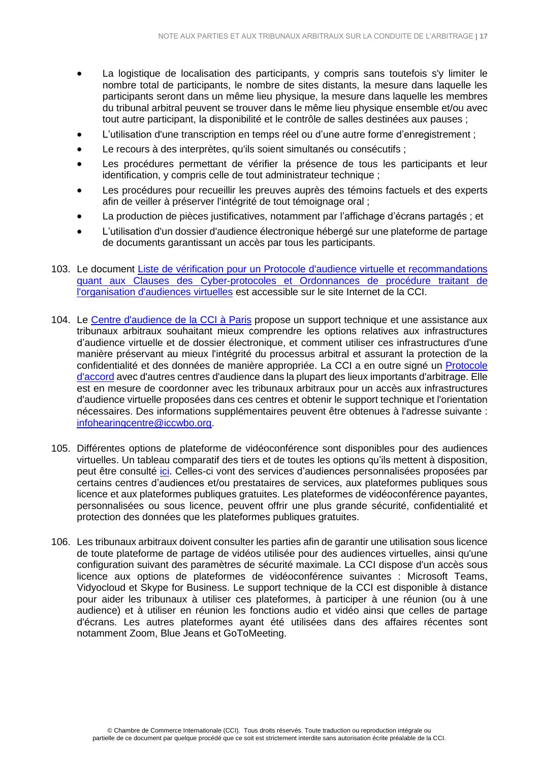- La logistique de localisation des participants, y compris sans toutefois s'y limiter le nombre total de participants, le nombre de sites distants, la mesure dans laquelle les participants seront dans un même lieu physique, la mesure dans laquelle les membres du tribunal arbitral peuvent se trouver dans le même lieu physique ensemble et/ou avec tout autre participant, la disponibilité et le contrôle de salles destinées aux pauses ;
- L'utilisation d'une transcription en temps réel ou d'une autre forme d'enregistrement ;
- Le recours à des interprètes, qu'ils soient simultanés ou consécutifs ;
- Les procédures permettant de vérifier la présence de tous les participants et leur identification, y compris celle de tout administrateur technique ;
- Les procédures pour recueillir les preuves auprès des témoins factuels et des experts afin de veiller à préserver l'intégrité de tout témoignage oral ;
- La production de pièces justificatives, notamment par l'affichage d'écrans partagés ; et
- L'utilisation d'un dossier d'audience électronique hébergé sur une plateforme de partage de documents garantissant un accès par tous les participants.

103. Le document Liste de vérification pour un Protocole d'audience virtuelle et recommandations quant aux Clauses des Cyber-protocoles et Ordonnances de procédure traitant de l'organisation d'audiences virtuelles est accessible sur le site Internet de la CCI.

104. Le Centre d'audience de la CCI à Paris propose un support technique et une assistance aux tribunaux arbitraux souhaitant mieux comprendre les options relatives aux infrastructures d'audience virtuelle et de dossier électronique, et comment utiliser ces infrastructures d'une manière préservant au mieux l'intégrité du processus arbitral et assurant la protection de la confidentialité et des données de manière appropriée. La CCI a en outre signé un Protocole d'accord avec d'autres centres d'audience dans la plupart des lieux importants d'arbitrage. Elle est en mesure de coordonner avec les tribunaux arbitraux pour un accès aux infrastructures d'audience virtuelle proposées dans ces centres et obtenir le support technique et l'orientation nécessaires. Des informations supplémentaires peuvent être obtenues à l'adresse suivante : infohearingcentre@iccwbo.org.

105. Différentes options de plateforme de vidéoconférence sont disponibles pour des audiences virtuelles. Un tableau comparatif des tiers et de toutes les options qu'ils mettent à disposition, peut être consulté ici. Celles-ci vont des services d'audiences personnalisées proposées par certains centres d'audiences et/ou prestataires de services, aux plateformes publiques sous licence et aux plateformes publiques gratuites. Les plateformes de vidéoconférence payantes, personnalisées ou sous licence, peuvent offrir une plus grande sécurité, confidentialité et protection des données que les plateformes publiques gratuites.

106. Les tribunaux arbitraux doivent consulter les parties afin de garantir une utilisation sous licence de toute plateforme de partage de vidéos utilisée pour des audiences virtuelles, ainsi qu'une configuration suivant des paramètres de sécurité maximale. La CCI dispose d'un accès sous licence aux options de plateformes de vidéoconférence suivantes : Microsoft Teams, Vidyocloud et Skype for Business. Le support technique de la CCI est disponible à distance pour aider les tribunaux à utiliser ces plateformes, à participer à une réunion (ou à une audience) et à utiliser en réunion les fonctions audio et vidéo ainsi que celles de partage d'écrans. Les autres plateformes ayant été utilisées dans des affaires récentes sont notamment Zoom, Blue Jeans et GoToMeeting.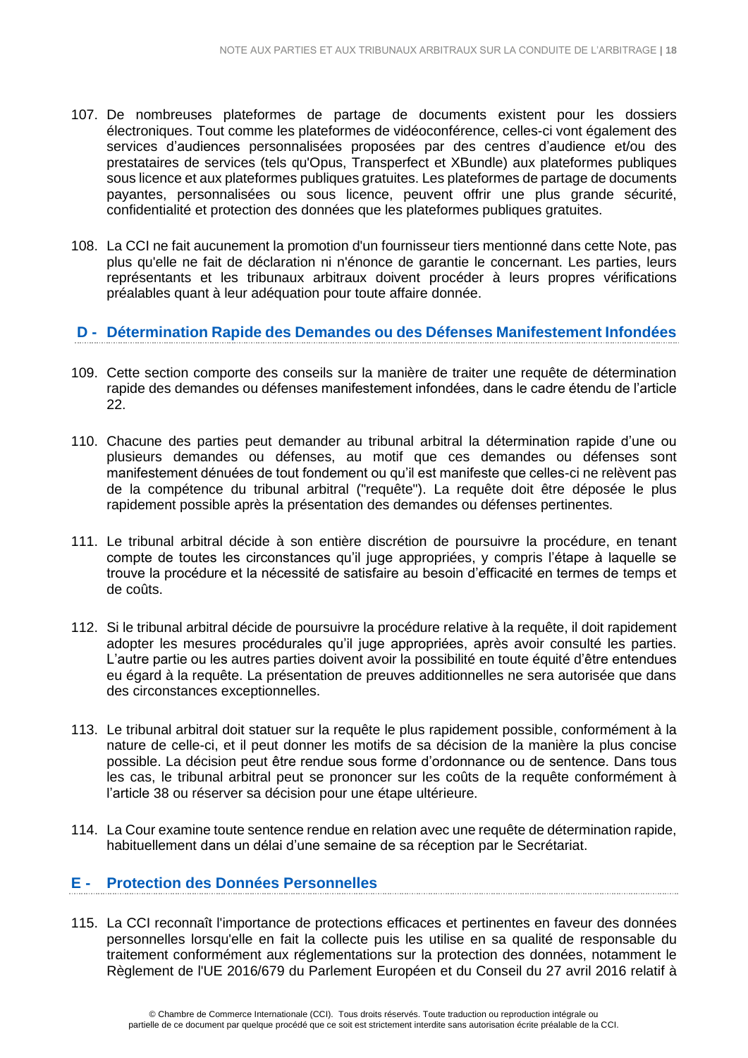107. De nombreuses plateformes de partage de documents existent pour les dossiers électroniques. Tout comme les plateformes de vidéoconférence, celles-ci vont également des services d'audiences personnalisées proposées par des centres d'audience et/ou des prestataires de services (tels qu'Opus, Transperfect et XBundle) aux plateformes publiques sous licence et aux plateformes publiques gratuites. Les plateformes de partage de documents payantes, personnalisées ou sous licence, peuvent offrir une plus grande sécurité, confidentialité et protection des données que les plateformes publiques gratuites.

108. La CCI ne fait aucunement la promotion d'un fournisseur tiers mentionné dans cette Note, pas plus qu'elle ne fait de déclaration ni n'énonce de garantie le concernant. Les parties, leurs représentants et les tribunaux arbitraux doivent procéder à leurs propres vérifications préalables quant à leur adéquation pour toute affaire donnée.

## D - Détermination Rapide des Demandes ou des Défenses Manifestement Infondées

109. Cette section comporte des conseils sur la manière de traiter une requête de détermination rapide des demandes ou défenses manifestement infondées, dans le cadre étendu de l'article 22.

110. Chacune des parties peut demander au tribunal arbitral la détermination rapide d'une ou plusieurs demandes ou défenses, au motif que ces demandes ou défenses sont manifestement dénuées de tout fondement ou qu'il est manifeste que celles-ci ne relèvent pas de la compétence du tribunal arbitral ("requête"). La requête doit être déposée le plus rapidement possible après la présentation des demandes ou défenses pertinentes.

111. Le tribunal arbitral décide à son entière discrétion de poursuivre la procédure, en tenant compte de toutes les circonstances qu'il juge appropriées, y compris l'étape à laquelle se trouve la procédure et la nécessité de satisfaire au besoin d'efficacité en termes de temps et de coûts.

112. Si le tribunal arbitral décide de poursuivre la procédure relative à la requête, il doit rapidement adopter les mesures procédurales qu'il juge appropriées, après avoir consulté les parties. L'autre partie ou les autres parties doivent avoir la possibilité en toute équité d'être entendues eu égard à la requête. La présentation de preuves additionnelles ne sera autorisée que dans des circonstances exceptionnelles.

113. Le tribunal arbitral doit statuer sur la requête le plus rapidement possible, conformément à la nature de celle-ci, et il peut donner les motifs de sa décision de la manière la plus concise possible. La décision peut être rendue sous forme d'ordonnance ou de sentence. Dans tous les cas, le tribunal arbitral peut se prononcer sur les coûts de la requête conformément à l'article 38 ou réserver sa décision pour une étape ultérieure.

114. La Cour examine toute sentence rendue en relation avec une requête de détermination rapide, habituellement dans un délai d'une semaine de sa réception par le Secrétariat.

## E - Protection des Données Personnelles

115. La CCI reconnaît l'importance de protections efficaces et pertinentes en faveur des données personnelles lorsqu'elle en fait la collecte puis les utilise en sa qualité de responsable du traitement conformément aux réglementations sur la protection des données, notamment le Règlement de l'UE 2016/679 du Parlement Européen et du Conseil du 27 avril 2016 relatif à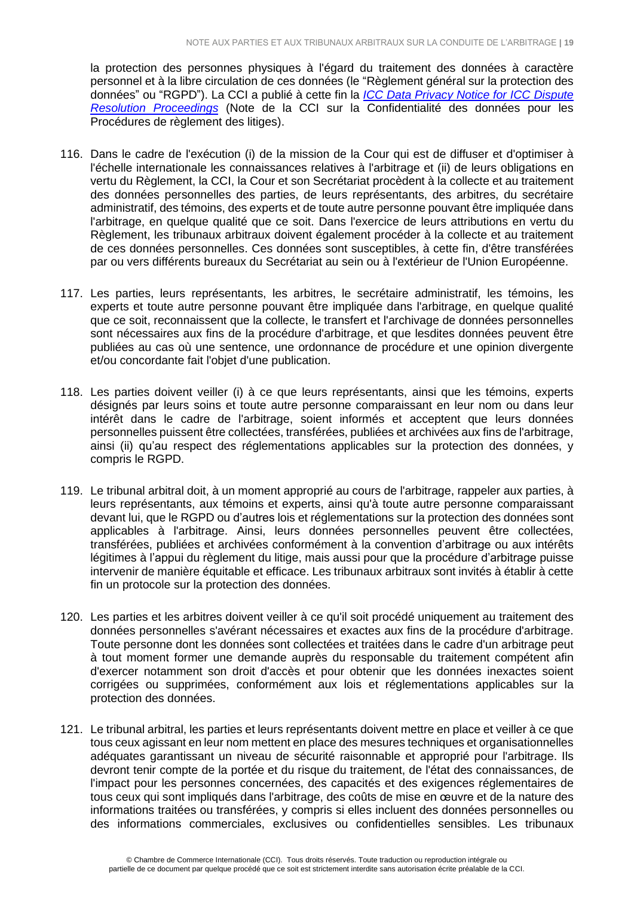la protection des personnes physiques à l'égard du traitement des données à caractère personnel et à la libre circulation de ces données (le "Règlement général sur la protection des données" ou "RGPD"). La CCI a publié à cette fin la *ICC Data Privacy Notice for ICC Dispute Resolution Proceedings* (Note de la CCI sur la Confidentialité des données pour les Procédures de règlement des litiges).

116. Dans le cadre de l'exécution (i) de la mission de la Cour qui est de diffuser et d'optimiser à l'échelle internationale les connaissances relatives à l'arbitrage et (ii) de leurs obligations en vertu du Règlement, la CCI, la Cour et son Secrétariat procèdent à la collecte et au traitement des données personnelles des parties, de leurs représentants, des arbitres, du secrétaire administratif, des témoins, des experts et de toute autre personne pouvant être impliquée dans l'arbitrage, en quelque qualité que ce soit. Dans l'exercice de leurs attributions en vertu du Règlement, les tribunaux arbitraux doivent également procéder à la collecte et au traitement de ces données personnelles. Ces données sont susceptibles, à cette fin, d'être transférées par ou vers différents bureaux du Secrétariat au sein ou à l'extérieur de l'Union Européenne.

117. Les parties, leurs représentants, les arbitres, le secrétaire administratif, les témoins, les experts et toute autre personne pouvant être impliquée dans l'arbitrage, en quelque qualité que ce soit, reconnaissent que la collecte, le transfert et l'archivage de données personnelles sont nécessaires aux fins de la procédure d'arbitrage, et que lesdites données peuvent être publiées au cas où une sentence, une ordonnance de procédure et une opinion divergente et/ou concordante fait l'objet d'une publication.

118. Les parties doivent veiller (i) à ce que leurs représentants, ainsi que les témoins, experts désignés par leurs soins et toute autre personne comparaissant en leur nom ou dans leur intérêt dans le cadre de l'arbitrage, soient informés et acceptent que leurs données personnelles puissent être collectées, transférées, publiées et archivées aux fins de l'arbitrage, ainsi (ii) qu'au respect des réglementations applicables sur la protection des données, y compris le RGPD.

119. Le tribunal arbitral doit, à un moment approprié au cours de l'arbitrage, rappeler aux parties, à leurs représentants, aux témoins et experts, ainsi qu'à toute autre personne comparaissant devant lui, que le RGPD ou d'autres lois et réglementations sur la protection des données sont applicables à l'arbitrage. Ainsi, leurs données personnelles peuvent être collectées, transférées, publiées et archivées conformément à la convention d'arbitrage ou aux intérêts légitimes à l'appui du règlement du litige, mais aussi pour que la procédure d'arbitrage puisse intervenir de manière équitable et efficace. Les tribunaux arbitraux sont invités à établir à cette fin un protocole sur la protection des données.

120. Les parties et les arbitres doivent veiller à ce qu'il soit procédé uniquement au traitement des données personnelles s'avérant nécessaires et exactes aux fins de la procédure d'arbitrage. Toute personne dont les données sont collectées et traitées dans le cadre d'un arbitrage peut à tout moment former une demande auprès du responsable du traitement compétent afin d'exercer notamment son droit d'accès et pour obtenir que les données inexactes soient corrigées ou supprimées, conformément aux lois et réglementations applicables sur la protection des données.

121. Le tribunal arbitral, les parties et leurs représentants doivent mettre en place et veiller à ce que tous ceux agissant en leur nom mettent en place des mesures techniques et organisationnelles adéquates garantissant un niveau de sécurité raisonnable et approprié pour l'arbitrage. Ils devront tenir compte de la portée et du risque du traitement, de l'état des connaissances, de l'impact pour les personnes concernées, des capacités et des exigences réglementaires de tous ceux qui sont impliqués dans l'arbitrage, des coûts de mise en œuvre et de la nature des informations traitées ou transférées, y compris si elles incluent des données personnelles ou des informations commerciales, exclusives ou confidentielles sensibles. Les tribunaux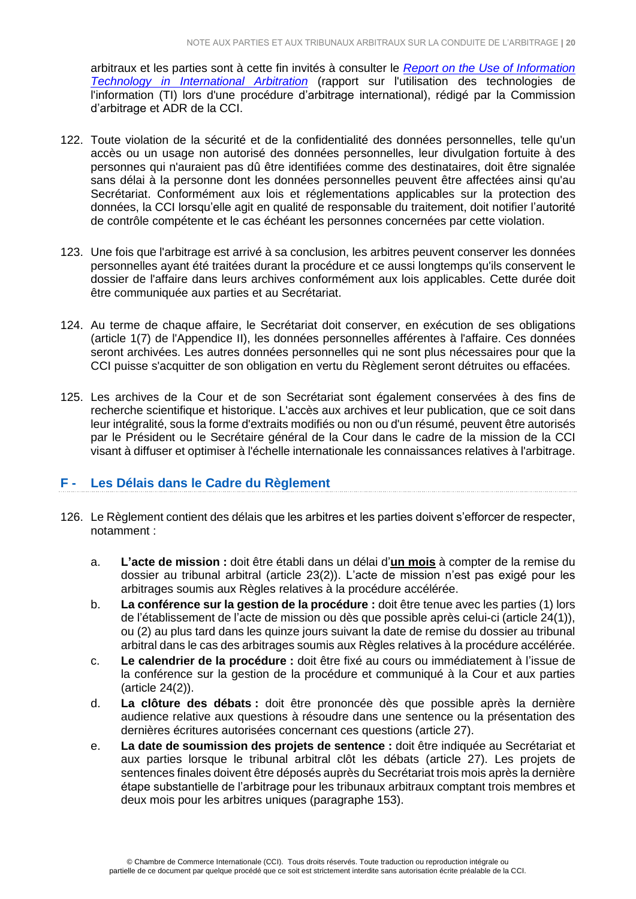arbitraux et les parties sont à cette fin invités à consulter le *[Report on the Use of Information Technology in International Arbitration](#)* (rapport sur l'utilisation des technologies de l'information (TI) lors d'une procédure d'arbitrage international), rédigé par la Commission d'arbitrage et ADR de la CCI.

122. Toute violation de la sécurité et de la confidentialité des données personnelles, telle qu'un accès ou un usage non autorisé des données personnelles, leur divulgation fortuite à des personnes qui n'auraient pas dû être identifiées comme des destinataires, doit être signalée sans délai à la personne dont les données personnelles peuvent être affectées ainsi qu'au Secrétariat. Conformément aux lois et réglementations applicables sur la protection des données, la CCI lorsqu'elle agit en qualité de responsable du traitement, doit notifier l'autorité de contrôle compétente et le cas échéant les personnes concernées par cette violation.

123. Une fois que l'arbitrage est arrivé à sa conclusion, les arbitres peuvent conserver les données personnelles ayant été traitées durant la procédure et ce aussi longtemps qu'ils conservent le dossier de l'affaire dans leurs archives conformément aux lois applicables. Cette durée doit être communiquée aux parties et au Secrétariat.

124. Au terme de chaque affaire, le Secrétariat doit conserver, en exécution de ses obligations (article 1(7) de l'Appendice II), les données personnelles afférentes à l'affaire. Ces données seront archivées. Les autres données personnelles qui ne sont plus nécessaires pour que la CCI puisse s'acquitter de son obligation en vertu du Règlement seront détruites ou effacées.

125. Les archives de la Cour et de son Secrétariat sont également conservées à des fins de recherche scientifique et historique. L'accès aux archives et leur publication, que ce soit dans leur intégralité, sous la forme d'extraits modifiés ou non ou d'un résumé, peuvent être autorisés par le Président ou le Secrétaire général de la Cour dans le cadre de la mission de la CCI visant à diffuser et optimiser à l'échelle internationale les connaissances relatives à l'arbitrage.

## F - Les Délais dans le Cadre du Règlement

126. Le Règlement contient des délais que les arbitres et les parties doivent s'efforcer de respecter, notamment :

    a. **L'acte de mission :** doit être établi dans un délai d'**un mois** à compter de la remise du dossier au tribunal arbitral (article 23(2)). L'acte de mission n'est pas exigé pour les arbitrages soumis aux Règles relatives à la procédure accélérée.

    b. **La conférence sur la gestion de la procédure :** doit être tenue avec les parties (1) lors de l'établissement de l'acte de mission ou dès que possible après celui-ci (article 24(1)), ou (2) au plus tard dans les quinze jours suivant la date de remise du dossier au tribunal arbitral dans le cas des arbitrages soumis aux Règles relatives à la procédure accélérée.

    c. **Le calendrier de la procédure :** doit être fixé au cours ou immédiatement à l'issue de la conférence sur la gestion de la procédure et communiqué à la Cour et aux parties (article 24(2)).

    d. **La clôture des débats :** doit être prononcée dès que possible après la dernière audience relative aux questions à résoudre dans une sentence ou la présentation des dernières écritures autorisées concernant ces questions (article 27).

    e. **La date de soumission des projets de sentence :** doit être indiquée au Secrétariat et aux parties lorsque le tribunal arbitral clôt les débats (article 27). Les projets de sentences finales doivent être déposés auprès du Secrétariat trois mois après la dernière étape substantielle de l'arbitrage pour les tribunaux arbitraux comptant trois membres et deux mois pour les arbitres uniques (paragraphe 153).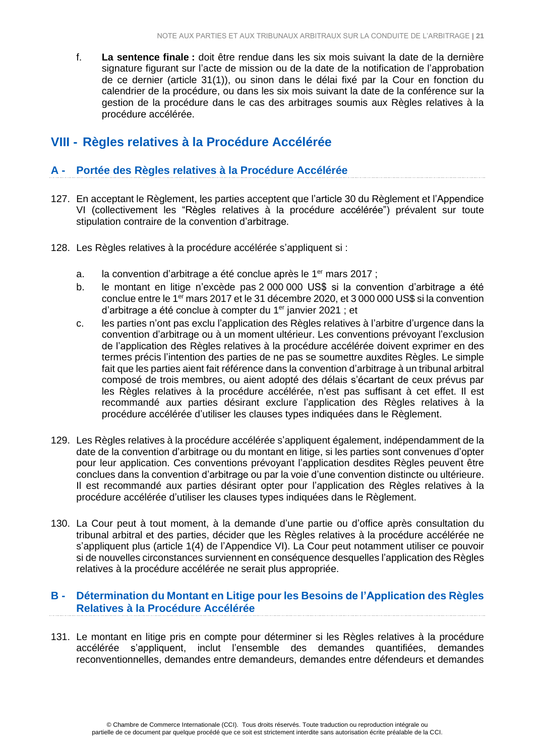f. **La sentence finale :** doit être rendue dans les six mois suivant la date de la dernière signature figurant sur l'acte de mission ou de la date de la notification de l'approbation de ce dernier (article 31(1)), ou sinon dans le délai fixé par la Cour en fonction du calendrier de la procédure, ou dans les six mois suivant la date de la conférence sur la gestion de la procédure dans le cas des arbitrages soumis aux Règles relatives à la procédure accélérée.

## VIII - Règles relatives à la Procédure Accélérée

### A - Portée des Règles relatives à la Procédure Accélérée

127. En acceptant le Règlement, les parties acceptent que l'article 30 du Règlement et l'Appendice VI (collectivement les "Règles relatives à la procédure accélérée") prévalent sur toute stipulation contraire de la convention d'arbitrage.

128. Les Règles relatives à la procédure accélérée s'appliquent si :

   a. la convention d'arbitrage a été conclue après le 1er mars 2017 ;
   b. le montant en litige n'excède pas 2 000 000 US$ si la convention d'arbitrage a été conclue entre le 1er mars 2017 et le 31 décembre 2020, et 3 000 000 US$ si la convention d'arbitrage a été conclue à compter du 1er janvier 2021 ; et
   c. les parties n'ont pas exclu l'application des Règles relatives à l'arbitre d'urgence dans la convention d'arbitrage ou à un moment ultérieur. Les conventions prévoyant l'exclusion de l'application des Règles relatives à la procédure accélérée doivent exprimer en des termes précis l'intention des parties de ne pas se soumettre auxdites Règles. Le simple fait que les parties aient fait référence dans la convention d'arbitrage à un tribunal arbitral composé de trois membres, ou aient adopté des délais s'écartant de ceux prévus par les Règles relatives à la procédure accélérée, n'est pas suffisant à cet effet. Il est recommandé aux parties désirant exclure l'application des Règles relatives à la procédure accélérée d'utiliser les clauses types indiquées dans le Règlement.

129. Les Règles relatives à la procédure accélérée s'appliquent également, indépendamment de la date de la convention d'arbitrage ou du montant en litige, si les parties sont convenues d'opter pour leur application. Ces conventions prévoyant l'application desdites Règles peuvent être conclues dans la convention d'arbitrage ou par la voie d'une convention distincte ou ultérieure. Il est recommandé aux parties désirant opter pour l'application des Règles relatives à la procédure accélérée d'utiliser les clauses types indiquées dans le Règlement.

130. La Cour peut à tout moment, à la demande d'une partie ou d'office après consultation du tribunal arbitral et des parties, décider que les Règles relatives à la procédure accélérée ne s'appliquent plus (article 1(4) de l'Appendice VI). La Cour peut notamment utiliser ce pouvoir si de nouvelles circonstances surviennent en conséquence desquelles l'application des Règles relatives à la procédure accélérée ne serait plus appropriée.

### B - Détermination du Montant en Litige pour les Besoins de l'Application des Règles Relatives à la Procédure Accélérée

131. Le montant en litige pris en compte pour déterminer si les Règles relatives à la procédure accélérée s'appliquent, inclut l'ensemble des demandes quantifiées, demandes reconventionnelles, demandes entre demandeurs, demandes entre défendeurs et demandes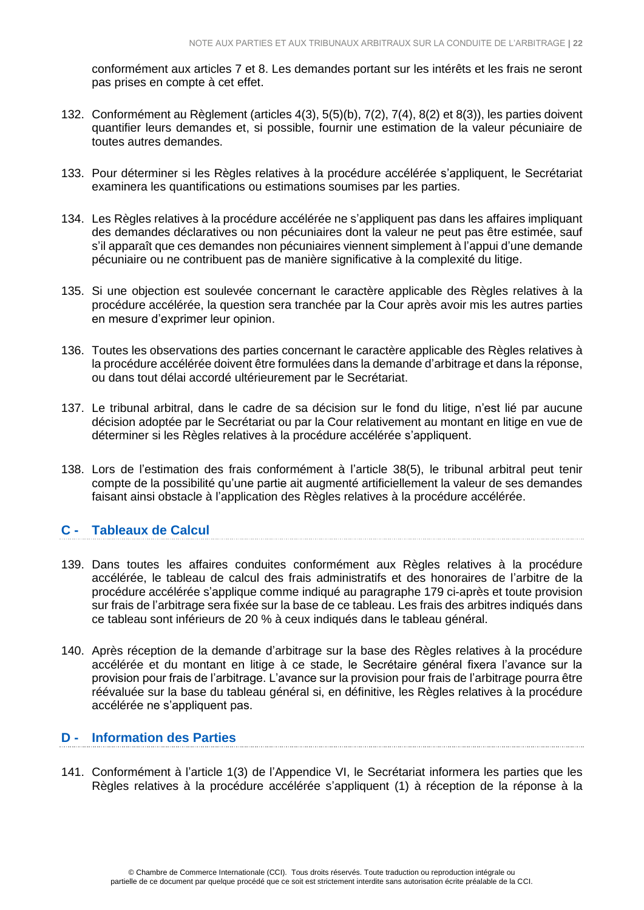conformément aux articles 7 et 8. Les demandes portant sur les intérêts et les frais ne seront pas prises en compte à cet effet.

132. Conformément au Règlement (articles 4(3), 5(5)(b), 7(2), 7(4), 8(2) et 8(3)), les parties doivent quantifier leurs demandes et, si possible, fournir une estimation de la valeur pécuniaire de toutes autres demandes.

133. Pour déterminer si les Règles relatives à la procédure accélérée s'appliquent, le Secrétariat examinera les quantifications ou estimations soumises par les parties.

134. Les Règles relatives à la procédure accélérée ne s'appliquent pas dans les affaires impliquant des demandes déclaratives ou non pécuniaires dont la valeur ne peut pas être estimée, sauf s'il apparaît que ces demandes non pécuniaires viennent simplement à l'appui d'une demande pécuniaire ou ne contribuent pas de manière significative à la complexité du litige.

135. Si une objection est soulevée concernant le caractère applicable des Règles relatives à la procédure accélérée, la question sera tranchée par la Cour après avoir mis les autres parties en mesure d'exprimer leur opinion.

136. Toutes les observations des parties concernant le caractère applicable des Règles relatives à la procédure accélérée doivent être formulées dans la demande d'arbitrage et dans la réponse, ou dans tout délai accordé ultérieurement par le Secrétariat.

137. Le tribunal arbitral, dans le cadre de sa décision sur le fond du litige, n'est lié par aucune décision adoptée par le Secrétariat ou par la Cour relativement au montant en litige en vue de déterminer si les Règles relatives à la procédure accélérée s'appliquent.

138. Lors de l'estimation des frais conformément à l'article 38(5), le tribunal arbitral peut tenir compte de la possibilité qu'une partie ait augmenté artificiellement la valeur de ses demandes faisant ainsi obstacle à l'application des Règles relatives à la procédure accélérée.

## C - Tableaux de Calcul

139. Dans toutes les affaires conduites conformément aux Règles relatives à la procédure accélérée, le tableau de calcul des frais administratifs et des honoraires de l'arbitre de la procédure accélérée s'applique comme indiqué au paragraphe 179 ci-après et toute provision sur frais de l'arbitrage sera fixée sur la base de ce tableau. Les frais des arbitres indiqués dans ce tableau sont inférieurs de 20 % à ceux indiqués dans le tableau général.

140. Après réception de la demande d'arbitrage sur la base des Règles relatives à la procédure accélérée et du montant en litige à ce stade, le Secrétaire général fixera l'avance sur la provision pour frais de l'arbitrage. L'avance sur la provision pour frais de l'arbitrage pourra être réévaluée sur la base du tableau général si, en définitive, les Règles relatives à la procédure accélérée ne s'appliquent pas.

## D - Information des Parties

141. Conformément à l'article 1(3) de l'Appendice VI, le Secrétariat informera les parties que les Règles relatives à la procédure accélérée s'appliquent (1) à réception de la réponse à la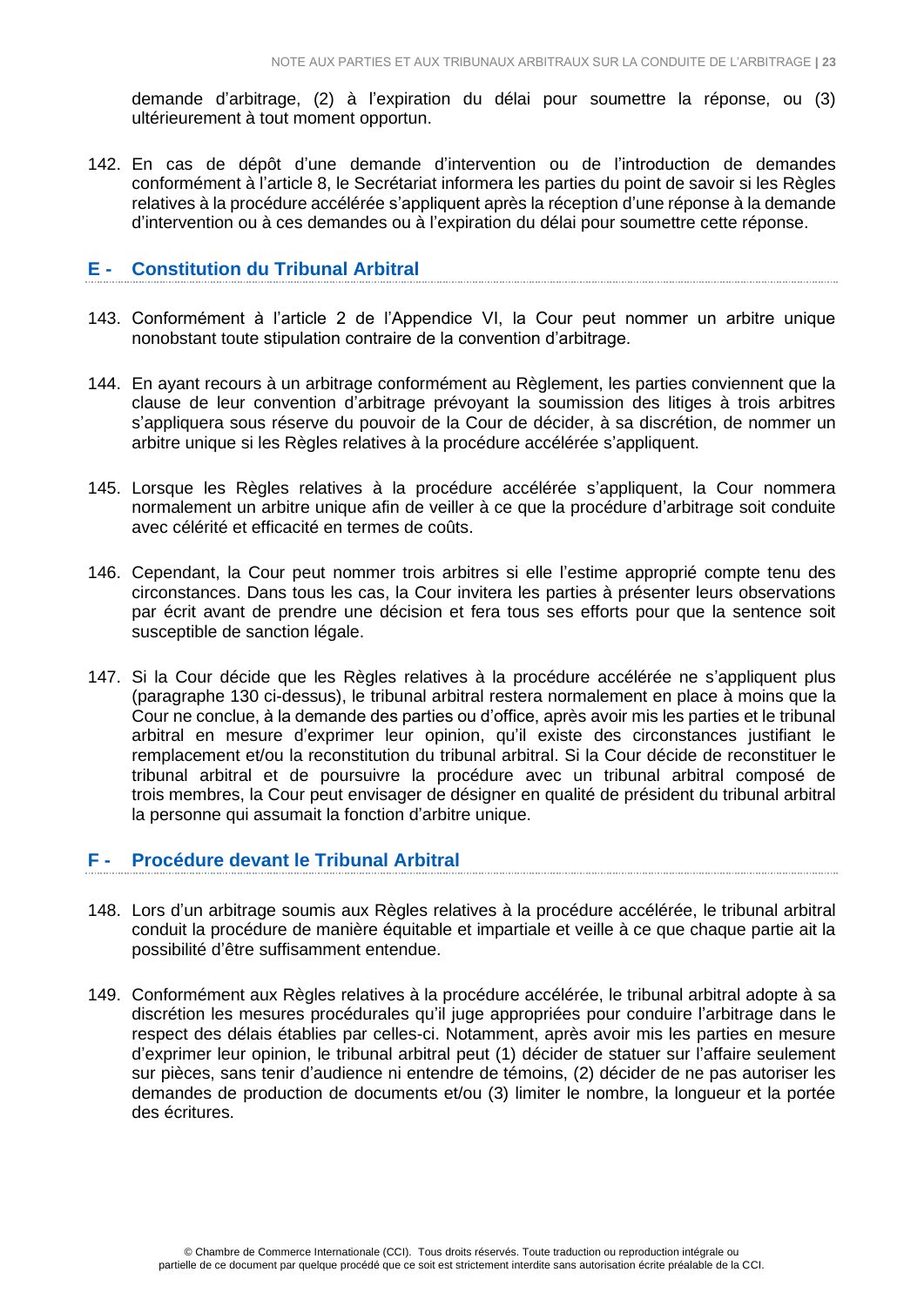demande d'arbitrage, (2) à l'expiration du délai pour soumettre la réponse, ou (3) ultérieurement à tout moment opportun.

142. En cas de dépôt d'une demande d'intervention ou de l'introduction de demandes conformément à l'article 8, le Secrétariat informera les parties du point de savoir si les Règles relatives à la procédure accélérée s'appliquent après la réception d'une réponse à la demande d'intervention ou à ces demandes ou à l'expiration du délai pour soumettre cette réponse.

## E - Constitution du Tribunal Arbitral

143. Conformément à l'article 2 de l'Appendice VI, la Cour peut nommer un arbitre unique nonobstant toute stipulation contraire de la convention d'arbitrage.

144. En ayant recours à un arbitrage conformément au Règlement, les parties conviennent que la clause de leur convention d'arbitrage prévoyant la soumission des litiges à trois arbitres s'appliquera sous réserve du pouvoir de la Cour de décider, à sa discrétion, de nommer un arbitre unique si les Règles relatives à la procédure accélérée s'appliquent.

145. Lorsque les Règles relatives à la procédure accélérée s'appliquent, la Cour nommera normalement un arbitre unique afin de veiller à ce que la procédure d'arbitrage soit conduite avec célérité et efficacité en termes de coûts.

146. Cependant, la Cour peut nommer trois arbitres si elle l'estime approprié compte tenu des circonstances. Dans tous les cas, la Cour invitera les parties à présenter leurs observations par écrit avant de prendre une décision et fera tous ses efforts pour que la sentence soit susceptible de sanction légale.

147. Si la Cour décide que les Règles relatives à la procédure accélérée ne s'appliquent plus (paragraphe 130 ci-dessus), le tribunal arbitral restera normalement en place à moins que la Cour ne conclue, à la demande des parties ou d'office, après avoir mis les parties et le tribunal arbitral en mesure d'exprimer leur opinion, qu'il existe des circonstances justifiant le remplacement et/ou la reconstitution du tribunal arbitral. Si la Cour décide de reconstituer le tribunal arbitral et de poursuivre la procédure avec un tribunal arbitral composé de trois membres, la Cour peut envisager de désigner en qualité de président du tribunal arbitral la personne qui assumait la fonction d'arbitre unique.

## F - Procédure devant le Tribunal Arbitral

148. Lors d'un arbitrage soumis aux Règles relatives à la procédure accélérée, le tribunal arbitral conduit la procédure de manière équitable et impartiale et veille à ce que chaque partie ait la possibilité d'être suffisamment entendue.

149. Conformément aux Règles relatives à la procédure accélérée, le tribunal arbitral adopte à sa discrétion les mesures procédurales qu'il juge appropriées pour conduire l'arbitrage dans le respect des délais établies par celles-ci. Notamment, après avoir mis les parties en mesure d'exprimer leur opinion, le tribunal arbitral peut (1) décider de statuer sur l'affaire seulement sur pièces, sans tenir d'audience ni entendre de témoins, (2) décider de ne pas autoriser les demandes de production de documents et/ou (3) limiter le nombre, la longueur et la portée des écritures.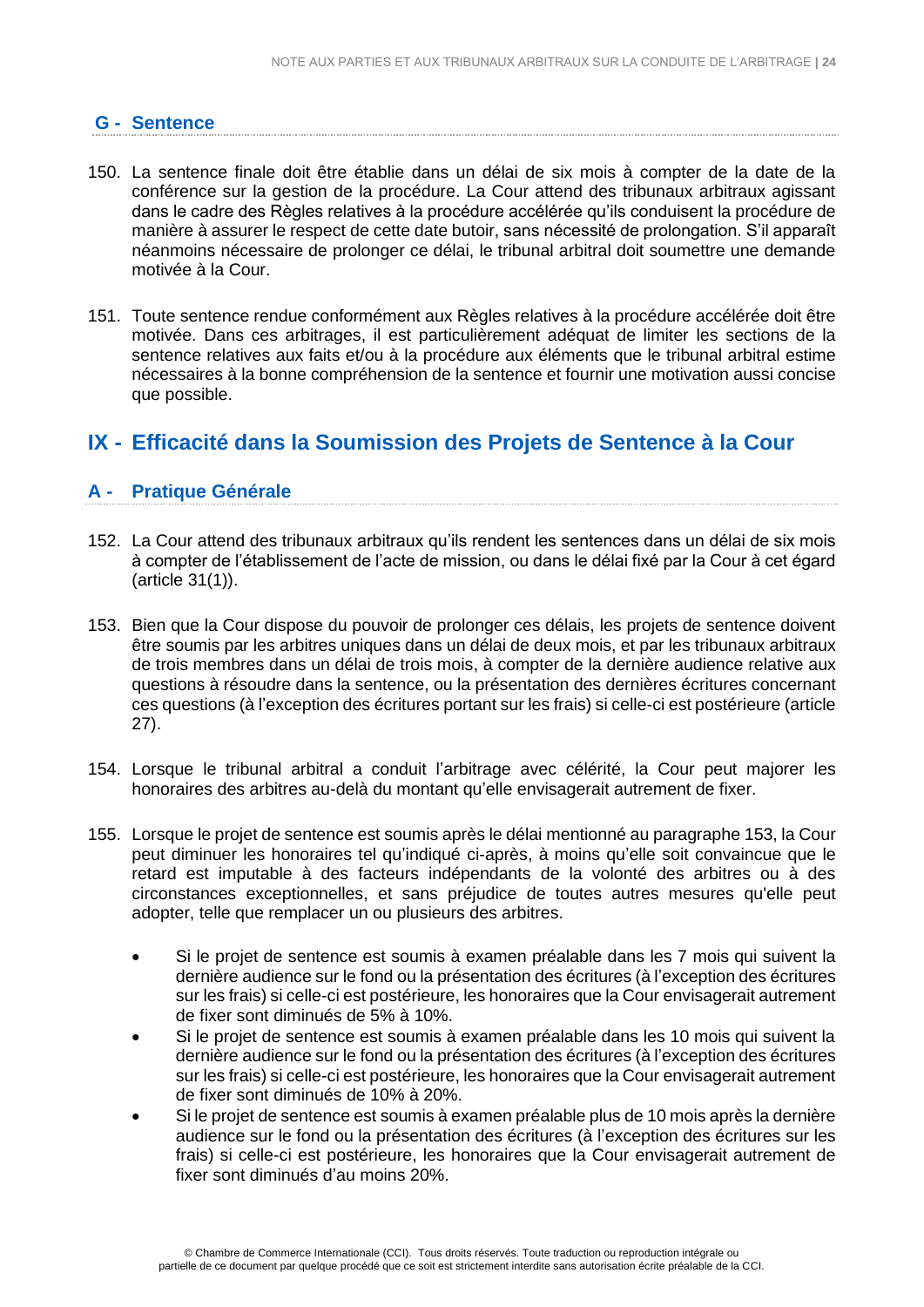### G - Sentence

150. La sentence finale doit être établie dans un délai de six mois à compter de la date de la conférence sur la gestion de la procédure. La Cour attend des tribunaux arbitraux agissant dans le cadre des Règles relatives à la procédure accélérée qu'ils conduisent la procédure de manière à assurer le respect de cette date butoir, sans nécessité de prolongation. S'il apparaît néanmoins nécessaire de prolonger ce délai, le tribunal arbitral doit soumettre une demande motivée à la Cour.

151. Toute sentence rendue conformément aux Règles relatives à la procédure accélérée doit être motivée. Dans ces arbitrages, il est particulièrement adéquat de limiter les sections de la sentence relatives aux faits et/ou à la procédure aux éléments que le tribunal arbitral estime nécessaires à la bonne compréhension de la sentence et fournir une motivation aussi concise que possible.

## IX - Efficacité dans la Soumission des Projets de Sentence à la Cour

### A - Pratique Générale

152. La Cour attend des tribunaux arbitraux qu'ils rendent les sentences dans un délai de six mois à compter de l'établissement de l'acte de mission, ou dans le délai fixé par la Cour à cet égard (article 31(1)).

153. Bien que la Cour dispose du pouvoir de prolonger ces délais, les projets de sentence doivent être soumis par les arbitres uniques dans un délai de deux mois, et par les tribunaux arbitraux de trois membres dans un délai de trois mois, à compter de la dernière audience relative aux questions à résoudre dans la sentence, ou la présentation des dernières écritures concernant ces questions (à l'exception des écritures portant sur les frais) si celle-ci est postérieure (article 27).

154. Lorsque le tribunal arbitral a conduit l'arbitrage avec célérité, la Cour peut majorer les honoraires des arbitres au-delà du montant qu'elle envisagerait autrement de fixer.

155. Lorsque le projet de sentence est soumis après le délai mentionné au paragraphe 153, la Cour peut diminuer les honoraires tel qu'indiqué ci-après, à moins qu'elle soit convaincue que le retard est imputable à des facteurs indépendants de la volonté des arbitres ou à des circonstances exceptionnelles, et sans préjudice de toutes autres mesures qu'elle peut adopter, telle que remplacer un ou plusieurs des arbitres.

    - Si le projet de sentence est soumis à examen préalable dans les 7 mois qui suivent la dernière audience sur le fond ou la présentation des écritures (à l'exception des écritures sur les frais) si celle-ci est postérieure, les honoraires que la Cour envisagerait autrement de fixer sont diminués de 5% à 10%.
    - Si le projet de sentence est soumis à examen préalable dans les 10 mois qui suivent la dernière audience sur le fond ou la présentation des écritures (à l'exception des écritures sur les frais) si celle-ci est postérieure, les honoraires que la Cour envisagerait autrement de fixer sont diminués de 10% à 20%.
    - Si le projet de sentence est soumis à examen préalable plus de 10 mois après la dernière audience sur le fond ou la présentation des écritures (à l'exception des écritures sur les frais) si celle-ci est postérieure, les honoraires que la Cour envisagerait autrement de fixer sont diminués d'au moins 20%.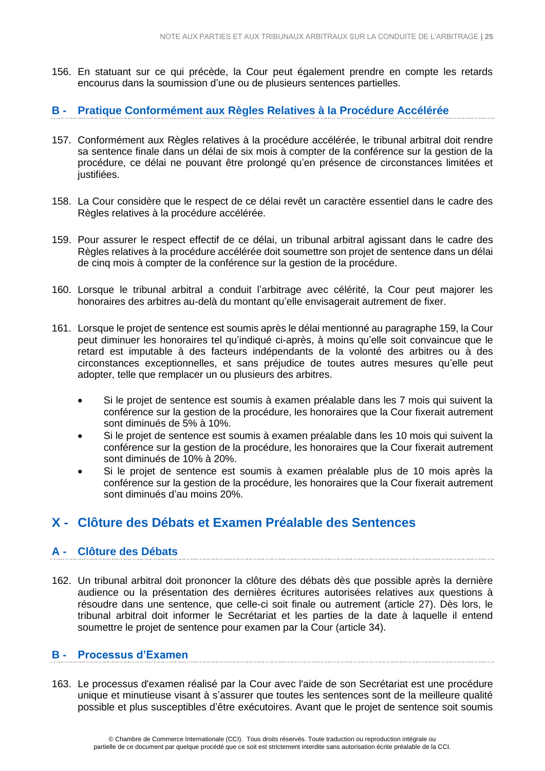156. En statuant sur ce qui précède, la Cour peut également prendre en compte les retards encourus dans la soumission d'une ou de plusieurs sentences partielles.

### B - Pratique Conformément aux Règles Relatives à la Procédure Accélérée

157. Conformément aux Règles relatives à la procédure accélérée, le tribunal arbitral doit rendre sa sentence finale dans un délai de six mois à compter de la conférence sur la gestion de la procédure, ce délai ne pouvant être prolongé qu'en présence de circonstances limitées et justifiées.

158. La Cour considère que le respect de ce délai revêt un caractère essentiel dans le cadre des Règles relatives à la procédure accélérée.

159. Pour assurer le respect effectif de ce délai, un tribunal arbitral agissant dans le cadre des Règles relatives à la procédure accélérée doit soumettre son projet de sentence dans un délai de cinq mois à compter de la conférence sur la gestion de la procédure.

160. Lorsque le tribunal arbitral a conduit l'arbitrage avec célérité, la Cour peut majorer les honoraires des arbitres au-delà du montant qu'elle envisagerait autrement de fixer.

161. Lorsque le projet de sentence est soumis après le délai mentionné au paragraphe 159, la Cour peut diminuer les honoraires tel qu'indiqué ci-après, à moins qu'elle soit convaincue que le retard est imputable à des facteurs indépendants de la volonté des arbitres ou à des circonstances exceptionnelles, et sans préjudice de toutes autres mesures qu'elle peut adopter, telle que remplacer un ou plusieurs des arbitres.

    - Si le projet de sentence est soumis à examen préalable dans les 7 mois qui suivent la conférence sur la gestion de la procédure, les honoraires que la Cour fixerait autrement sont diminués de 5% à 10%.
    - Si le projet de sentence est soumis à examen préalable dans les 10 mois qui suivent la conférence sur la gestion de la procédure, les honoraires que la Cour fixerait autrement sont diminués de 10% à 20%.
    - Si le projet de sentence est soumis à examen préalable plus de 10 mois après la conférence sur la gestion de la procédure, les honoraires que la Cour fixerait autrement sont diminués d'au moins 20%.

## X - Clôture des Débats et Examen Préalable des Sentences

### A - Clôture des Débats

162. Un tribunal arbitral doit prononcer la clôture des débats dès que possible après la dernière audience ou la présentation des dernières écritures autorisées relatives aux questions à résoudre dans une sentence, que celle-ci soit finale ou autrement (article 27). Dès lors, le tribunal arbitral doit informer le Secrétariat et les parties de la date à laquelle il entend soumettre le projet de sentence pour examen par la Cour (article 34).

### B - Processus d'Examen

163. Le processus d'examen réalisé par la Cour avec l'aide de son Secrétariat est une procédure unique et minutieuse visant à s'assurer que toutes les sentences sont de la meilleure qualité possible et plus susceptibles d'être exécutoires. Avant que le projet de sentence soit soumis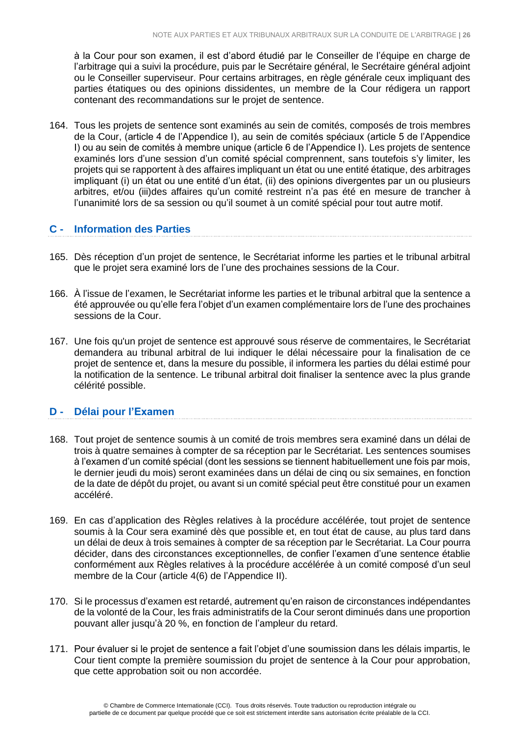à la Cour pour son examen, il est d'abord étudié par le Conseiller de l'équipe en charge de l'arbitrage qui a suivi la procédure, puis par le Secrétaire général, le Secrétaire général adjoint ou le Conseiller superviseur. Pour certains arbitrages, en règle générale ceux impliquant des parties étatiques ou des opinions dissidentes, un membre de la Cour rédigera un rapport contenant des recommandations sur le projet de sentence.

164. Tous les projets de sentence sont examinés au sein de comités, composés de trois membres de la Cour, (article 4 de l'Appendice I), au sein de comités spéciaux (article 5 de l'Appendice I) ou au sein de comités à membre unique (article 6 de l'Appendice I). Les projets de sentence examinés lors d'une session d'un comité spécial comprennent, sans toutefois s'y limiter, les projets qui se rapportent à des affaires impliquant un état ou une entité étatique, des arbitrages impliquant (i) un état ou une entité d'un état, (ii) des opinions divergentes par un ou plusieurs arbitres, et/ou (iii)des affaires qu'un comité restreint n'a pas été en mesure de trancher à l'unanimité lors de sa session ou qu'il soumet à un comité spécial pour tout autre motif.

## C - Information des Parties

165. Dès réception d'un projet de sentence, le Secrétariat informe les parties et le tribunal arbitral que le projet sera examiné lors de l'une des prochaines sessions de la Cour.

166. À l'issue de l'examen, le Secrétariat informe les parties et le tribunal arbitral que la sentence a été approuvée ou qu'elle fera l'objet d'un examen complémentaire lors de l'une des prochaines sessions de la Cour.

167. Une fois qu'un projet de sentence est approuvé sous réserve de commentaires, le Secrétariat demandera au tribunal arbitral de lui indiquer le délai nécessaire pour la finalisation de ce projet de sentence et, dans la mesure du possible, il informera les parties du délai estimé pour la notification de la sentence. Le tribunal arbitral doit finaliser la sentence avec la plus grande célérité possible.

## D - Délai pour l'Examen

168. Tout projet de sentence soumis à un comité de trois membres sera examiné dans un délai de trois à quatre semaines à compter de sa réception par le Secrétariat. Les sentences soumises à l'examen d'un comité spécial (dont les sessions se tiennent habituellement une fois par mois, le dernier jeudi du mois) seront examinées dans un délai de cinq ou six semaines, en fonction de la date de dépôt du projet, ou avant si un comité spécial peut être constitué pour un examen accéléré.

169. En cas d'application des Règles relatives à la procédure accélérée, tout projet de sentence soumis à la Cour sera examiné dès que possible et, en tout état de cause, au plus tard dans un délai de deux à trois semaines à compter de sa réception par le Secrétariat. La Cour pourra décider, dans des circonstances exceptionnelles, de confier l'examen d'une sentence établie conformément aux Règles relatives à la procédure accélérée à un comité composé d'un seul membre de la Cour (article 4(6) de l'Appendice II).

170. Si le processus d'examen est retardé, autrement qu'en raison de circonstances indépendantes de la volonté de la Cour, les frais administratifs de la Cour seront diminués dans une proportion pouvant aller jusqu'à 20 %, en fonction de l'ampleur du retard.

171. Pour évaluer si le projet de sentence a fait l'objet d'une soumission dans les délais impartis, le Cour tient compte la première soumission du projet de sentence à la Cour pour approbation, que cette approbation soit ou non accordée.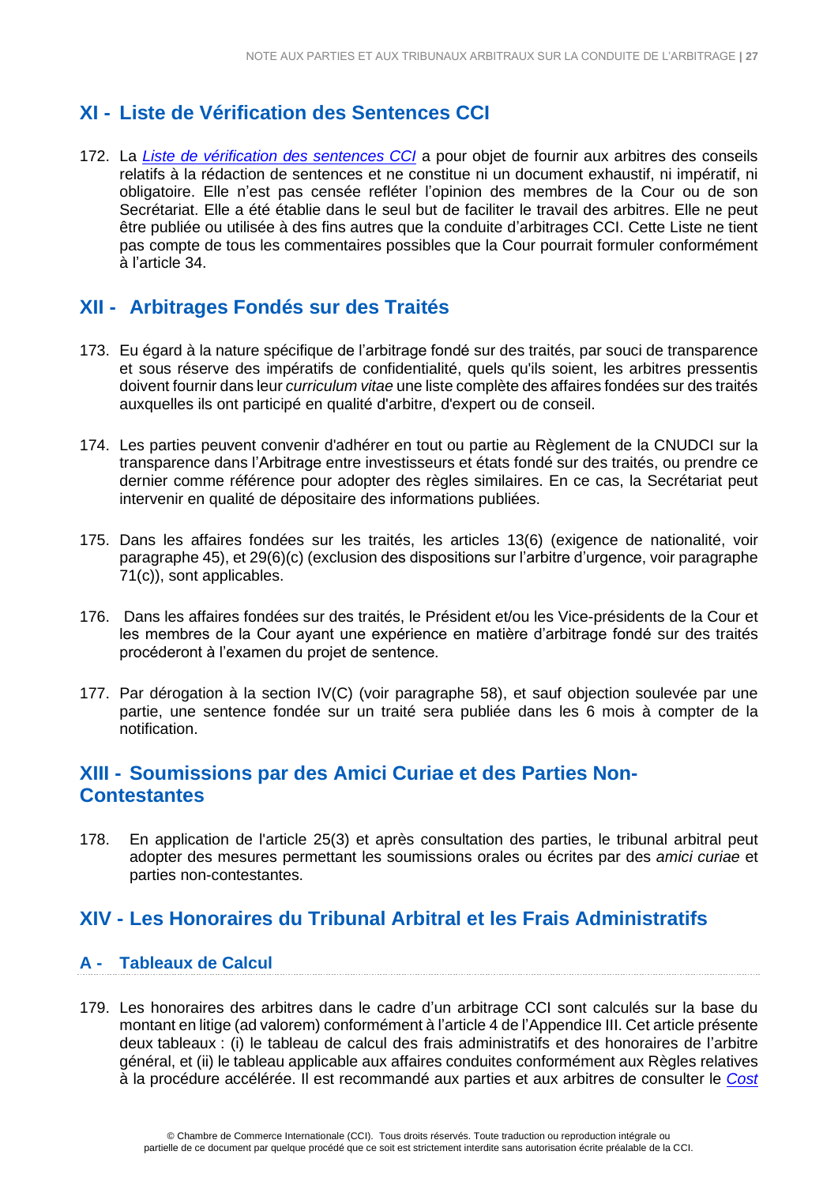## XI - Liste de Vérification des Sentences CCI

172. La *Liste de vérification des sentences CCI* a pour objet de fournir aux arbitres des conseils relatifs à la rédaction de sentences et ne constitue ni un document exhaustif, ni impératif, ni obligatoire. Elle n'est pas censée refléter l'opinion des membres de la Cour ou de son Secrétariat. Elle a été établie dans le seul but de faciliter le travail des arbitres. Elle ne peut être publiée ou utilisée à des fins autres que la conduite d'arbitrages CCI. Cette Liste ne tient pas compte de tous les commentaires possibles que la Cour pourrait formuler conformément à l'article 34.

## XII - Arbitrages Fondés sur des Traités

173. Eu égard à la nature spécifique de l'arbitrage fondé sur des traités, par souci de transparence et sous réserve des impératifs de confidentialité, quels qu'ils soient, les arbitres pressentis doivent fournir dans leur *curriculum vitae* une liste complète des affaires fondées sur des traités auxquelles ils ont participé en qualité d'arbitre, d'expert ou de conseil.

174. Les parties peuvent convenir d'adhérer en tout ou partie au Règlement de la CNUDCI sur la transparence dans l'Arbitrage entre investisseurs et états fondé sur des traités, ou prendre ce dernier comme référence pour adopter des règles similaires. En ce cas, la Secrétariat peut intervenir en qualité de dépositaire des informations publiées.

175. Dans les affaires fondées sur les traités, les articles 13(6) (exigence de nationalité, voir paragraphe 45), et 29(6)(c) (exclusion des dispositions sur l'arbitre d'urgence, voir paragraphe 71(c)), sont applicables.

176. Dans les affaires fondées sur des traités, le Président et/ou les Vice-présidents de la Cour et les membres de la Cour ayant une expérience en matière d'arbitrage fondé sur des traités procéderont à l'examen du projet de sentence.

177. Par dérogation à la section IV(C) (voir paragraphe 58), et sauf objection soulevée par une partie, une sentence fondée sur un traité sera publiée dans les 6 mois à compter de la notification.

## XIII - Soumissions par des Amici Curiae et des Parties Non-Contestantes

178. En application de l'article 25(3) et après consultation des parties, le tribunal arbitral peut adopter des mesures permettant les soumissions orales ou écrites par des *amici curiae* et parties non-contestantes.

## XIV - Les Honoraires du Tribunal Arbitral et les Frais Administratifs

### A - Tableaux de Calcul

179. Les honoraires des arbitres dans le cadre d'un arbitrage CCI sont calculés sur la base du montant en litige (ad valorem) conformément à l'article 4 de l'Appendice III. Cet article présente deux tableaux : (i) le tableau de calcul des frais administratifs et des honoraires de l'arbitre général, et (ii) le tableau applicable aux affaires conduites conformément aux Règles relatives à la procédure accélérée. Il est recommandé aux parties et aux arbitres de consulter le *Cost*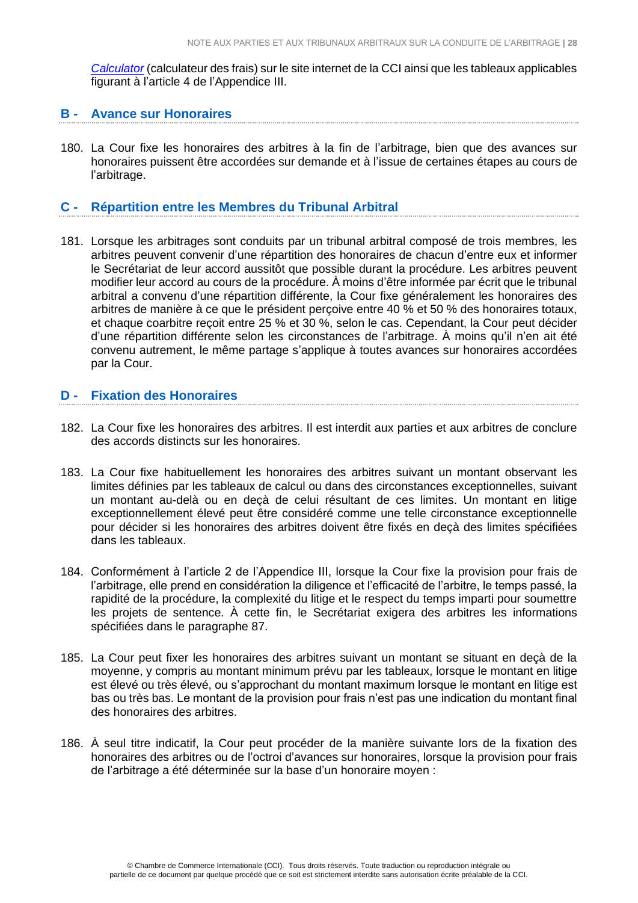*Calculator* (calculateur des frais) sur le site internet de la CCI ainsi que les tableaux applicables figurant à l'article 4 de l'Appendice III.

## B - Avance sur Honoraires

180. La Cour fixe les honoraires des arbitres à la fin de l'arbitrage, bien que des avances sur honoraires puissent être accordées sur demande et à l'issue de certaines étapes au cours de l'arbitrage.

## C - Répartition entre les Membres du Tribunal Arbitral

181. Lorsque les arbitrages sont conduits par un tribunal arbitral composé de trois membres, les arbitres peuvent convenir d'une répartition des honoraires de chacun d'entre eux et informer le Secrétariat de leur accord aussitôt que possible durant la procédure. Les arbitres peuvent modifier leur accord au cours de la procédure. À moins d'être informée par écrit que le tribunal arbitral a convenu d'une répartition différente, la Cour fixe généralement les honoraires des arbitres de manière à ce que le président perçoive entre 40 % et 50 % des honoraires totaux, et chaque coarbitre reçoit entre 25 % et 30 %, selon le cas. Cependant, la Cour peut décider d'une répartition différente selon les circonstances de l'arbitrage. À moins qu'il n'en ait été convenu autrement, le même partage s'applique à toutes avances sur honoraires accordées par la Cour.

## D - Fixation des Honoraires

182. La Cour fixe les honoraires des arbitres. Il est interdit aux parties et aux arbitres de conclure des accords distincts sur les honoraires.

183. La Cour fixe habituellement les honoraires des arbitres suivant un montant observant les limites définies par les tableaux de calcul ou dans des circonstances exceptionnelles, suivant un montant au-delà ou en deçà de celui résultant de ces limites. Un montant en litige exceptionnellement élevé peut être considéré comme une telle circonstance exceptionnelle pour décider si les honoraires des arbitres doivent être fixés en deçà des limites spécifiées dans les tableaux.

184. Conformément à l'article 2 de l'Appendice III, lorsque la Cour fixe la provision pour frais de l'arbitrage, elle prend en considération la diligence et l'efficacité de l'arbitre, le temps passé, la rapidité de la procédure, la complexité du litige et le respect du temps imparti pour soumettre les projets de sentence. À cette fin, le Secrétariat exigera des arbitres les informations spécifiées dans le paragraphe 87.

185. La Cour peut fixer les honoraires des arbitres suivant un montant se situant en deçà de la moyenne, y compris au montant minimum prévu par les tableaux, lorsque le montant en litige est élevé ou très élevé, ou s'approchant du montant maximum lorsque le montant en litige est bas ou très bas. Le montant de la provision pour frais n'est pas une indication du montant final des honoraires des arbitres.

186. À seul titre indicatif, la Cour peut procéder de la manière suivante lors de la fixation des honoraires des arbitres ou de l'octroi d'avances sur honoraires, lorsque la provision pour frais de l'arbitrage a été déterminée sur la base d'un honoraire moyen :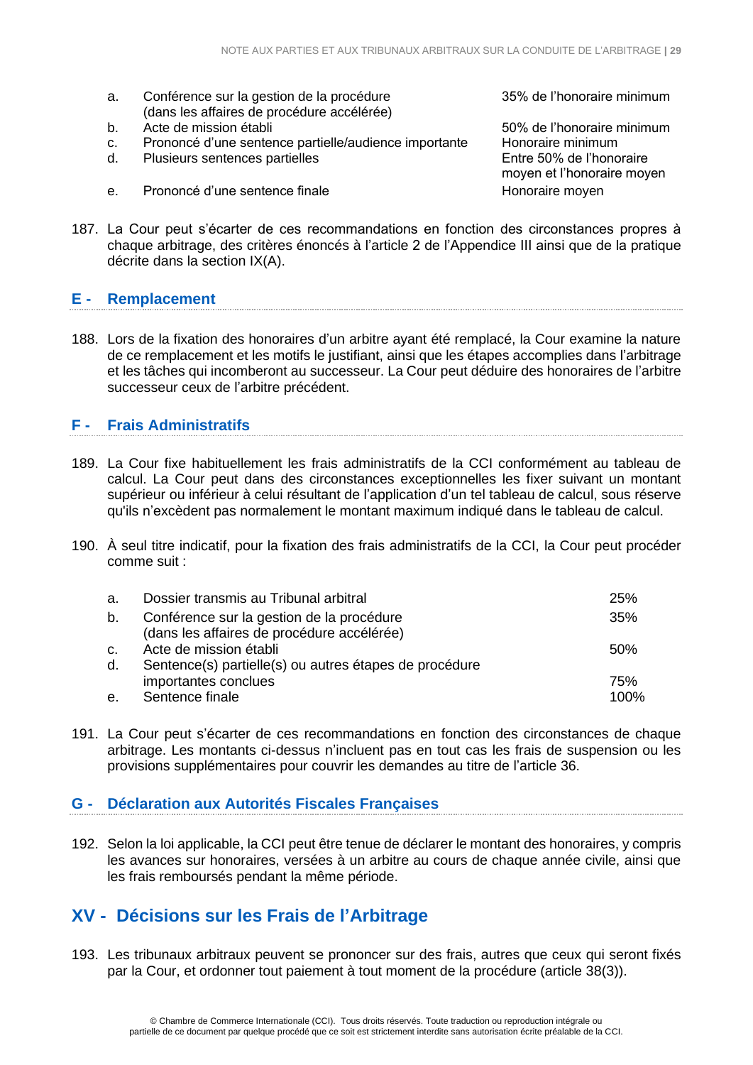| | | |
|---|---|---|
| a. | Conférence sur la gestion de la procédure (dans les affaires de procédure accélérée) | 35% de l'honoraire minimum |
| b. | Acte de mission établi | 50% de l'honoraire minimum |
| c. | Prononcé d'une sentence partielle/audience importante | Honoraire minimum |
| d. | Plusieurs sentences partielles | Entre 50% de l'honoraire moyen et l'honoraire moyen |
| e. | Prononcé d'une sentence finale | Honoraire moyen |

187. La Cour peut s'écarter de ces recommandations en fonction des circonstances propres à chaque arbitrage, des critères énoncés à l'article 2 de l'Appendice III ainsi que de la pratique décrite dans la section IX(A).

### E - Remplacement

188. Lors de la fixation des honoraires d'un arbitre ayant été remplacé, la Cour examine la nature de ce remplacement et les motifs le justifiant, ainsi que les étapes accomplies dans l'arbitrage et les tâches qui incomberont au successeur. La Cour peut déduire des honoraires de l'arbitre successeur ceux de l'arbitre précédent.

### F - Frais Administratifs

189. La Cour fixe habituellement les frais administratifs de la CCI conformément au tableau de calcul. La Cour peut dans des circonstances exceptionnelles les fixer suivant un montant supérieur ou inférieur à celui résultant de l'application d'un tel tableau de calcul, sous réserve qu'ils n'excèdent pas normalement le montant maximum indiqué dans le tableau de calcul.

190. À seul titre indicatif, pour la fixation des frais administratifs de la CCI, la Cour peut procéder comme suit :

| | | |
|---|---|---|
| a. | Dossier transmis au Tribunal arbitral | 25% |
| b. | Conférence sur la gestion de la procédure (dans les affaires de procédure accélérée) | 35% |
| c. | Acte de mission établi | 50% |
| d. | Sentence(s) partielle(s) ou autres étapes de procédure importantes conclues | 75% |
| e. | Sentence finale | 100% |

191. La Cour peut s'écarter de ces recommandations en fonction des circonstances de chaque arbitrage. Les montants ci-dessus n'incluent pas en tout cas les frais de suspension ou les provisions supplémentaires pour couvrir les demandes au titre de l'article 36.

### G - Déclaration aux Autorités Fiscales Françaises

192. Selon la loi applicable, la CCI peut être tenue de déclarer le montant des honoraires, y compris les avances sur honoraires, versées à un arbitre au cours de chaque année civile, ainsi que les frais remboursés pendant la même période.

## XV - Décisions sur les Frais de l'Arbitrage

193. Les tribunaux arbitraux peuvent se prononcer sur des frais, autres que ceux qui seront fixés par la Cour, et ordonner tout paiement à tout moment de la procédure (article 38(3)).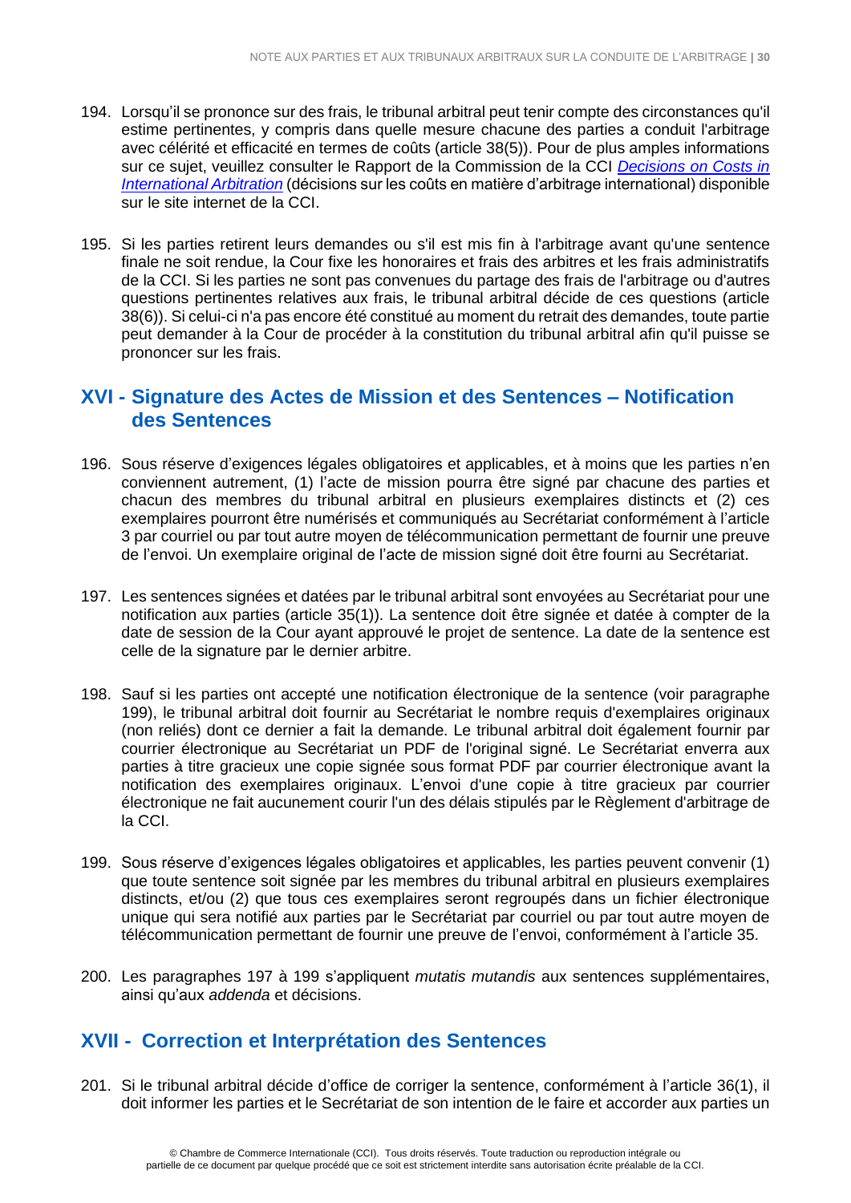194. Lorsqu'il se prononce sur des frais, le tribunal arbitral peut tenir compte des circonstances qu'il estime pertinentes, y compris dans quelle mesure chacune des parties a conduit l'arbitrage avec célérité et efficacité en termes de coûts (article 38(5)). Pour de plus amples informations sur ce sujet, veuillez consulter le Rapport de la Commission de la CCI *Decisions on Costs in International Arbitration* (décisions sur les coûts en matière d'arbitrage international) disponible sur le site internet de la CCI.

195. Si les parties retirent leurs demandes ou s'il est mis fin à l'arbitrage avant qu'une sentence finale ne soit rendue, la Cour fixe les honoraires et frais des arbitres et les frais administratifs de la CCI. Si les parties ne sont pas convenues du partage des frais de l'arbitrage ou d'autres questions pertinentes relatives aux frais, le tribunal arbitral décide de ces questions (article 38(6)). Si celui-ci n'a pas encore été constitué au moment du retrait des demandes, toute partie peut demander à la Cour de procéder à la constitution du tribunal arbitral afin qu'il puisse se prononcer sur les frais.

## XVI - Signature des Actes de Mission et des Sentences – Notification des Sentences

196. Sous réserve d'exigences légales obligatoires et applicables, et à moins que les parties n'en conviennent autrement, (1) l'acte de mission pourra être signé par chacune des parties et chacun des membres du tribunal arbitral en plusieurs exemplaires distincts et (2) ces exemplaires pourront être numérisés et communiqués au Secrétariat conformément à l'article 3 par courriel ou par tout autre moyen de télécommunication permettant de fournir une preuve de l'envoi. Un exemplaire original de l'acte de mission signé doit être fourni au Secrétariat.

197. Les sentences signées et datées par le tribunal arbitral sont envoyées au Secrétariat pour une notification aux parties (article 35(1)). La sentence doit être signée et datée à compter de la date de session de la Cour ayant approuvé le projet de sentence. La date de la sentence est celle de la signature par le dernier arbitre.

198. Sauf si les parties ont accepté une notification électronique de la sentence (voir paragraphe 199), le tribunal arbitral doit fournir au Secrétariat le nombre requis d'exemplaires originaux (non reliés) dont ce dernier a fait la demande. Le tribunal arbitral doit également fournir par courrier électronique au Secrétariat un PDF de l'original signé. Le Secrétariat enverra aux parties à titre gracieux une copie signée sous format PDF par courrier électronique avant la notification des exemplaires originaux. L'envoi d'une copie à titre gracieux par courrier électronique ne fait aucunement courir l'un des délais stipulés par le Règlement d'arbitrage de la CCI.

199. Sous réserve d'exigences légales obligatoires et applicables, les parties peuvent convenir (1) que toute sentence soit signée par les membres du tribunal arbitral en plusieurs exemplaires distincts, et/ou (2) que tous ces exemplaires seront regroupés dans un fichier électronique unique qui sera notifié aux parties par le Secrétariat par courriel ou par tout autre moyen de télécommunication permettant de fournir une preuve de l'envoi, conformément à l'article 35.

200. Les paragraphes 197 à 199 s'appliquent *mutatis mutandis* aux sentences supplémentaires, ainsi qu'aux *addenda* et décisions.

## XVII - Correction et Interprétation des Sentences

201. Si le tribunal arbitral décide d'office de corriger la sentence, conformément à l'article 36(1), il doit informer les parties et le Secrétariat de son intention de le faire et accorder aux parties un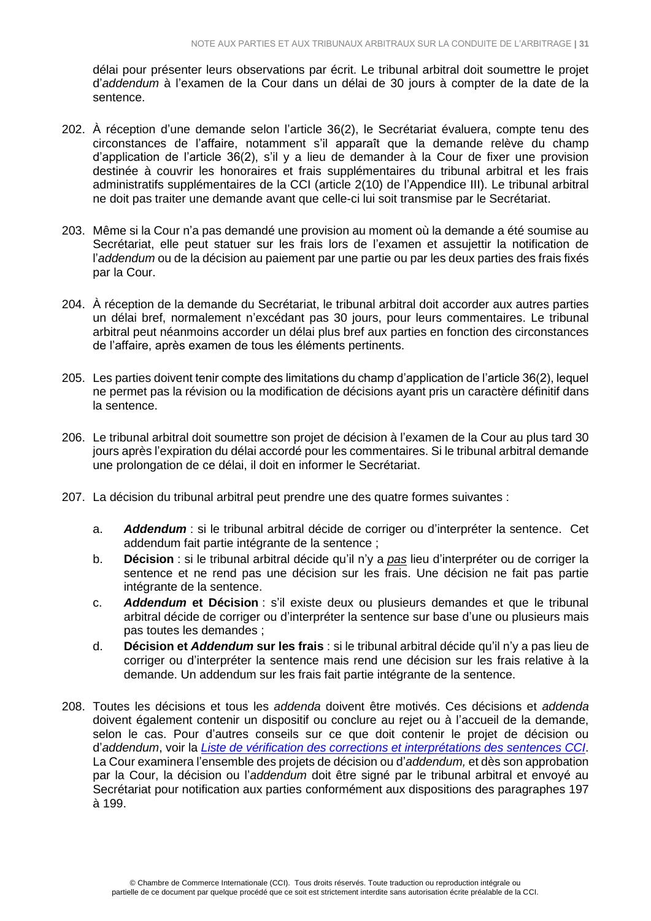délai pour présenter leurs observations par écrit. Le tribunal arbitral doit soumettre le projet d'*addendum* à l'examen de la Cour dans un délai de 30 jours à compter de la date de la sentence.

202. À réception d'une demande selon l'article 36(2), le Secrétariat évaluera, compte tenu des circonstances de l'affaire, notamment s'il apparaît que la demande relève du champ d'application de l'article 36(2), s'il y a lieu de demander à la Cour de fixer une provision destinée à couvrir les honoraires et frais supplémentaires du tribunal arbitral et les frais administratifs supplémentaires de la CCI (article 2(10) de l'Appendice III). Le tribunal arbitral ne doit pas traiter une demande avant que celle-ci lui soit transmise par le Secrétariat.

203. Même si la Cour n'a pas demandé une provision au moment où la demande a été soumise au Secrétariat, elle peut statuer sur les frais lors de l'examen et assujettir la notification de l'*addendum* ou de la décision au paiement par une partie ou par les deux parties des frais fixés par la Cour.

204. À réception de la demande du Secrétariat, le tribunal arbitral doit accorder aux autres parties un délai bref, normalement n'excédant pas 30 jours, pour leurs commentaires. Le tribunal arbitral peut néanmoins accorder un délai plus bref aux parties en fonction des circonstances de l'affaire, après examen de tous les éléments pertinents.

205. Les parties doivent tenir compte des limitations du champ d'application de l'article 36(2), lequel ne permet pas la révision ou la modification de décisions ayant pris un caractère définitif dans la sentence.

206. Le tribunal arbitral doit soumettre son projet de décision à l'examen de la Cour au plus tard 30 jours après l'expiration du délai accordé pour les commentaires. Si le tribunal arbitral demande une prolongation de ce délai, il doit en informer le Secrétariat.

207. La décision du tribunal arbitral peut prendre une des quatre formes suivantes :

    a. ***Addendum*** : si le tribunal arbitral décide de corriger ou d'interpréter la sentence. Cet addendum fait partie intégrante de la sentence ;
    b. **Décision** : si le tribunal arbitral décide qu'il n'y a ***pas*** lieu d'interpréter ou de corriger la sentence et ne rend pas une décision sur les frais. Une décision ne fait pas partie intégrante de la sentence.
    c. ***Addendum* et Décision** : s'il existe deux ou plusieurs demandes et que le tribunal arbitral décide de corriger ou d'interpréter la sentence sur base d'une ou plusieurs mais pas toutes les demandes ;
    d. **Décision et *Addendum* sur les frais** : si le tribunal arbitral décide qu'il n'y a pas lieu de corriger ou d'interpréter la sentence mais rend une décision sur les frais relative à la demande. Un addendum sur les frais fait partie intégrante de la sentence.

208. Toutes les décisions et tous les *addenda* doivent être motivés. Ces décisions et *addenda* doivent également contenir un dispositif ou conclure au rejet ou à l'accueil de la demande, selon le cas. Pour d'autres conseils sur ce que doit contenir le projet de décision ou d'*addendum*, voir la *Liste de vérification des corrections et interprétations des sentences CCI*. La Cour examinera l'ensemble des projets de décision ou d'*addendum,* et dès son approbation par la Cour, la décision ou l'*addendum* doit être signé par le tribunal arbitral et envoyé au Secrétariat pour notification aux parties conformément aux dispositions des paragraphes 197 à 199.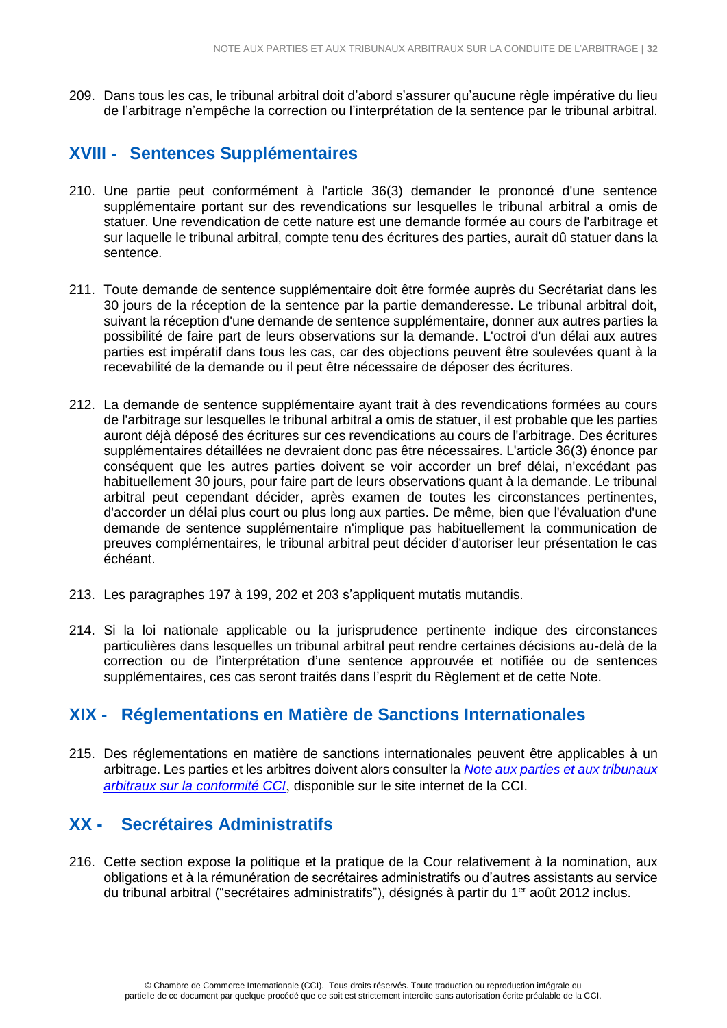209. Dans tous les cas, le tribunal arbitral doit d'abord s'assurer qu'aucune règle impérative du lieu de l'arbitrage n'empêche la correction ou l'interprétation de la sentence par le tribunal arbitral.

## XVIII - Sentences Supplémentaires

210. Une partie peut conformément à l'article 36(3) demander le prononcé d'une sentence supplémentaire portant sur des revendications sur lesquelles le tribunal arbitral a omis de statuer. Une revendication de cette nature est une demande formée au cours de l'arbitrage et sur laquelle le tribunal arbitral, compte tenu des écritures des parties, aurait dû statuer dans la sentence.

211. Toute demande de sentence supplémentaire doit être formée auprès du Secrétariat dans les 30 jours de la réception de la sentence par la partie demanderesse. Le tribunal arbitral doit, suivant la réception d'une demande de sentence supplémentaire, donner aux autres parties la possibilité de faire part de leurs observations sur la demande. L'octroi d'un délai aux autres parties est impératif dans tous les cas, car des objections peuvent être soulevées quant à la recevabilité de la demande ou il peut être nécessaire de déposer des écritures.

212. La demande de sentence supplémentaire ayant trait à des revendications formées au cours de l'arbitrage sur lesquelles le tribunal arbitral a omis de statuer, il est probable que les parties auront déjà déposé des écritures sur ces revendications au cours de l'arbitrage. Des écritures supplémentaires détaillées ne devraient donc pas être nécessaires. L'article 36(3) énonce par conséquent que les autres parties doivent se voir accorder un bref délai, n'excédant pas habituellement 30 jours, pour faire part de leurs observations quant à la demande. Le tribunal arbitral peut cependant décider, après examen de toutes les circonstances pertinentes, d'accorder un délai plus court ou plus long aux parties. De même, bien que l'évaluation d'une demande de sentence supplémentaire n'implique pas habituellement la communication de preuves complémentaires, le tribunal arbitral peut décider d'autoriser leur présentation le cas échéant.

213. Les paragraphes 197 à 199, 202 et 203 s'appliquent mutatis mutandis.

214. Si la loi nationale applicable ou la jurisprudence pertinente indique des circonstances particulières dans lesquelles un tribunal arbitral peut rendre certaines décisions au-delà de la correction ou de l'interprétation d'une sentence approuvée et notifiée ou de sentences supplémentaires, ces cas seront traités dans l'esprit du Règlement et de cette Note.

## XIX - Réglementations en Matière de Sanctions Internationales

215. Des réglementations en matière de sanctions internationales peuvent être applicables à un arbitrage. Les parties et les arbitres doivent alors consulter la *Note aux parties et aux tribunaux arbitraux sur la conformité CCI*, disponible sur le site internet de la CCI.

## XX - Secrétaires Administratifs

216. Cette section expose la politique et la pratique de la Cour relativement à la nomination, aux obligations et à la rémunération de secrétaires administratifs ou d'autres assistants au service du tribunal arbitral ("secrétaires administratifs"), désignés à partir du 1er août 2012 inclus.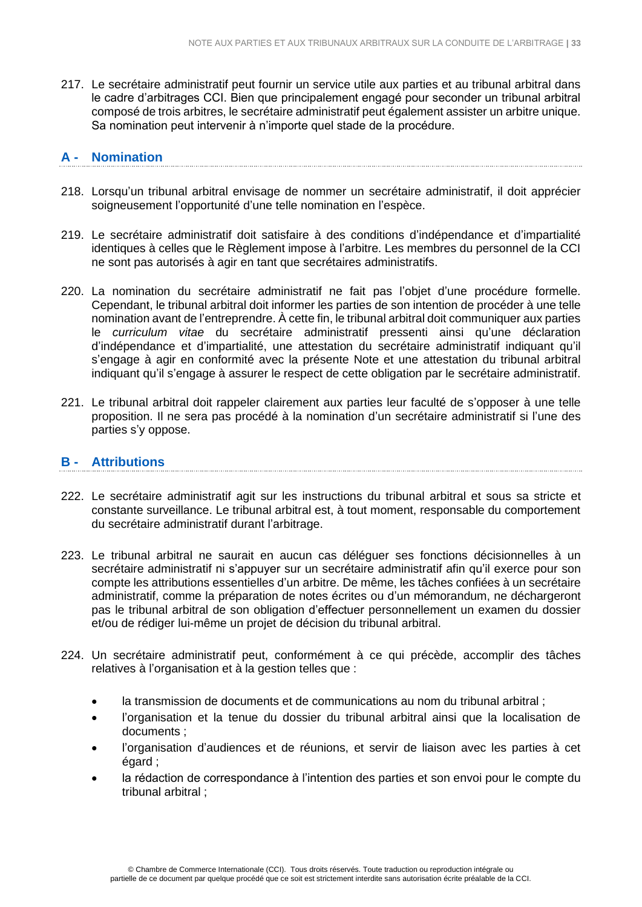217. Le secrétaire administratif peut fournir un service utile aux parties et au tribunal arbitral dans le cadre d'arbitrages CCI. Bien que principalement engagé pour seconder un tribunal arbitral composé de trois arbitres, le secrétaire administratif peut également assister un arbitre unique. Sa nomination peut intervenir à n'importe quel stade de la procédure.

## A - Nomination

218. Lorsqu'un tribunal arbitral envisage de nommer un secrétaire administratif, il doit apprécier soigneusement l'opportunité d'une telle nomination en l'espèce.

219. Le secrétaire administratif doit satisfaire à des conditions d'indépendance et d'impartialité identiques à celles que le Règlement impose à l'arbitre. Les membres du personnel de la CCI ne sont pas autorisés à agir en tant que secrétaires administratifs.

220. La nomination du secrétaire administratif ne fait pas l'objet d'une procédure formelle. Cependant, le tribunal arbitral doit informer les parties de son intention de procéder à une telle nomination avant de l'entreprendre. À cette fin, le tribunal arbitral doit communiquer aux parties le *curriculum vitae* du secrétaire administratif pressenti ainsi qu'une déclaration d'indépendance et d'impartialité, une attestation du secrétaire administratif indiquant qu'il s'engage à agir en conformité avec la présente Note et une attestation du tribunal arbitral indiquant qu'il s'engage à assurer le respect de cette obligation par le secrétaire administratif.

221. Le tribunal arbitral doit rappeler clairement aux parties leur faculté de s'opposer à une telle proposition. Il ne sera pas procédé à la nomination d'un secrétaire administratif si l'une des parties s'y oppose.

## B - Attributions

222. Le secrétaire administratif agit sur les instructions du tribunal arbitral et sous sa stricte et constante surveillance. Le tribunal arbitral est, à tout moment, responsable du comportement du secrétaire administratif durant l'arbitrage.

223. Le tribunal arbitral ne saurait en aucun cas déléguer ses fonctions décisionnelles à un secrétaire administratif ni s'appuyer sur un secrétaire administratif afin qu'il exerce pour son compte les attributions essentielles d'un arbitre. De même, les tâches confiées à un secrétaire administratif, comme la préparation de notes écrites ou d'un mémorandum, ne déchargeront pas le tribunal arbitral de son obligation d'effectuer personnellement un examen du dossier et/ou de rédiger lui-même un projet de décision du tribunal arbitral.

224. Un secrétaire administratif peut, conformément à ce qui précède, accomplir des tâches relatives à l'organisation et à la gestion telles que :

- la transmission de documents et de communications au nom du tribunal arbitral ;
- l'organisation et la tenue du dossier du tribunal arbitral ainsi que la localisation de documents ;
- l'organisation d'audiences et de réunions, et servir de liaison avec les parties à cet égard ;
- la rédaction de correspondance à l'intention des parties et son envoi pour le compte du tribunal arbitral ;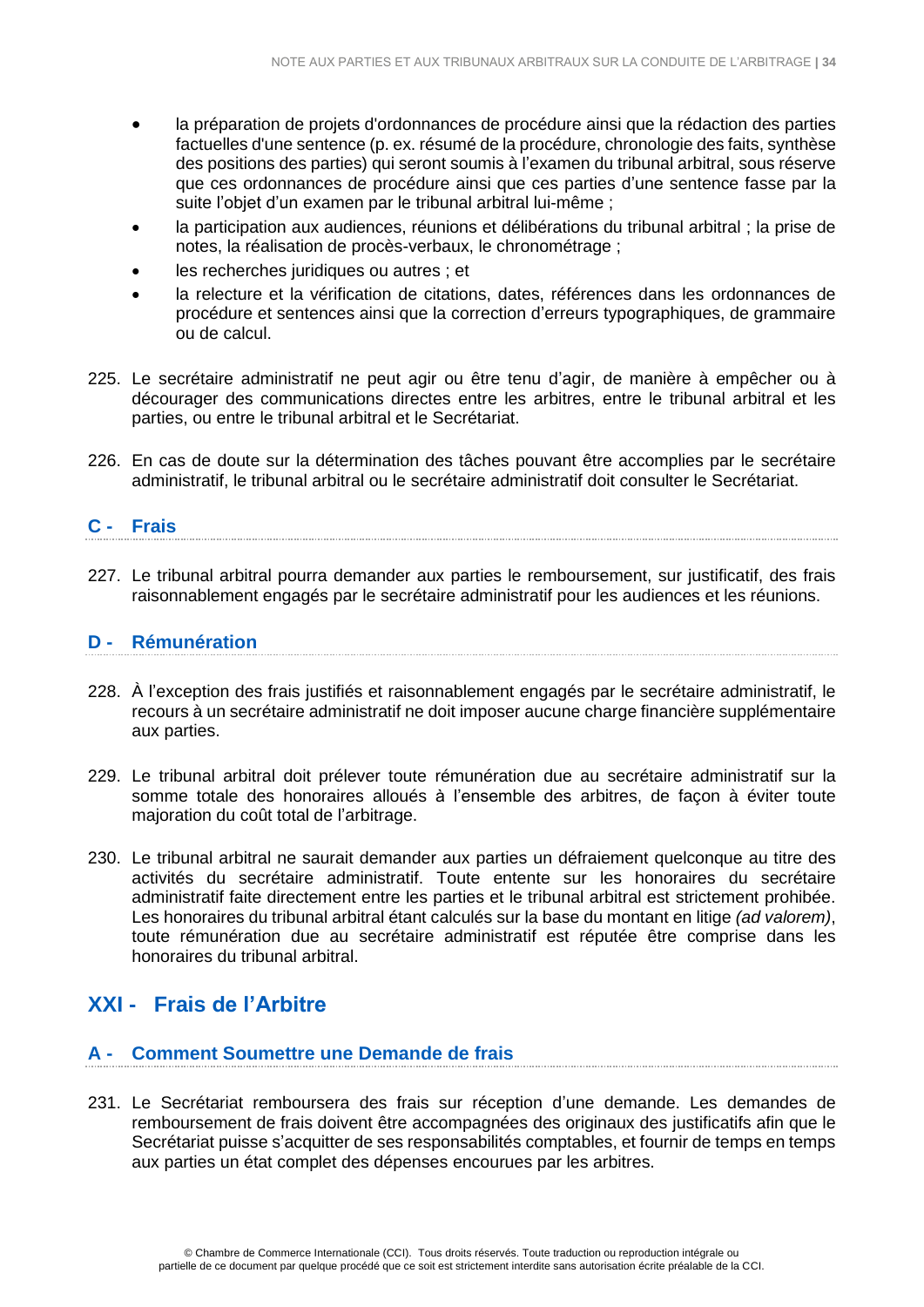- la préparation de projets d'ordonnances de procédure ainsi que la rédaction des parties factuelles d'une sentence (p. ex. résumé de la procédure, chronologie des faits, synthèse des positions des parties) qui seront soumis à l'examen du tribunal arbitral, sous réserve que ces ordonnances de procédure ainsi que ces parties d'une sentence fasse par la suite l'objet d'un examen par le tribunal arbitral lui-même ;
- la participation aux audiences, réunions et délibérations du tribunal arbitral ; la prise de notes, la réalisation de procès-verbaux, le chronométrage ;
- les recherches juridiques ou autres ; et
- la relecture et la vérification de citations, dates, références dans les ordonnances de procédure et sentences ainsi que la correction d'erreurs typographiques, de grammaire ou de calcul.

225. Le secrétaire administratif ne peut agir ou être tenu d'agir, de manière à empêcher ou à décourager des communications directes entre les arbitres, entre le tribunal arbitral et les parties, ou entre le tribunal arbitral et le Secrétariat.

226. En cas de doute sur la détermination des tâches pouvant être accomplies par le secrétaire administratif, le tribunal arbitral ou le secrétaire administratif doit consulter le Secrétariat.

### C - Frais

227. Le tribunal arbitral pourra demander aux parties le remboursement, sur justificatif, des frais raisonnablement engagés par le secrétaire administratif pour les audiences et les réunions.

### D - Rémunération

228. À l'exception des frais justifiés et raisonnablement engagés par le secrétaire administratif, le recours à un secrétaire administratif ne doit imposer aucune charge financière supplémentaire aux parties.

229. Le tribunal arbitral doit prélever toute rémunération due au secrétaire administratif sur la somme totale des honoraires alloués à l'ensemble des arbitres, de façon à éviter toute majoration du coût total de l'arbitrage.

230. Le tribunal arbitral ne saurait demander aux parties un défraiement quelconque au titre des activités du secrétaire administratif. Toute entente sur les honoraires du secrétaire administratif faite directement entre les parties et le tribunal arbitral est strictement prohibée. Les honoraires du tribunal arbitral étant calculés sur la base du montant en litige *(ad valorem)*, toute rémunération due au secrétaire administratif est réputée être comprise dans les honoraires du tribunal arbitral.

## XXI - Frais de l'Arbitre

### A - Comment Soumettre une Demande de frais

231. Le Secrétariat remboursera des frais sur réception d'une demande. Les demandes de remboursement de frais doivent être accompagnées des originaux des justificatifs afin que le Secrétariat puisse s'acquitter de ses responsabilités comptables, et fournir de temps en temps aux parties un état complet des dépenses encourues par les arbitres.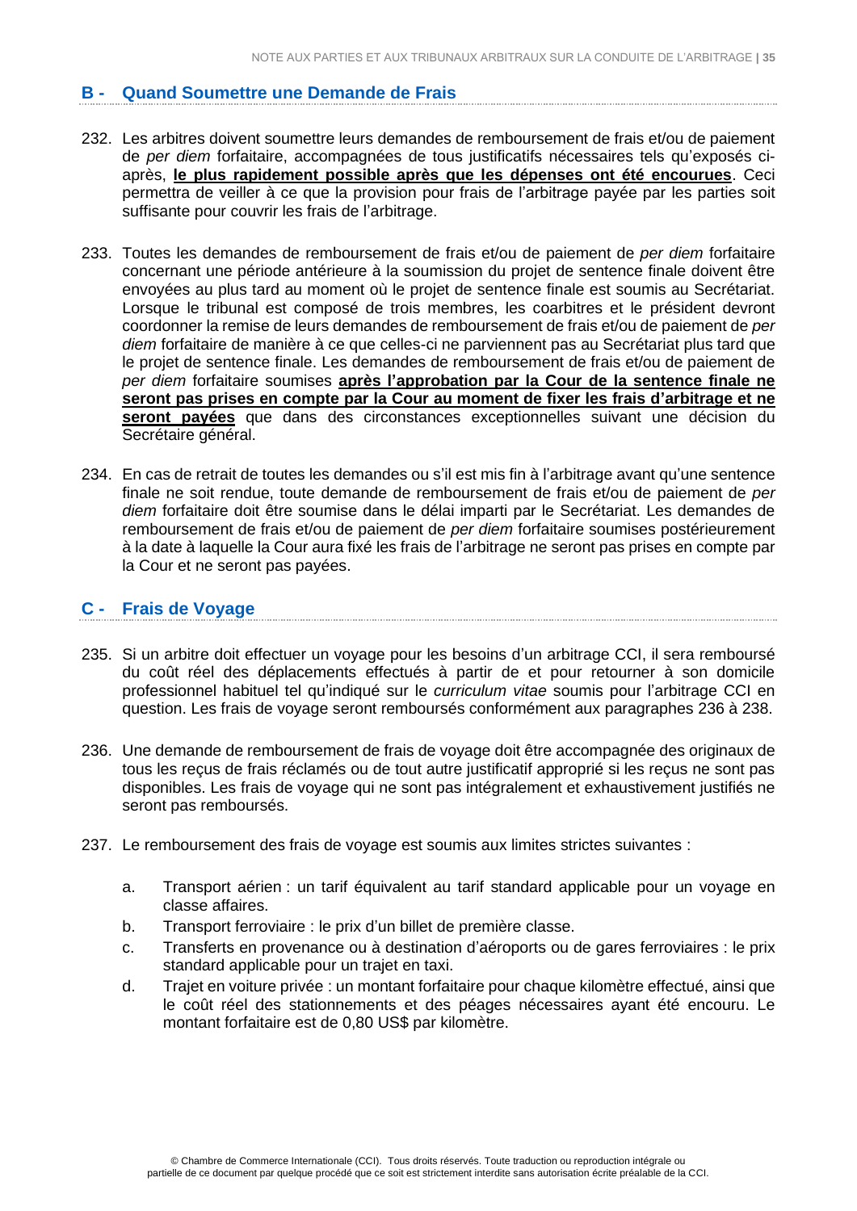## B - Quand Soumettre une Demande de Frais

232. Les arbitres doivent soumettre leurs demandes de remboursement de frais et/ou de paiement de *per diem* forfaitaire, accompagnées de tous justificatifs nécessaires tels qu'exposés ci-après, **le plus rapidement possible après que les dépenses ont été encourues**. Ceci permettra de veiller à ce que la provision pour frais de l'arbitrage payée par les parties soit suffisante pour couvrir les frais de l'arbitrage.

233. Toutes les demandes de remboursement de frais et/ou de paiement de *per diem* forfaitaire concernant une période antérieure à la soumission du projet de sentence finale doivent être envoyées au plus tard au moment où le projet de sentence finale est soumis au Secrétariat. Lorsque le tribunal est composé de trois membres, les coarbitres et le président devront coordonner la remise de leurs demandes de remboursement de frais et/ou de paiement de *per diem* forfaitaire de manière à ce que celles-ci ne parviennent pas au Secrétariat plus tard que le projet de sentence finale. Les demandes de remboursement de frais et/ou de paiement de *per diem* forfaitaire soumises **après l'approbation par la Cour de la sentence finale ne seront pas prises en compte par la Cour au moment de fixer les frais d'arbitrage et ne seront payées** que dans des circonstances exceptionnelles suivant une décision du Secrétaire général.

234. En cas de retrait de toutes les demandes ou s'il est mis fin à l'arbitrage avant qu'une sentence finale ne soit rendue, toute demande de remboursement de frais et/ou de paiement de *per diem* forfaitaire doit être soumise dans le délai imparti par le Secrétariat. Les demandes de remboursement de frais et/ou de paiement de *per diem* forfaitaire soumises postérieurement à la date à laquelle la Cour aura fixé les frais de l'arbitrage ne seront pas prises en compte par la Cour et ne seront pas payées.

## C - Frais de Voyage

235. Si un arbitre doit effectuer un voyage pour les besoins d'un arbitrage CCI, il sera remboursé du coût réel des déplacements effectués à partir de et pour retourner à son domicile professionnel habituel tel qu'indiqué sur le *curriculum vitae* soumis pour l'arbitrage CCI en question. Les frais de voyage seront remboursés conformément aux paragraphes 236 à 238.

236. Une demande de remboursement de frais de voyage doit être accompagnée des originaux de tous les reçus de frais réclamés ou de tout autre justificatif approprié si les reçus ne sont pas disponibles. Les frais de voyage qui ne sont pas intégralement et exhaustivement justifiés ne seront pas remboursés.

237. Le remboursement des frais de voyage est soumis aux limites strictes suivantes :

    a. Transport aérien : un tarif équivalent au tarif standard applicable pour un voyage en classe affaires.
    b. Transport ferroviaire : le prix d'un billet de première classe.
    c. Transferts en provenance ou à destination d'aéroports ou de gares ferroviaires : le prix standard applicable pour un trajet en taxi.
    d. Trajet en voiture privée : un montant forfaitaire pour chaque kilomètre effectué, ainsi que le coût réel des stationnements et des péages nécessaires ayant été encouru. Le montant forfaitaire est de 0,80 US$ par kilomètre.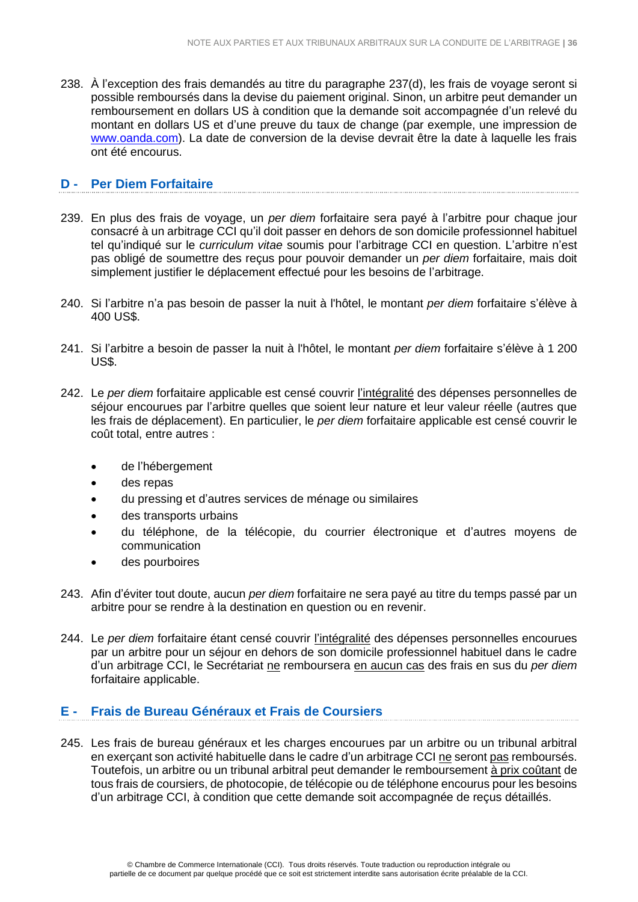238. À l'exception des frais demandés au titre du paragraphe 237(d), les frais de voyage seront si possible remboursés dans la devise du paiement original. Sinon, un arbitre peut demander un remboursement en dollars US à condition que la demande soit accompagnée d'un relevé du montant en dollars US et d'une preuve du taux de change (par exemple, une impression de www.oanda.com). La date de conversion de la devise devrait être la date à laquelle les frais ont été encourus.

## D - Per Diem Forfaitaire

239. En plus des frais de voyage, un *per diem* forfaitaire sera payé à l'arbitre pour chaque jour consacré à un arbitrage CCI qu'il doit passer en dehors de son domicile professionnel habituel tel qu'indiqué sur le *curriculum vitae* soumis pour l'arbitrage CCI en question. L'arbitre n'est pas obligé de soumettre des reçus pour pouvoir demander un *per diem* forfaitaire, mais doit simplement justifier le déplacement effectué pour les besoins de l'arbitrage.

240. Si l'arbitre n'a pas besoin de passer la nuit à l'hôtel, le montant *per diem* forfaitaire s'élève à 400 US$.

241. Si l'arbitre a besoin de passer la nuit à l'hôtel, le montant *per diem* forfaitaire s'élève à 1 200 US$.

242. Le *per diem* forfaitaire applicable est censé couvrir <u>l'intégralité</u> des dépenses personnelles de séjour encourues par l'arbitre quelles que soient leur nature et leur valeur réelle (autres que les frais de déplacement). En particulier, le *per diem* forfaitaire applicable est censé couvrir le coût total, entre autres :

- de l'hébergement
- des repas
- du pressing et d'autres services de ménage ou similaires
- des transports urbains
- du téléphone, de la télécopie, du courrier électronique et d'autres moyens de communication
- des pourboires

243. Afin d'éviter tout doute, aucun *per diem* forfaitaire ne sera payé au titre du temps passé par un arbitre pour se rendre à la destination en question ou en revenir.

244. Le *per diem* forfaitaire étant censé couvrir <u>l'intégralité</u> des dépenses personnelles encourues par un arbitre pour un séjour en dehors de son domicile professionnel habituel dans le cadre d'un arbitrage CCI, le Secrétariat <u>ne</u> remboursera <u>en aucun cas</u> des frais en sus du *per diem* forfaitaire applicable.

## E - Frais de Bureau Généraux et Frais de Coursiers

245. Les frais de bureau généraux et les charges encourues par un arbitre ou un tribunal arbitral en exerçant son activité habituelle dans le cadre d'un arbitrage CCI <u>ne</u> seront <u>pas</u> remboursés. Toutefois, un arbitre ou un tribunal arbitral peut demander le remboursement <u>à prix coûtant</u> de tous frais de coursiers, de photocopie, de télécopie ou de téléphone encourus pour les besoins d'un arbitrage CCI, à condition que cette demande soit accompagnée de reçus détaillés.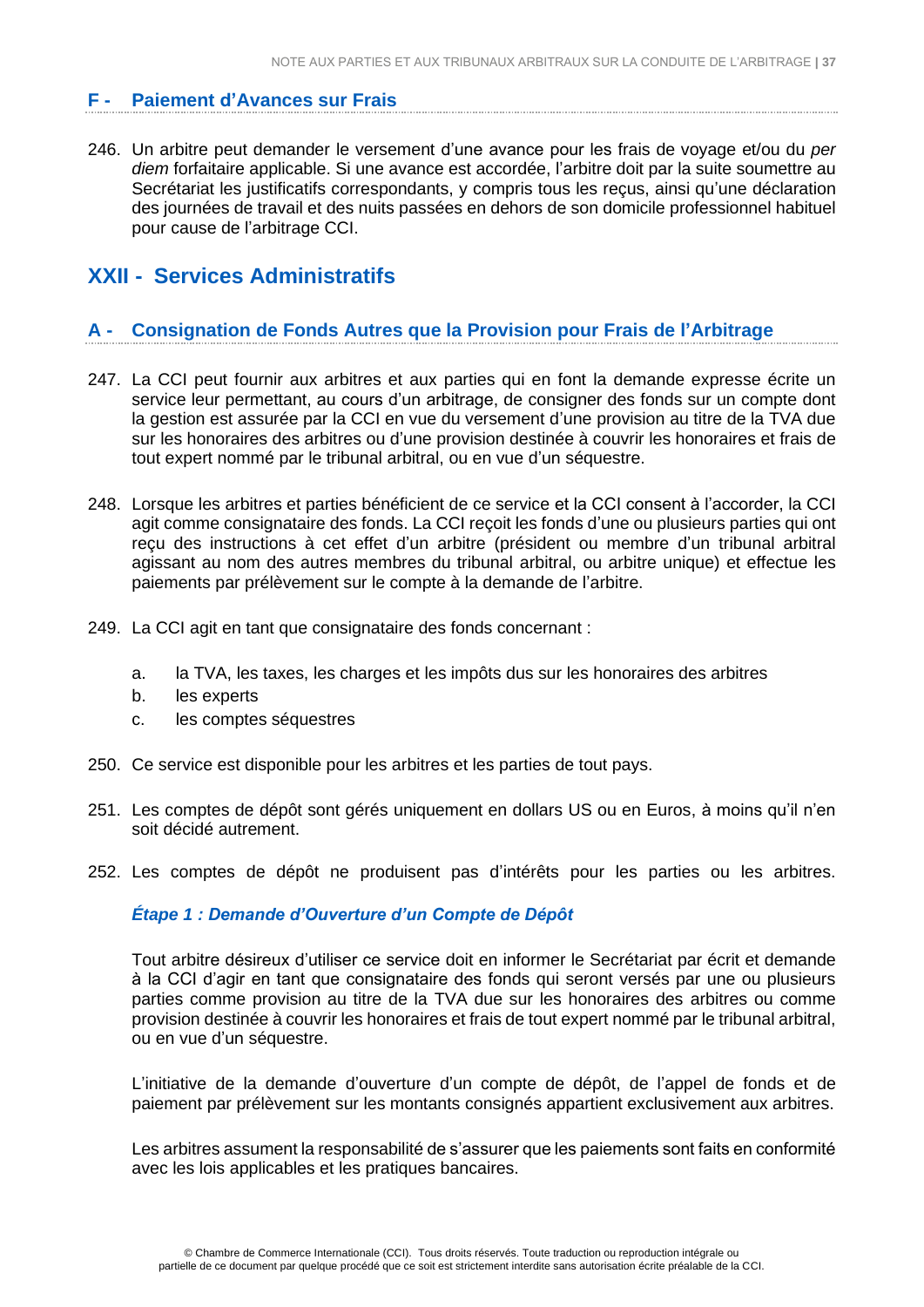### F - Paiement d’Avances sur Frais

246. Un arbitre peut demander le versement d’une avance pour les frais de voyage et/ou du *per diem* forfaitaire applicable. Si une avance est accordée, l’arbitre doit par la suite soumettre au Secrétariat les justificatifs correspondants, y compris tous les reçus, ainsi qu’une déclaration des journées de travail et des nuits passées en dehors de son domicile professionnel habituel pour cause de l’arbitrage CCI.

## XXII - Services Administratifs

### A - Consignation de Fonds Autres que la Provision pour Frais de l’Arbitrage

247. La CCI peut fournir aux arbitres et aux parties qui en font la demande expresse écrite un service leur permettant, au cours d’un arbitrage, de consigner des fonds sur un compte dont la gestion est assurée par la CCI en vue du versement d’une provision au titre de la TVA due sur les honoraires des arbitres ou d’une provision destinée à couvrir les honoraires et frais de tout expert nommé par le tribunal arbitral, ou en vue d’un séquestre.

248. Lorsque les arbitres et parties bénéficient de ce service et la CCI consent à l’accorder, la CCI agit comme consignataire des fonds. La CCI reçoit les fonds d’une ou plusieurs parties qui ont reçu des instructions à cet effet d’un arbitre (président ou membre d’un tribunal arbitral agissant au nom des autres membres du tribunal arbitral, ou arbitre unique) et effectue les paiements par prélèvement sur le compte à la demande de l’arbitre.

249. La CCI agit en tant que consignataire des fonds concernant :

    a. la TVA, les taxes, les charges et les impôts dus sur les honoraires des arbitres
    b. les experts
    c. les comptes séquestres

250. Ce service est disponible pour les arbitres et les parties de tout pays.

251. Les comptes de dépôt sont gérés uniquement en dollars US ou en Euros, à moins qu’il n’en soit décidé autrement.

252. Les comptes de dépôt ne produisent pas d’intérêts pour les parties ou les arbitres.

#### *Étape 1 : Demande d’Ouverture d’un Compte de Dépôt*

Tout arbitre désireux d’utiliser ce service doit en informer le Secrétariat par écrit et demande à la CCI d’agir en tant que consignataire des fonds qui seront versés par une ou plusieurs parties comme provision au titre de la TVA due sur les honoraires des arbitres ou comme provision destinée à couvrir les honoraires et frais de tout expert nommé par le tribunal arbitral, ou en vue d’un séquestre.

L’initiative de la demande d’ouverture d’un compte de dépôt, de l’appel de fonds et de paiement par prélèvement sur les montants consignés appartient exclusivement aux arbitres.

Les arbitres assument la responsabilité de s’assurer que les paiements sont faits en conformité avec les lois applicables et les pratiques bancaires.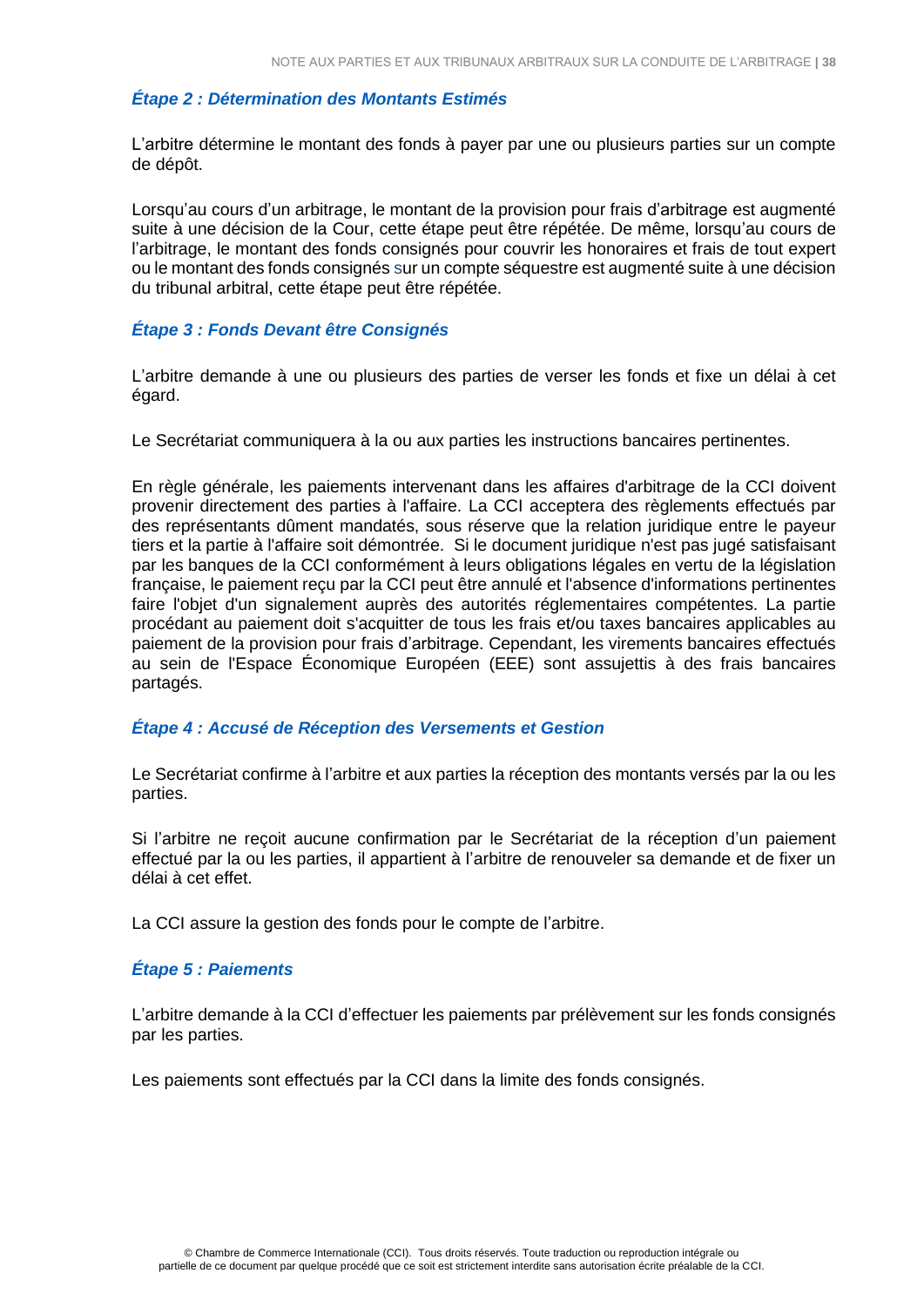### *Étape 2 : Détermination des Montants Estimés*

L'arbitre détermine le montant des fonds à payer par une ou plusieurs parties sur un compte de dépôt.

Lorsqu'au cours d'un arbitrage, le montant de la provision pour frais d'arbitrage est augmenté suite à une décision de la Cour, cette étape peut être répétée. De même, lorsqu'au cours de l'arbitrage, le montant des fonds consignés pour couvrir les honoraires et frais de tout expert ou le montant des fonds consignés sur un compte séquestre est augmenté suite à une décision du tribunal arbitral, cette étape peut être répétée.

### *Étape 3 : Fonds Devant être Consignés*

L'arbitre demande à une ou plusieurs des parties de verser les fonds et fixe un délai à cet égard.

Le Secrétariat communiquera à la ou aux parties les instructions bancaires pertinentes.

En règle générale, les paiements intervenant dans les affaires d'arbitrage de la CCI doivent provenir directement des parties à l'affaire. La CCI acceptera des règlements effectués par des représentants dûment mandatés, sous réserve que la relation juridique entre le payeur tiers et la partie à l'affaire soit démontrée. Si le document juridique n'est pas jugé satisfaisant par les banques de la CCI conformément à leurs obligations légales en vertu de la législation française, le paiement reçu par la CCI peut être annulé et l'absence d'informations pertinentes faire l'objet d'un signalement auprès des autorités réglementaires compétentes. La partie procédant au paiement doit s'acquitter de tous les frais et/ou taxes bancaires applicables au paiement de la provision pour frais d'arbitrage. Cependant, les virements bancaires effectués au sein de l'Espace Économique Européen (EEE) sont assujettis à des frais bancaires partagés.

### *Étape 4 : Accusé de Réception des Versements et Gestion*

Le Secrétariat confirme à l'arbitre et aux parties la réception des montants versés par la ou les parties.

Si l'arbitre ne reçoit aucune confirmation par le Secrétariat de la réception d'un paiement effectué par la ou les parties, il appartient à l'arbitre de renouveler sa demande et de fixer un délai à cet effet.

La CCI assure la gestion des fonds pour le compte de l'arbitre.

### *Étape 5 : Paiements*

L'arbitre demande à la CCI d'effectuer les paiements par prélèvement sur les fonds consignés par les parties.

Les paiements sont effectués par la CCI dans la limite des fonds consignés.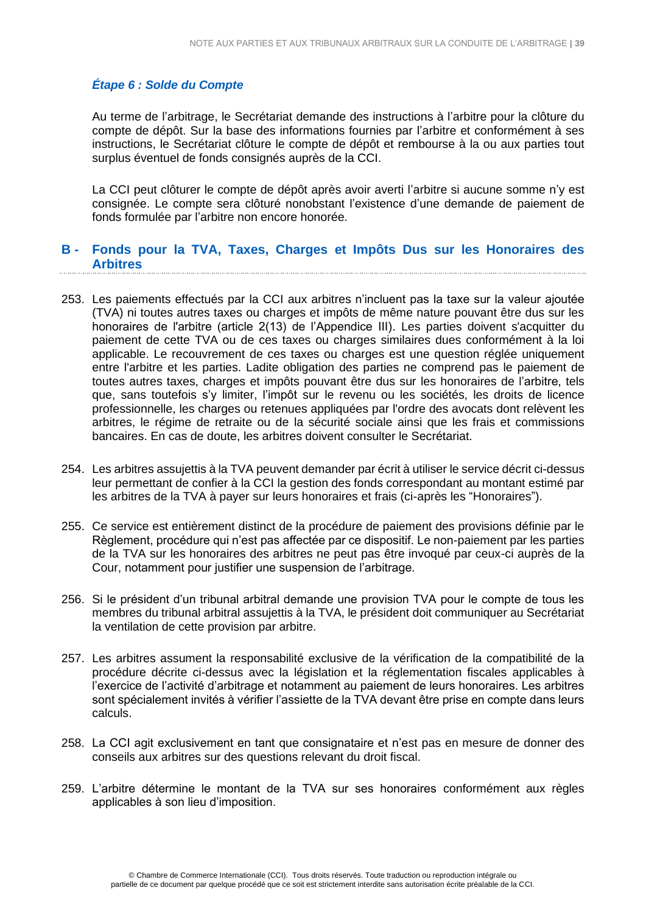### *Étape 6 : Solde du Compte*

Au terme de l'arbitrage, le Secrétariat demande des instructions à l'arbitre pour la clôture du compte de dépôt. Sur la base des informations fournies par l'arbitre et conformément à ses instructions, le Secrétariat clôture le compte de dépôt et rembourse à la ou aux parties tout surplus éventuel de fonds consignés auprès de la CCI.

La CCI peut clôturer le compte de dépôt après avoir averti l'arbitre si aucune somme n'y est consignée. Le compte sera clôturé nonobstant l'existence d'une demande de paiement de fonds formulée par l'arbitre non encore honorée.

## B - Fonds pour la TVA, Taxes, Charges et Impôts Dus sur les Honoraires des Arbitres

253. Les paiements effectués par la CCI aux arbitres n'incluent pas la taxe sur la valeur ajoutée (TVA) ni toutes autres taxes ou charges et impôts de même nature pouvant être dus sur les honoraires de l'arbitre (article 2(13) de l'Appendice III). Les parties doivent s'acquitter du paiement de cette TVA ou de ces taxes ou charges similaires dues conformément à la loi applicable. Le recouvrement de ces taxes ou charges est une question réglée uniquement entre l'arbitre et les parties. Ladite obligation des parties ne comprend pas le paiement de toutes autres taxes, charges et impôts pouvant être dus sur les honoraires de l'arbitre, tels que, sans toutefois s'y limiter, l'impôt sur le revenu ou les sociétés, les droits de licence professionnelle, les charges ou retenues appliquées par l'ordre des avocats dont relèvent les arbitres, le régime de retraite ou de la sécurité sociale ainsi que les frais et commissions bancaires. En cas de doute, les arbitres doivent consulter le Secrétariat.

254. Les arbitres assujettis à la TVA peuvent demander par écrit à utiliser le service décrit ci-dessus leur permettant de confier à la CCI la gestion des fonds correspondant au montant estimé par les arbitres de la TVA à payer sur leurs honoraires et frais (ci-après les "Honoraires").

255. Ce service est entièrement distinct de la procédure de paiement des provisions définie par le Règlement, procédure qui n'est pas affectée par ce dispositif. Le non-paiement par les parties de la TVA sur les honoraires des arbitres ne peut pas être invoqué par ceux-ci auprès de la Cour, notamment pour justifier une suspension de l'arbitrage.

256. Si le président d'un tribunal arbitral demande une provision TVA pour le compte de tous les membres du tribunal arbitral assujettis à la TVA, le président doit communiquer au Secrétariat la ventilation de cette provision par arbitre.

257. Les arbitres assument la responsabilité exclusive de la vérification de la compatibilité de la procédure décrite ci-dessus avec la législation et la réglementation fiscales applicables à l'exercice de l'activité d'arbitrage et notamment au paiement de leurs honoraires. Les arbitres sont spécialement invités à vérifier l'assiette de la TVA devant être prise en compte dans leurs calculs.

258. La CCI agit exclusivement en tant que consignataire et n'est pas en mesure de donner des conseils aux arbitres sur des questions relevant du droit fiscal.

259. L'arbitre détermine le montant de la TVA sur ses honoraires conformément aux règles applicables à son lieu d'imposition.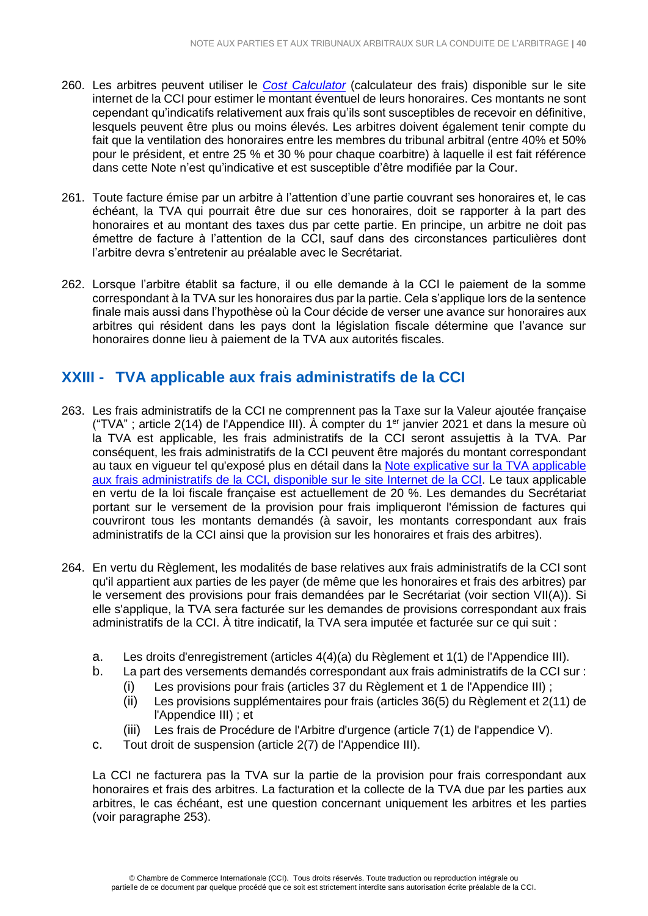260. Les arbitres peuvent utiliser le *Cost Calculator* (calculateur des frais) disponible sur le site internet de la CCI pour estimer le montant éventuel de leurs honoraires. Ces montants ne sont cependant qu'indicatifs relativement aux frais qu'ils sont susceptibles de recevoir en définitive, lesquels peuvent être plus ou moins élevés. Les arbitres doivent également tenir compte du fait que la ventilation des honoraires entre les membres du tribunal arbitral (entre 40% et 50% pour le président, et entre 25 % et 30 % pour chaque coarbitre) à laquelle il est fait référence dans cette Note n'est qu'indicative et est susceptible d'être modifiée par la Cour.

261. Toute facture émise par un arbitre à l'attention d'une partie couvrant ses honoraires et, le cas échéant, la TVA qui pourrait être due sur ces honoraires, doit se rapporter à la part des honoraires et au montant des taxes dus par cette partie. En principe, un arbitre ne doit pas émettre de facture à l'attention de la CCI, sauf dans des circonstances particulières dont l'arbitre devra s'entretenir au préalable avec le Secrétariat.

262. Lorsque l'arbitre établit sa facture, il ou elle demande à la CCI le paiement de la somme correspondant à la TVA sur les honoraires dus par la partie. Cela s'applique lors de la sentence finale mais aussi dans l'hypothèse où la Cour décide de verser une avance sur honoraires aux arbitres qui résident dans les pays dont la législation fiscale détermine que l'avance sur honoraires donne lieu à paiement de la TVA aux autorités fiscales.

## XXIII - TVA applicable aux frais administratifs de la CCI

263. Les frais administratifs de la CCI ne comprennent pas la Taxe sur la Valeur ajoutée française ("TVA" ; article 2(14) de l'Appendice III). À compter du 1er janvier 2021 et dans la mesure où la TVA est applicable, les frais administratifs de la CCI seront assujettis à la TVA. Par conséquent, les frais administratifs de la CCI peuvent être majorés du montant correspondant au taux en vigueur tel qu'exposé plus en détail dans la Note explicative sur la TVA applicable aux frais administratifs de la CCI, disponible sur le site Internet de la CCI. Le taux applicable en vertu de la loi fiscale française est actuellement de 20 %. Les demandes du Secrétariat portant sur le versement de la provision pour frais impliqueront l'émission de factures qui couvriront tous les montants demandés (à savoir, les montants correspondant aux frais administratifs de la CCI ainsi que la provision sur les honoraires et frais des arbitres).

264. En vertu du Règlement, les modalités de base relatives aux frais administratifs de la CCI sont qu'il appartient aux parties de les payer (de même que les honoraires et frais des arbitres) par le versement des provisions pour frais demandées par le Secrétariat (voir section VII(A)). Si elle s'applique, la TVA sera facturée sur les demandes de provisions correspondant aux frais administratifs de la CCI. À titre indicatif, la TVA sera imputée et facturée sur ce qui suit :

   a. Les droits d'enregistrement (articles 4(4)(a) du Règlement et 1(1) de l'Appendice III).
   b. La part des versements demandés correspondant aux frais administratifs de la CCI sur :
      (i) Les provisions pour frais (articles 37 du Règlement et 1 de l'Appendice III) ;
      (ii) Les provisions supplémentaires pour frais (articles 36(5) du Règlement et 2(11) de l'Appendice III) ; et
      (iii) Les frais de Procédure de l'Arbitre d'urgence (article 7(1) de l'appendice V).
   c. Tout droit de suspension (article 2(7) de l'Appendice III).

   La CCI ne facturera pas la TVA sur la partie de la provision pour frais correspondant aux honoraires et frais des arbitres. La facturation et la collecte de la TVA due par les parties aux arbitres, le cas échéant, est une question concernant uniquement les arbitres et les parties (voir paragraphe 253).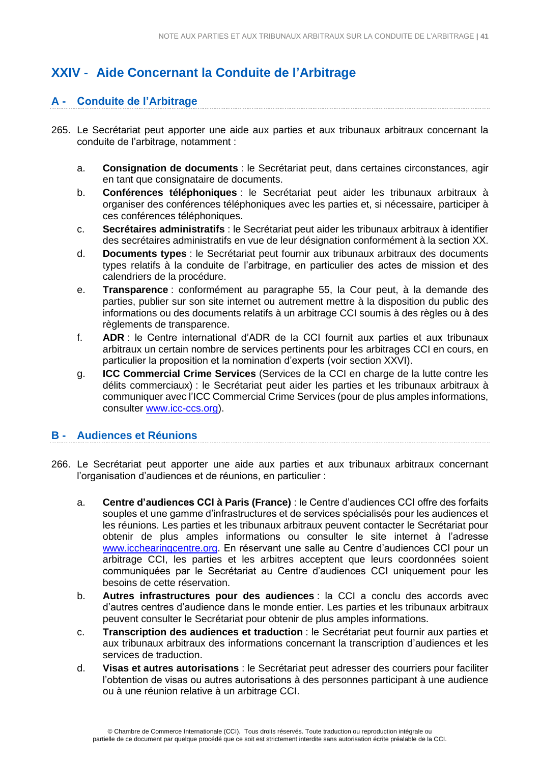# XXIV - Aide Concernant la Conduite de l'Arbitrage

## A - Conduite de l'Arbitrage

265. Le Secrétariat peut apporter une aide aux parties et aux tribunaux arbitraux concernant la conduite de l'arbitrage, notamment :

   a. **Consignation de documents** : le Secrétariat peut, dans certaines circonstances, agir en tant que consignataire de documents.
   b. **Conférences téléphoniques** : le Secrétariat peut aider les tribunaux arbitraux à organiser des conférences téléphoniques avec les parties et, si nécessaire, participer à ces conférences téléphoniques.
   c. **Secrétaires administratifs** : le Secrétariat peut aider les tribunaux arbitraux à identifier des secrétaires administratifs en vue de leur désignation conformément à la section XX.
   d. **Documents types** : le Secrétariat peut fournir aux tribunaux arbitraux des documents types relatifs à la conduite de l'arbitrage, en particulier des actes de mission et des calendriers de la procédure.
   e. **Transparence** : conformément au paragraphe 55, la Cour peut, à la demande des parties, publier sur son site internet ou autrement mettre à la disposition du public des informations ou des documents relatifs à un arbitrage CCI soumis à des règles ou à des règlements de transparence.
   f. **ADR** : le Centre international d'ADR de la CCI fournit aux parties et aux tribunaux arbitraux un certain nombre de services pertinents pour les arbitrages CCI en cours, en particulier la proposition et la nomination d'experts (voir section XXVI).
   g. **ICC Commercial Crime Services** (Services de la CCI en charge de la lutte contre les délits commerciaux) : le Secrétariat peut aider les parties et les tribunaux arbitraux à communiquer avec l'ICC Commercial Crime Services (pour de plus amples informations, consulter [www.icc-ccs.org](http://www.icc-ccs.org)).

## B - Audiences et Réunions

266. Le Secrétariat peut apporter une aide aux parties et aux tribunaux arbitraux concernant l'organisation d'audiences et de réunions, en particulier :

   a. **Centre d'audiences CCI à Paris (France)** : le Centre d'audiences CCI offre des forfaits souples et une gamme d'infrastructures et de services spécialisés pour les audiences et les réunions. Les parties et les tribunaux arbitraux peuvent contacter le Secrétariat pour obtenir de plus amples informations ou consulter le site internet à l'adresse [www.icchearingcentre.org](http://www.icchearingcentre.org). En réservant une salle au Centre d'audiences CCI pour un arbitrage CCI, les parties et les arbitres acceptent que leurs coordonnées soient communiquées par le Secrétariat au Centre d'audiences CCI uniquement pour les besoins de cette réservation.
   b. **Autres infrastructures pour des audiences** : la CCI a conclu des accords avec d'autres centres d'audience dans le monde entier. Les parties et les tribunaux arbitraux peuvent consulter le Secrétariat pour obtenir de plus amples informations.
   c. **Transcription des audiences et traduction** : le Secrétariat peut fournir aux parties et aux tribunaux arbitraux des informations concernant la transcription d'audiences et les services de traduction.
   d. **Visas et autres autorisations** : le Secrétariat peut adresser des courriers pour faciliter l'obtention de visas ou autres autorisations à des personnes participant à une audience ou à une réunion relative à un arbitrage CCI.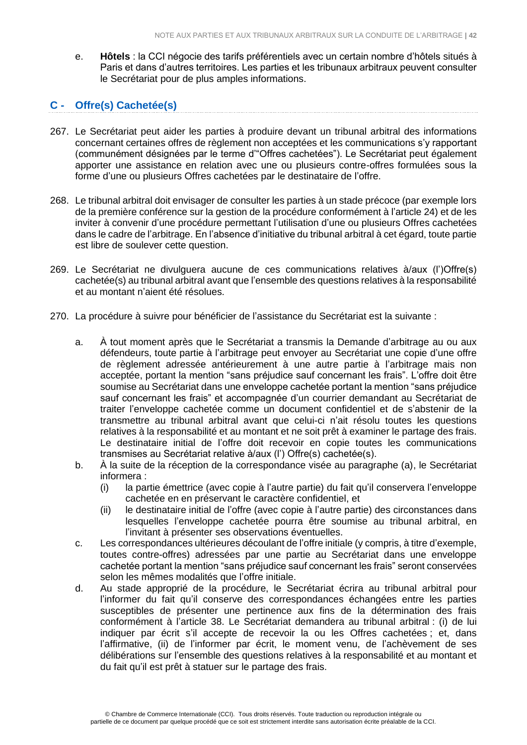e. **Hôtels** : la CCI négocie des tarifs préférentiels avec un certain nombre d'hôtels situés à Paris et dans d'autres territoires. Les parties et les tribunaux arbitraux peuvent consulter le Secrétariat pour de plus amples informations.

## C - Offre(s) Cachetée(s)

267. Le Secrétariat peut aider les parties à produire devant un tribunal arbitral des informations concernant certaines offres de règlement non acceptées et les communications s'y rapportant (communément désignées par le terme d'"Offres cachetées"). Le Secrétariat peut également apporter une assistance en relation avec une ou plusieurs contre-offres formulées sous la forme d'une ou plusieurs Offres cachetées par le destinataire de l'offre.

268. Le tribunal arbitral doit envisager de consulter les parties à un stade précoce (par exemple lors de la première conférence sur la gestion de la procédure conformément à l'article 24) et de les inviter à convenir d'une procédure permettant l'utilisation d'une ou plusieurs Offres cachetées dans le cadre de l'arbitrage. En l'absence d'initiative du tribunal arbitral à cet égard, toute partie est libre de soulever cette question.

269. Le Secrétariat ne divulguera aucune de ces communications relatives à/aux (l')Offre(s) cachetée(s) au tribunal arbitral avant que l'ensemble des questions relatives à la responsabilité et au montant n'aient été résolues.

270. La procédure à suivre pour bénéficier de l'assistance du Secrétariat est la suivante :

   a. À tout moment après que le Secrétariat a transmis la Demande d'arbitrage au ou aux défendeurs, toute partie à l'arbitrage peut envoyer au Secrétariat une copie d'une offre de règlement adressée antérieurement à une autre partie à l'arbitrage mais non acceptée, portant la mention "sans préjudice sauf concernant les frais". L'offre doit être soumise au Secrétariat dans une enveloppe cachetée portant la mention "sans préjudice sauf concernant les frais" et accompagnée d'un courrier demandant au Secrétariat de traiter l'enveloppe cachetée comme un document confidentiel et de s'abstenir de la transmettre au tribunal arbitral avant que celui-ci n'ait résolu toutes les questions relatives à la responsabilité et au montant et ne soit prêt à examiner le partage des frais. Le destinataire initial de l'offre doit recevoir en copie toutes les communications transmises au Secrétariat relative à/aux (l') Offre(s) cachetée(s).
   b. À la suite de la réception de la correspondance visée au paragraphe (a), le Secrétariat informera :
      (i) la partie émettrice (avec copie à l'autre partie) du fait qu'il conservera l'enveloppe cachetée en en préservant le caractère confidentiel, et
      (ii) le destinataire initial de l'offre (avec copie à l'autre partie) des circonstances dans lesquelles l'enveloppe cachetée pourra être soumise au tribunal arbitral, en l'invitant à présenter ses observations éventuelles.
   c. Les correspondances ultérieures découlant de l'offre initiale (y compris, à titre d'exemple, toutes contre-offres) adressées par une partie au Secrétariat dans une enveloppe cachetée portant la mention "sans préjudice sauf concernant les frais" seront conservées selon les mêmes modalités que l'offre initiale.
   d. Au stade approprié de la procédure, le Secrétariat écrira au tribunal arbitral pour l'informer du fait qu'il conserve des correspondances échangées entre les parties susceptibles de présenter une pertinence aux fins de la détermination des frais conformément à l'article 38. Le Secrétariat demandera au tribunal arbitral : (i) de lui indiquer par écrit s'il accepte de recevoir la ou les Offres cachetées ; et, dans l'affirmative, (ii) de l'informer par écrit, le moment venu, de l'achèvement de ses délibérations sur l'ensemble des questions relatives à la responsabilité et au montant et du fait qu'il est prêt à statuer sur le partage des frais.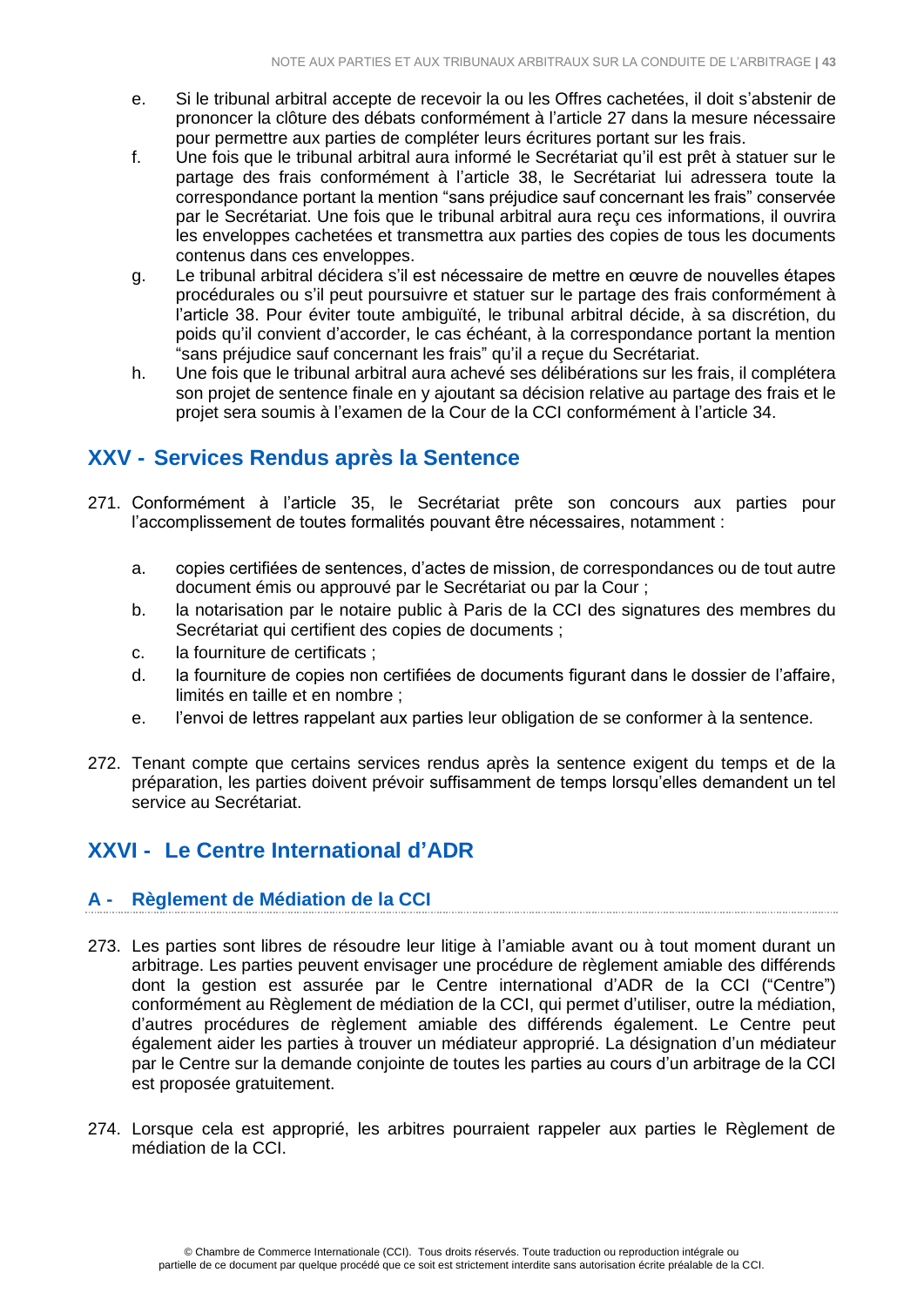e. Si le tribunal arbitral accepte de recevoir la ou les Offres cachetées, il doit s'abstenir de prononcer la clôture des débats conformément à l'article 27 dans la mesure nécessaire pour permettre aux parties de compléter leurs écritures portant sur les frais.

f. Une fois que le tribunal arbitral aura informé le Secrétariat qu'il est prêt à statuer sur le partage des frais conformément à l'article 38, le Secrétariat lui adressera toute la correspondance portant la mention "sans préjudice sauf concernant les frais" conservée par le Secrétariat. Une fois que le tribunal arbitral aura reçu ces informations, il ouvrira les enveloppes cachetées et transmettra aux parties des copies de tous les documents contenus dans ces enveloppes.

g. Le tribunal arbitral décidera s'il est nécessaire de mettre en œuvre de nouvelles étapes procédurales ou s'il peut poursuivre et statuer sur le partage des frais conformément à l'article 38. Pour éviter toute ambiguïté, le tribunal arbitral décide, à sa discrétion, du poids qu'il convient d'accorder, le cas échéant, à la correspondance portant la mention "sans préjudice sauf concernant les frais" qu'il a reçue du Secrétariat.

h. Une fois que le tribunal arbitral aura achevé ses délibérations sur les frais, il complétera son projet de sentence finale en y ajoutant sa décision relative au partage des frais et le projet sera soumis à l'examen de la Cour de la CCI conformément à l'article 34.

## XXV - Services Rendus après la Sentence

271. Conformément à l'article 35, le Secrétariat prête son concours aux parties pour l'accomplissement de toutes formalités pouvant être nécessaires, notamment :

    a. copies certifiées de sentences, d'actes de mission, de correspondances ou de tout autre document émis ou approuvé par le Secrétariat ou par la Cour ;
    b. la notarisation par le notaire public à Paris de la CCI des signatures des membres du Secrétariat qui certifient des copies de documents ;
    c. la fourniture de certificats ;
    d. la fourniture de copies non certifiées de documents figurant dans le dossier de l'affaire, limités en taille et en nombre ;
    e. l'envoi de lettres rappelant aux parties leur obligation de se conformer à la sentence.

272. Tenant compte que certains services rendus après la sentence exigent du temps et de la préparation, les parties doivent prévoir suffisamment de temps lorsqu'elles demandent un tel service au Secrétariat.

## XXVI - Le Centre International d'ADR

### A - Règlement de Médiation de la CCI

273. Les parties sont libres de résoudre leur litige à l'amiable avant ou à tout moment durant un arbitrage. Les parties peuvent envisager une procédure de règlement amiable des différends dont la gestion est assurée par le Centre international d'ADR de la CCI ("Centre") conformément au Règlement de médiation de la CCI, qui permet d'utiliser, outre la médiation, d'autres procédures de règlement amiable des différends également. Le Centre peut également aider les parties à trouver un médiateur approprié. La désignation d'un médiateur par le Centre sur la demande conjointe de toutes les parties au cours d'un arbitrage de la CCI est proposée gratuitement.

274. Lorsque cela est approprié, les arbitres pourraient rappeler aux parties le Règlement de médiation de la CCI.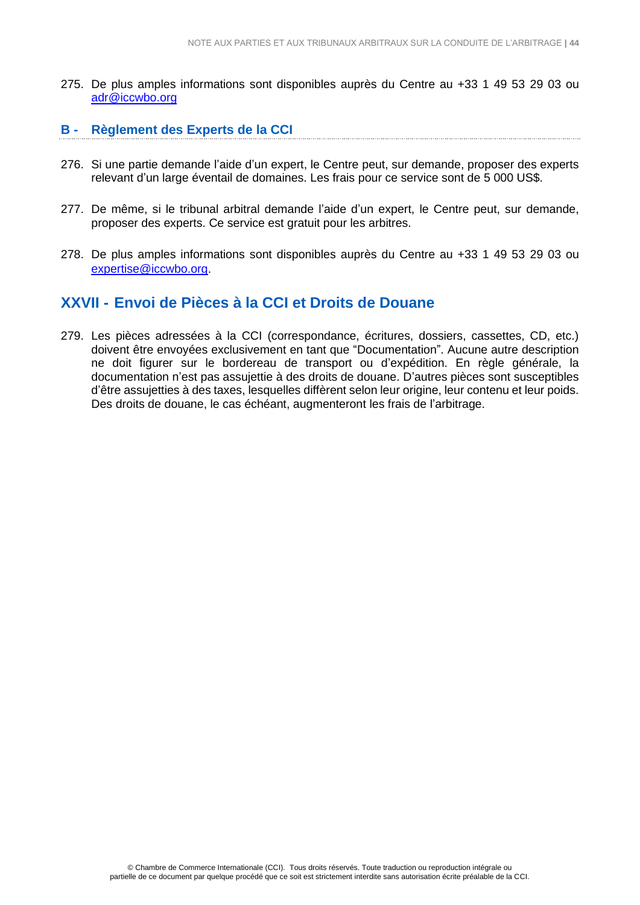275. De plus amples informations sont disponibles auprès du Centre au +33 1 49 53 29 03 ou adr@iccwbo.org

### B - Règlement des Experts de la CCI

276. Si une partie demande l'aide d'un expert, le Centre peut, sur demande, proposer des experts relevant d'un large éventail de domaines. Les frais pour ce service sont de 5 000 US$.

277. De même, si le tribunal arbitral demande l'aide d'un expert, le Centre peut, sur demande, proposer des experts. Ce service est gratuit pour les arbitres.

278. De plus amples informations sont disponibles auprès du Centre au +33 1 49 53 29 03 ou expertise@iccwbo.org.

## XXVII - Envoi de Pièces à la CCI et Droits de Douane

279. Les pièces adressées à la CCI (correspondance, écritures, dossiers, cassettes, CD, etc.) doivent être envoyées exclusivement en tant que "Documentation". Aucune autre description ne doit figurer sur le bordereau de transport ou d'expédition. En règle générale, la documentation n'est pas assujettie à des droits de douane. D'autres pièces sont susceptibles d'être assujetties à des taxes, lesquelles diffèrent selon leur origine, leur contenu et leur poids. Des droits de douane, le cas échéant, augmenteront les frais de l'arbitrage.

© Chambre de Commerce Internationale (CCI). Tous droits réservés. Toute traduction ou reproduction intégrale ou partielle de ce document par quelque procédé que ce soit est strictement interdite sans autorisation écrite préalable de la CCI.